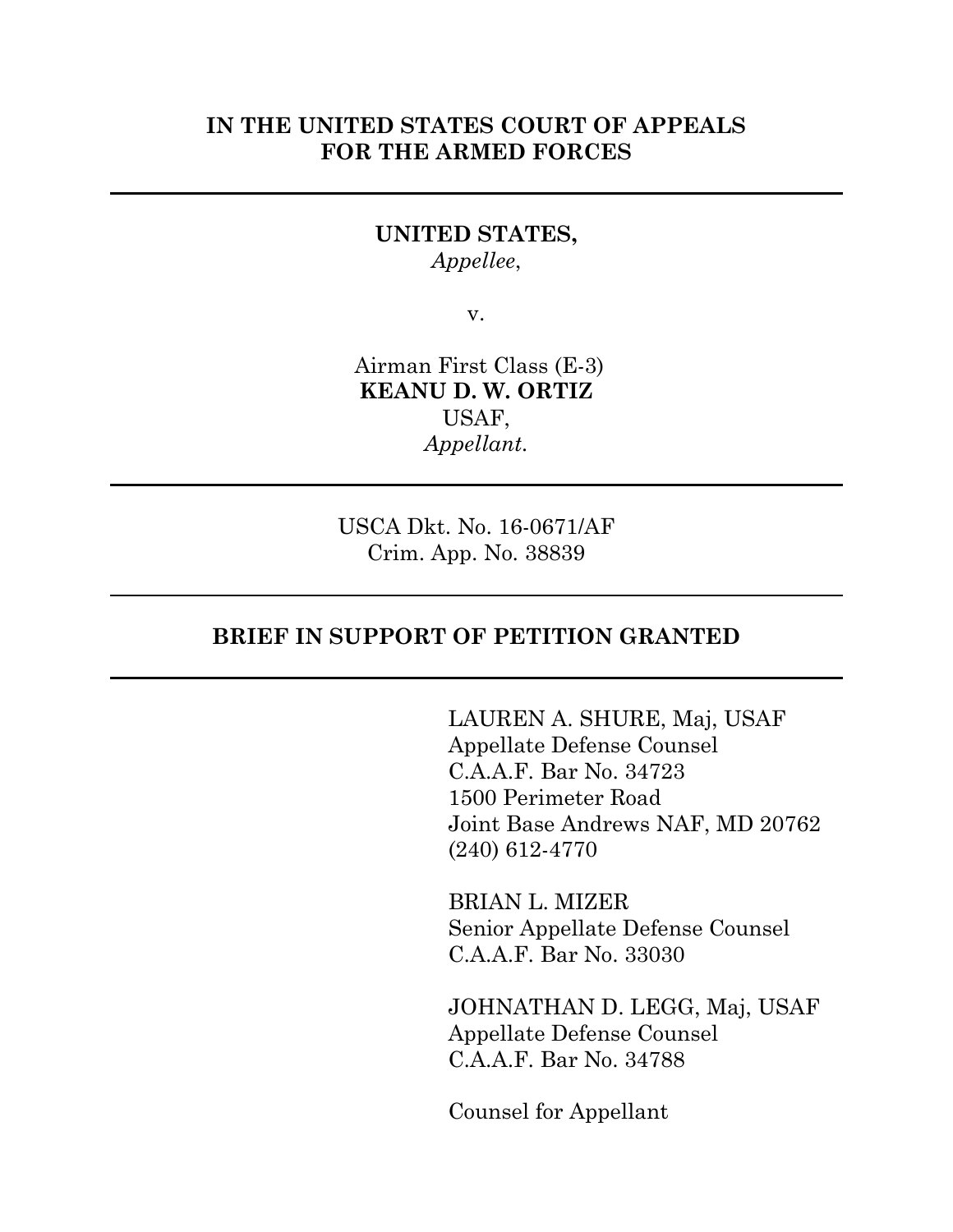**IN THE UNITED STATES COURT OF APPEALS**
**FOR THE ARMED FORCES**

---

**UNITED STATES,**
*Appellee*,

v.

Airman First Class (E-3)
**KEANU D. W. ORTIZ**
USAF,
*Appellant.*

---

USCA Dkt. No. 16-0671/AF
Crim. App. No. 38839

---

**BRIEF IN SUPPORT OF PETITION GRANTED**

---

LAUREN A. SHURE, Maj, USAF
Appellate Defense Counsel
C.A.A.F. Bar No. 34723
1500 Perimeter Road
Joint Base Andrews NAF, MD 20762
(240) 612-4770

BRIAN L. MIZER
Senior Appellate Defense Counsel
C.A.A.F. Bar No. 33030

JOHNATHAN D. LEGG, Maj, USAF
Appellate Defense Counsel
C.A.A.F. Bar No. 34788

Counsel for Appellant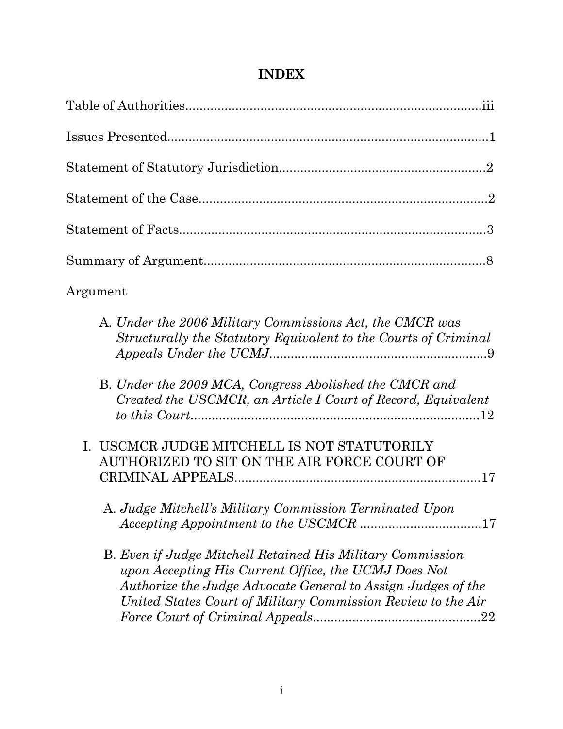# INDEX

Table of Authorities....................................................................................iii

Issues Presented...........................................................................................1

Statement of Statutory Jurisdiction..........................................................2

Statement of the Case..................................................................................2

Statement of Facts........................................................................................3

Summary of Argument.................................................................................8

Argument

A. *Under the 2006 Military Commissions Act, the CMCR was Structurally the Statutory Equivalent to the Courts of Criminal Appeals Under the UCMJ*............................................................9

B. *Under the 2009 MCA, Congress Abolished the CMCR and Created the USCMCR, an Article I Court of Record, Equivalent to this Court*..................................................................................12

I. USCMCR JUDGE MITCHELL IS NOT STATUTORILY AUTHORIZED TO SIT ON THE AIR FORCE COURT OF CRIMINAL APPEALS.....................................................................17

A. *Judge Mitchell's Military Commission Terminated Upon Accepting Appointment to the USCMCR* ..................................17

B. *Even if Judge Mitchell Retained His Military Commission upon Accepting His Current Office, the UCMJ Does Not Authorize the Judge Advocate General to Assign Judges of the United States Court of Military Commission Review to the Air Force Court of Criminal Appeals*...............................................22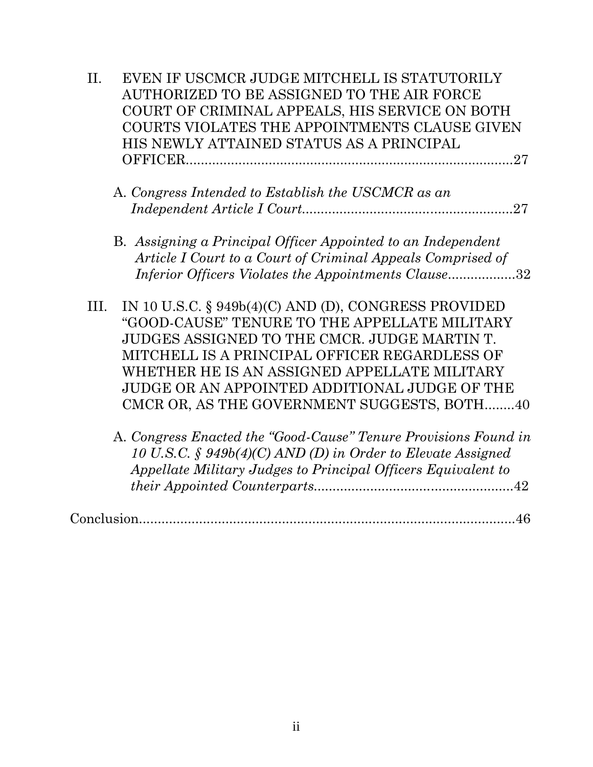II. EVEN IF USCMCR JUDGE MITCHELL IS STATUTORILY AUTHORIZED TO BE ASSIGNED TO THE AIR FORCE COURT OF CRIMINAL APPEALS, HIS SERVICE ON BOTH COURTS VIOLATES THE APPOINTMENTS CLAUSE GIVEN HIS NEWLY ATTAINED STATUS AS A PRINCIPAL OFFICER....................................................................................27

   A. *Congress Intended to Establish the USCMCR as an Independent Article I Court*........................................................27

   B. *Assigning a Principal Officer Appointed to an Independent Article I Court to a Court of Criminal Appeals Comprised of Inferior Officers Violates the Appointments Clause*..................32

III. IN 10 U.S.C. § 949b(4)(C) AND (D), CONGRESS PROVIDED "GOOD-CAUSE" TENURE TO THE APPELLATE MILITARY JUDGES ASSIGNED TO THE CMCR. JUDGE MARTIN T. MITCHELL IS A PRINCIPAL OFFICER REGARDLESS OF WHETHER HE IS AN ASSIGNED APPELLATE MILITARY JUDGE OR AN APPOINTED ADDITIONAL JUDGE OF THE CMCR OR, AS THE GOVERNMENT SUGGESTS, BOTH........40

   A. *Congress Enacted the "Good-Cause" Tenure Provisions Found in 10 U.S.C. § 949b(4)(C) AND (D) in Order to Elevate Assigned Appellate Military Judges to Principal Officers Equivalent to their Appointed Counterparts*.....................................................42

Conclusion....................................................................................................46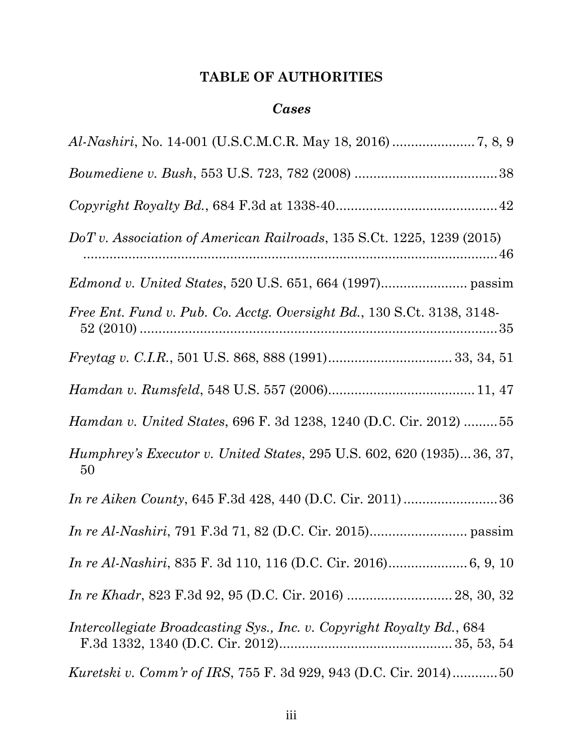# TABLE OF AUTHORITIES

## *Cases*

*Al-Nashiri*, No. 14-001 (U.S.C.M.C.R. May 18, 2016) ...................... 7, 8, 9

*Boumediene v. Bush*, 553 U.S. 723, 782 (2008) ...................................... 38

*Copyright Royalty Bd.*, 684 F.3d at 1338-40........................................... 42

*DoT v. Association of American Railroads*, 135 S.Ct. 1225, 1239 (2015) ........................................................................................................ 46

*Edmond v. United States*, 520 U.S. 651, 664 (1997)....................... passim

*Free Ent. Fund v. Pub. Co. Acctg. Oversight Bd.*, 130 S.Ct. 3138, 3148-52 (2010) ................................................................................................ 35

*Freytag v. C.I.R.*, 501 U.S. 868, 888 (1991)................................. 33, 34, 51

*Hamdan v. Rumsfeld*, 548 U.S. 557 (2006)....................................... 11, 47

*Hamdan v. United States*, 696 F. 3d 1238, 1240 (D.C. Cir. 2012) ......... 55

*Humphrey's Executor v. United States*, 295 U.S. 602, 620 (1935)... 36, 37, 50

*In re Aiken County*, 645 F.3d 428, 440 (D.C. Cir. 2011) ......................... 36

*In re Al-Nashiri*, 791 F.3d 71, 82 (D.C. Cir. 2015).......................... passim

*In re Al-Nashiri*, 835 F. 3d 110, 116 (D.C. Cir. 2016)..................... 6, 9, 10

*In re Khadr*, 823 F.3d 92, 95 (D.C. Cir. 2016) ............................ 28, 30, 32

*Intercollegiate Broadcasting Sys., Inc. v. Copyright Royalty Bd.*, 684 F.3d 1332, 1340 (D.C. Cir. 2012).............................................. 35, 53, 54

*Kuretski v. Comm'r of IRS*, 755 F. 3d 929, 943 (D.C. Cir. 2014)............ 50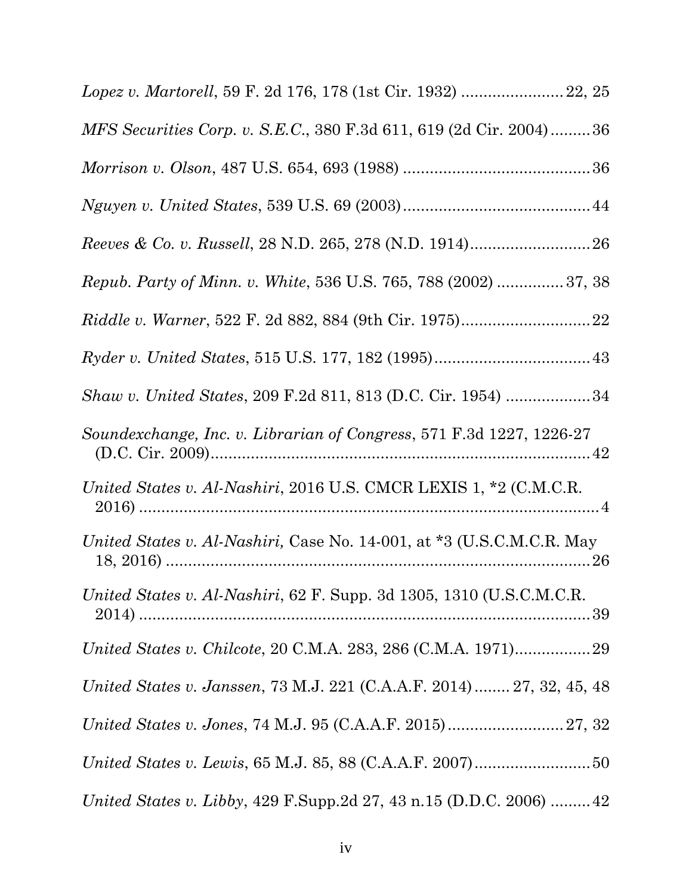*Lopez v. Martorell*, 59 F. 2d 176, 178 (1st Cir. 1932) ....................... 22, 25

*MFS Securities Corp. v. S.E.C.*, 380 F.3d 611, 619 (2d Cir. 2004) ......... 36

*Morrison v. Olson*, 487 U.S. 654, 693 (1988) ......................................... 36

*Nguyen v. United States*, 539 U.S. 69 (2003) .......................................... 44

*Reeves & Co. v. Russell*, 28 N.D. 265, 278 (N.D. 1914) ........................... 26

*Repub. Party of Minn. v. White*, 536 U.S. 765, 788 (2002) ............... 37, 38

*Riddle v. Warner*, 522 F. 2d 882, 884 (9th Cir. 1975) ............................. 22

*Ryder v. United States*, 515 U.S. 177, 182 (1995) ................................... 43

*Shaw v. United States*, 209 F.2d 811, 813 (D.C. Cir. 1954) ................... 34

*Soundexchange, Inc. v. Librarian of Congress*, 571 F.3d 1227, 1226-27 (D.C. Cir. 2009) ...................................................................................... 42

*United States v. Al-Nashiri*, 2016 U.S. CMCR LEXIS 1, *2 (C.M.C.R. 2016) ........................................................................................................ 4

*United States v. Al-Nashiri,* Case No. 14-001, at *3 (U.S.C.M.C.R. May 18, 2016) ................................................................................................ 26

*United States v. Al-Nashiri*, 62 F. Supp. 3d 1305, 1310 (U.S.C.M.C.R. 2014) ........................................................................................................ 39

*United States v. Chilcote*, 20 C.M.A. 283, 286 (C.M.A. 1971) ................. 29

*United States v. Janssen*, 73 M.J. 221 (C.A.A.F. 2014) ........ 27, 32, 45, 48

*United States v. Jones*, 74 M.J. 95 (C.A.A.F. 2015) .......................... 27, 32

*United States v. Lewis*, 65 M.J. 85, 88 (C.A.A.F. 2007) .......................... 50

*United States v. Libby*, 429 F.Supp.2d 27, 43 n.15 (D.D.C. 2006) ......... 42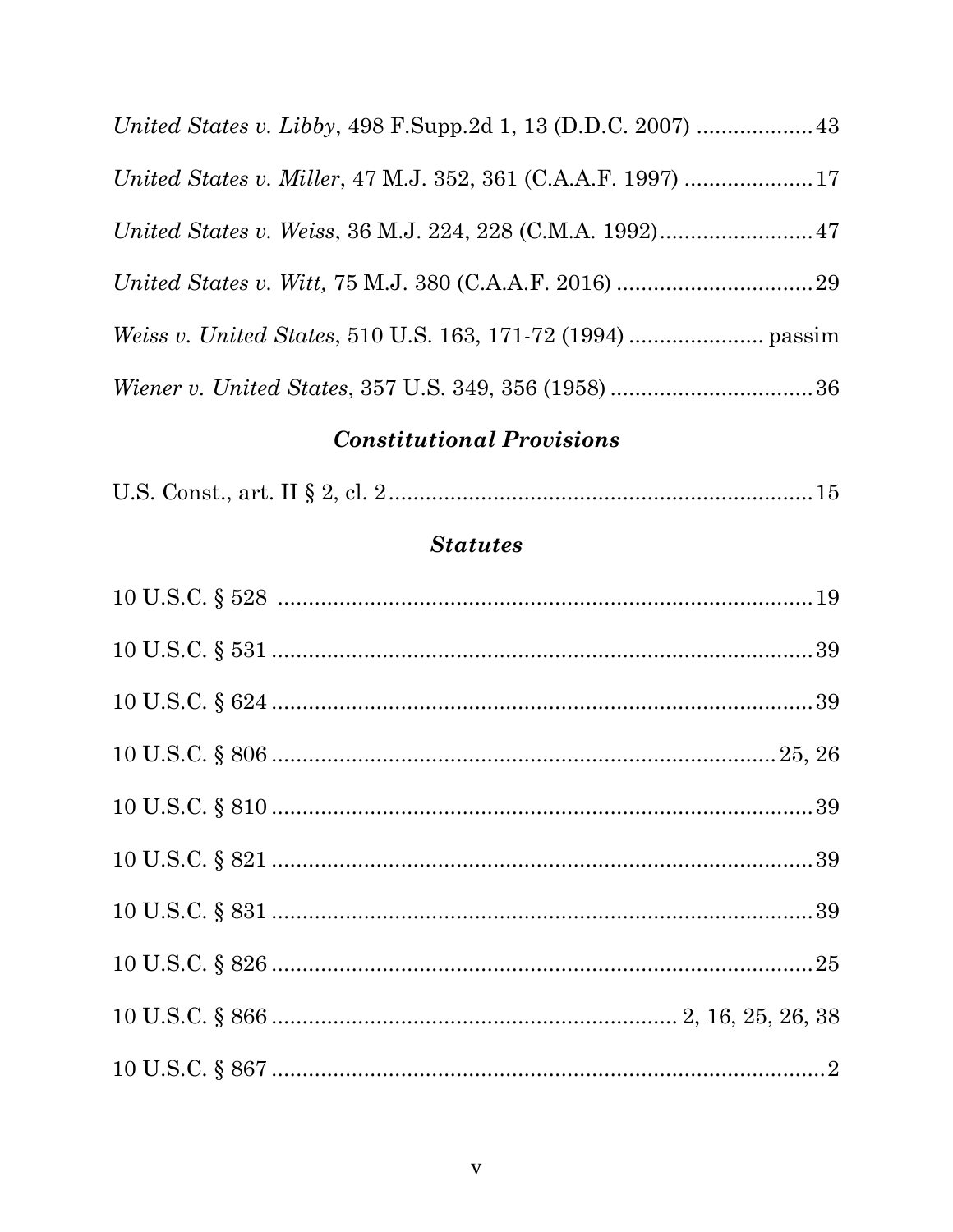*United States v. Libby*, 498 F.Supp.2d 1, 13 (D.D.C. 2007) ...................43

*United States v. Miller*, 47 M.J. 352, 361 (C.A.A.F. 1997) .....................17

*United States v. Weiss*, 36 M.J. 224, 228 (C.M.A. 1992).........................47

*United States v. Witt,* 75 M.J. 380 (C.A.A.F. 2016) ................................29

*Weiss v. United States*, 510 U.S. 163, 171-72 (1994) ...................... passim

*Wiener v. United States*, 357 U.S. 349, 356 (1958) .................................36

### ***Constitutional Provisions***

U.S. Const., art. II § 2, cl. 2.....................................................................15

### ***Statutes***

10 U.S.C. § 528 ........................................................................................19

10 U.S.C. § 531 ........................................................................................39

10 U.S.C. § 624 ........................................................................................39

10 U.S.C. § 806 ..................................................................................25, 26

10 U.S.C. § 810 ........................................................................................39

10 U.S.C. § 821 ........................................................................................39

10 U.S.C. § 831 ........................................................................................39

10 U.S.C. § 826 ........................................................................................25

10 U.S.C. § 866 ................................................................. 2, 16, 25, 26, 38

10 U.S.C. § 867 ..........................................................................................2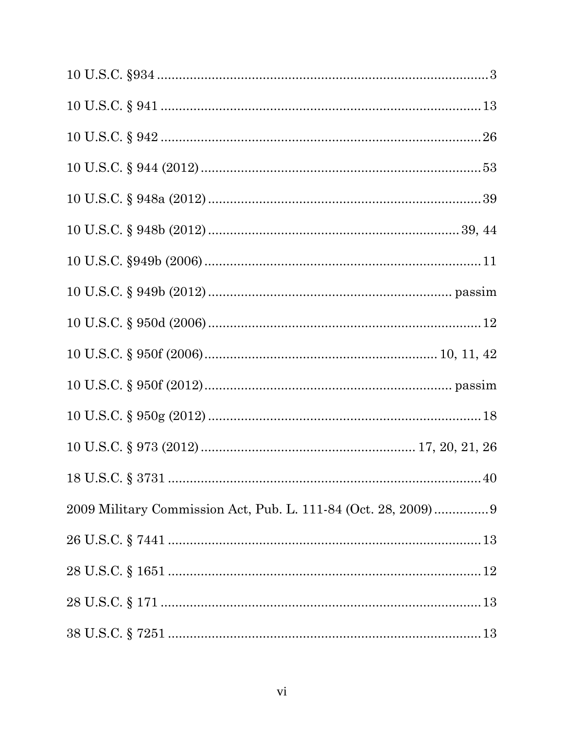10 U.S.C. §934 ............................................................................................ 3

10 U.S.C. § 941 ......................................................................................... 13

10 U.S.C. § 942 ......................................................................................... 26

10 U.S.C. § 944 (2012) .............................................................................. 53

10 U.S.C. § 948a (2012) ............................................................................ 39

10 U.S.C. § 948b (2012) ....................................................................... 39, 44

10 U.S.C. §949b (2006) .............................................................................. 11

10 U.S.C. § 949b (2012) ..................................................................... passim

10 U.S.C. § 950d (2006) ............................................................................ 12

10 U.S.C. § 950f (2006) ....................................................................... 10, 11, 42

10 U.S.C. § 950f (2012) ....................................................................... passim

10 U.S.C. § 950g (2012) ............................................................................ 18

10 U.S.C. § 973 (2012) ..................................................................... 17, 20, 21, 26

18 U.S.C. § 3731 ....................................................................................... 40

2009 Military Commission Act, Pub. L. 111-84 (Oct. 28, 2009) ............... 9

26 U.S.C. § 7441 ....................................................................................... 13

28 U.S.C. § 1651 ....................................................................................... 12

28 U.S.C. § 171 ......................................................................................... 13

38 U.S.C. § 7251 ....................................................................................... 13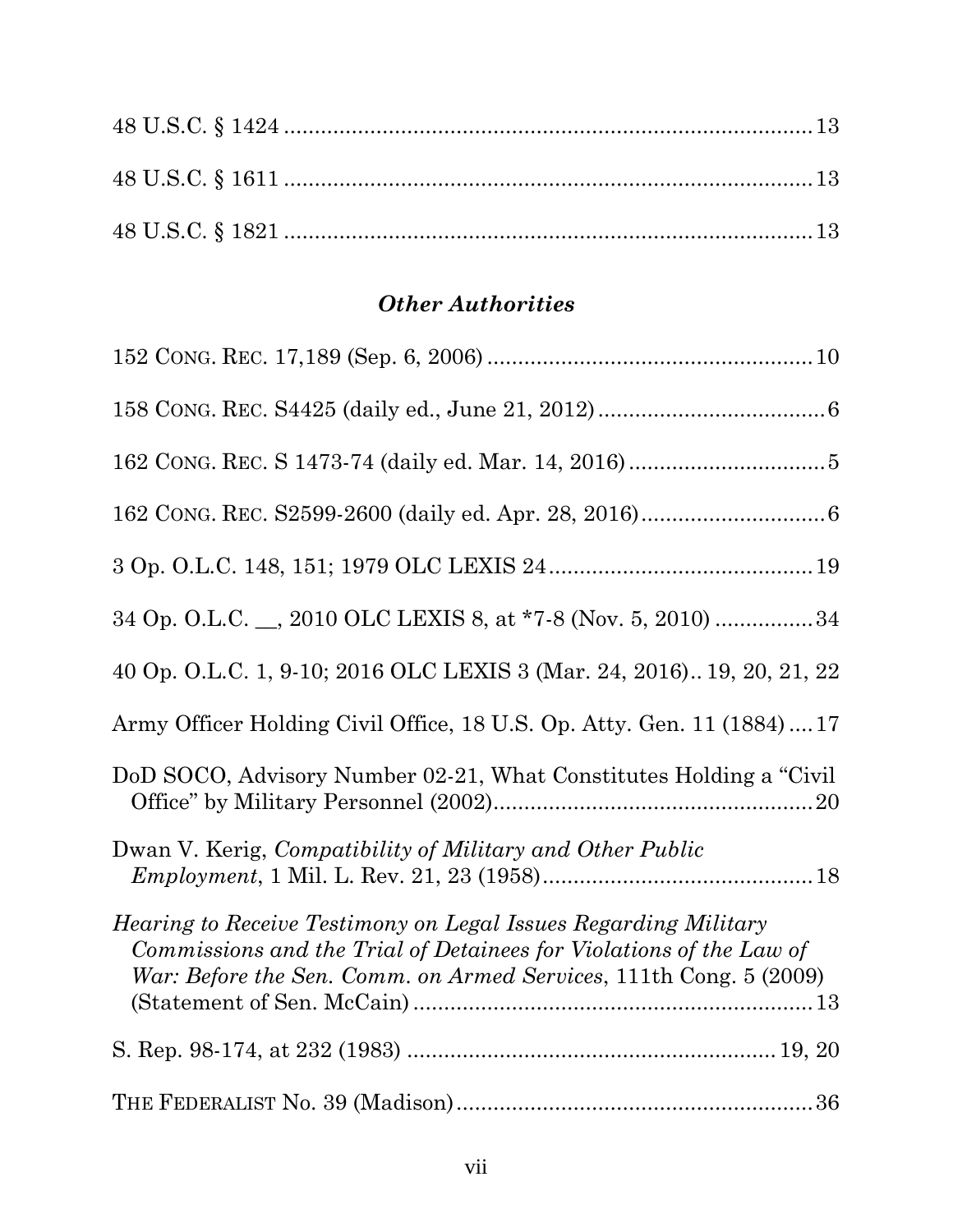48 U.S.C. § 1424 .................................................................................. 13

48 U.S.C. § 1611 .................................................................................. 13

48 U.S.C. § 1821 .................................................................................. 13

### *Other Authorities*

152 CONG. REC. 17,189 (Sep. 6, 2006) .................................................. 10

158 CONG. REC. S4425 (daily ed., June 21, 2012) .................................... 6

162 CONG. REC. S 1473-74 (daily ed. Mar. 14, 2016) ................................ 5

162 CONG. REC. S2599-2600 (daily ed. Apr. 28, 2016) ............................. 6

3 Op. O.L.C. 148, 151; 1979 OLC LEXIS 24 ........................................... 19

34 Op. O.L.C. __, 2010 OLC LEXIS 8, at *7-8 (Nov. 5, 2010) ................ 34

40 Op. O.L.C. 1, 9-10; 2016 OLC LEXIS 3 (Mar. 24, 2016).. 19, 20, 21, 22

Army Officer Holding Civil Office, 18 U.S. Op. Atty. Gen. 11 (1884) .... 17

DoD SOCO, Advisory Number 02-21, What Constitutes Holding a "Civil Office" by Military Personnel (2002) ..................................................... 20

Dwan V. Kerig, *Compatibility of Military and Other Public Employment*, 1 Mil. L. Rev. 21, 23 (1958) ............................................ 18

*Hearing to Receive Testimony on Legal Issues Regarding Military Commissions and the Trial of Detainees for Violations of the Law of War: Before the Sen. Comm. on Armed Services*, 111th Cong. 5 (2009) (Statement of Sen. McCain) ................................................................ 13

S. Rep. 98-174, at 232 (1983) ............................................................ 19, 20

THE FEDERALIST No. 39 (Madison) ......................................................... 36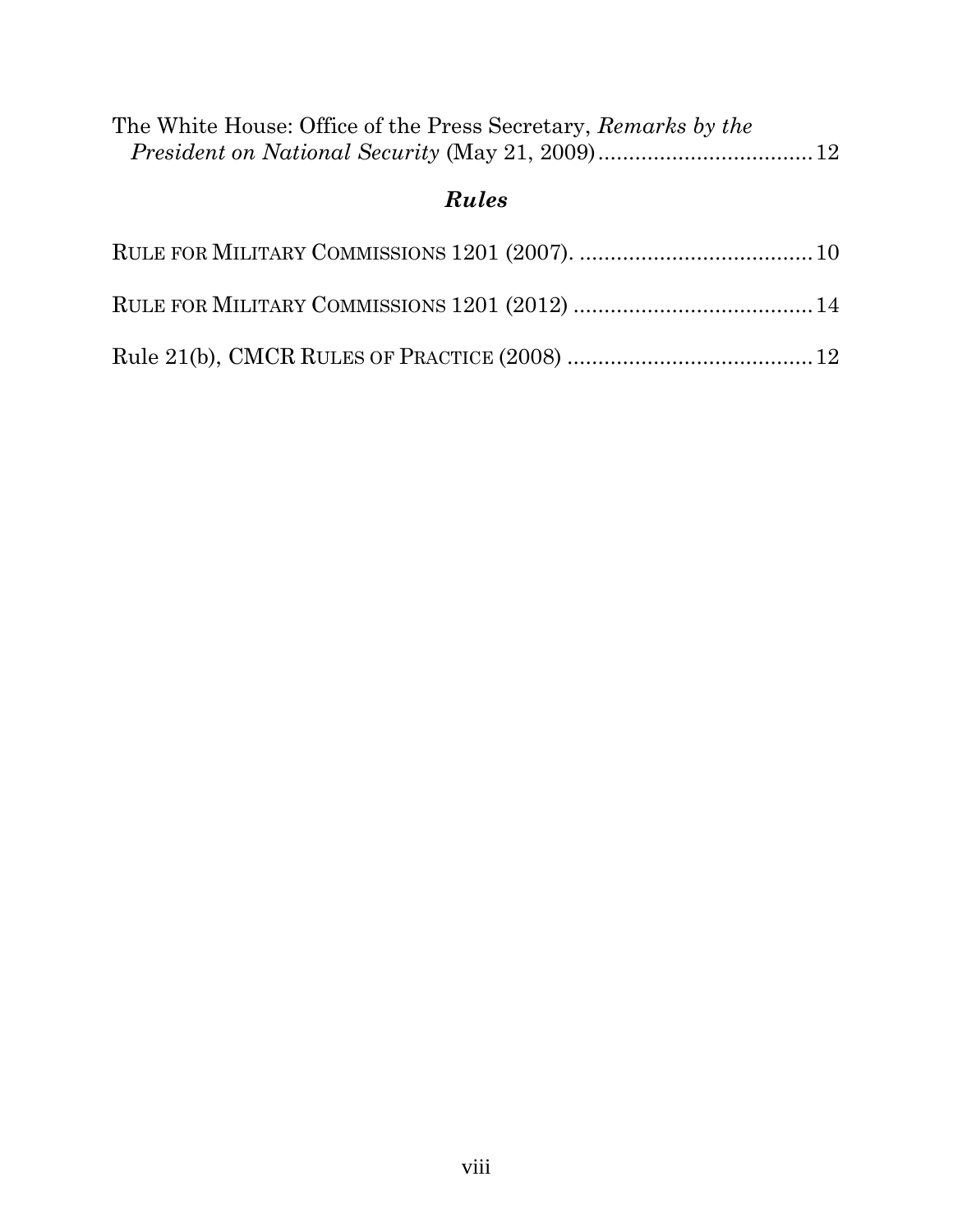The White House: Office of the Press Secretary, *Remarks by the President on National Security* (May 21, 2009) .................................. 12

### *Rules*

RULE FOR MILITARY COMMISSIONS 1201 (2007). ...................................... 10

RULE FOR MILITARY COMMISSIONS 1201 (2012) ....................................... 14

Rule 21(b), CMCR RULES OF PRACTICE (2008) ........................................ 12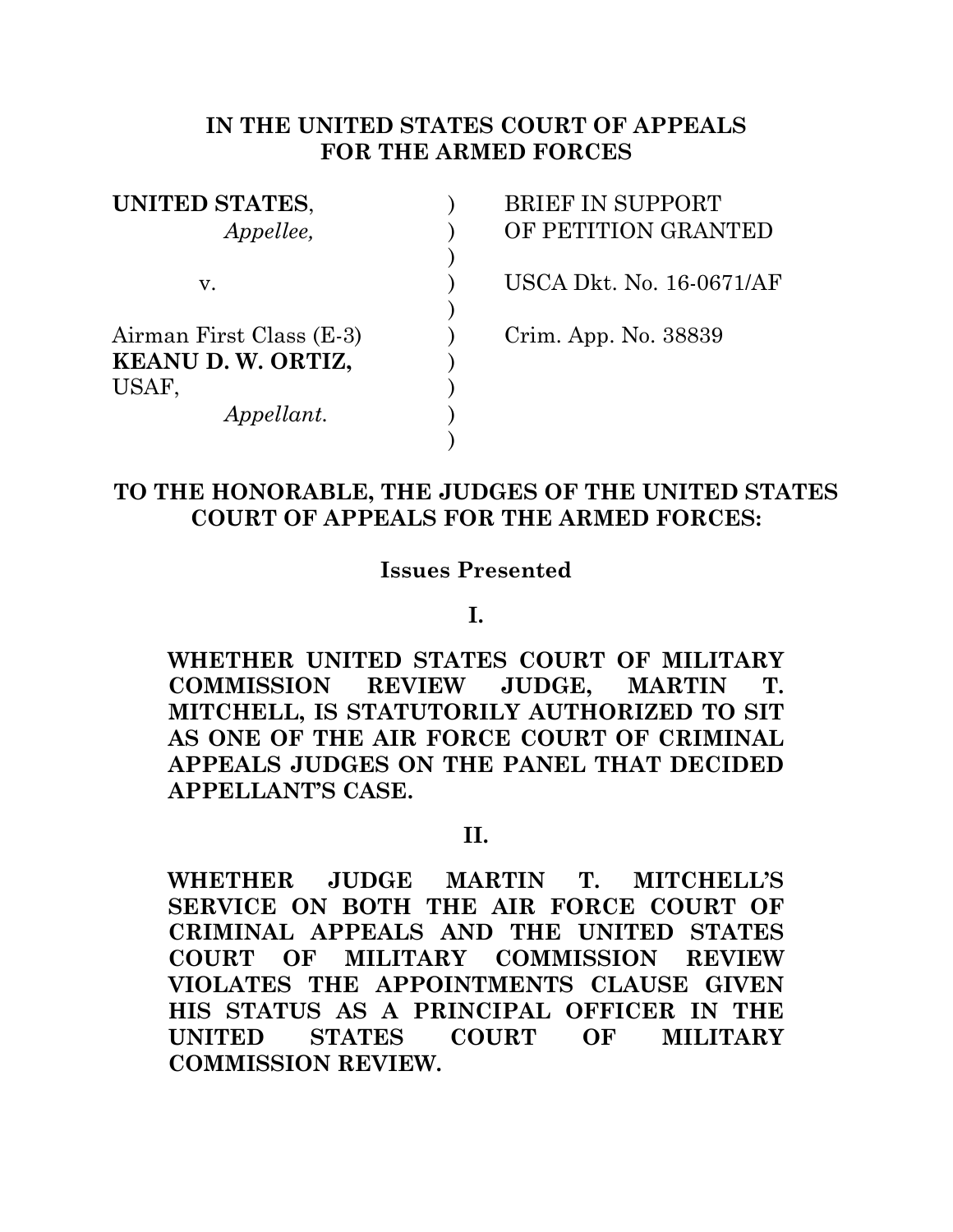**IN THE UNITED STATES COURT OF APPEALS FOR THE ARMED FORCES**

| | | |
|---|---|---|
| **UNITED STATES**,<br>*Appellee,* | ) | BRIEF IN SUPPORT OF PETITION GRANTED |
| v. | ) | USCA Dkt. No. 16-0671/AF |
| Airman First Class (E-3)<br>**KEANU D. W. ORTIZ,**<br>USAF,<br>*Appellant.* | ) | Crim. App. No. 38839 |

**TO THE HONORABLE, THE JUDGES OF THE UNITED STATES COURT OF APPEALS FOR THE ARMED FORCES:**

**Issues Presented**

**I.**

**WHETHER UNITED STATES COURT OF MILITARY COMMISSION REVIEW JUDGE, MARTIN T. MITCHELL, IS STATUTORILY AUTHORIZED TO SIT AS ONE OF THE AIR FORCE COURT OF CRIMINAL APPEALS JUDGES ON THE PANEL THAT DECIDED APPELLANT'S CASE.**

**II.**

**WHETHER JUDGE MARTIN T. MITCHELL'S SERVICE ON BOTH THE AIR FORCE COURT OF CRIMINAL APPEALS AND THE UNITED STATES COURT OF MILITARY COMMISSION REVIEW VIOLATES THE APPOINTMENTS CLAUSE GIVEN HIS STATUS AS A PRINCIPAL OFFICER IN THE UNITED STATES COURT OF MILITARY COMMISSION REVIEW.**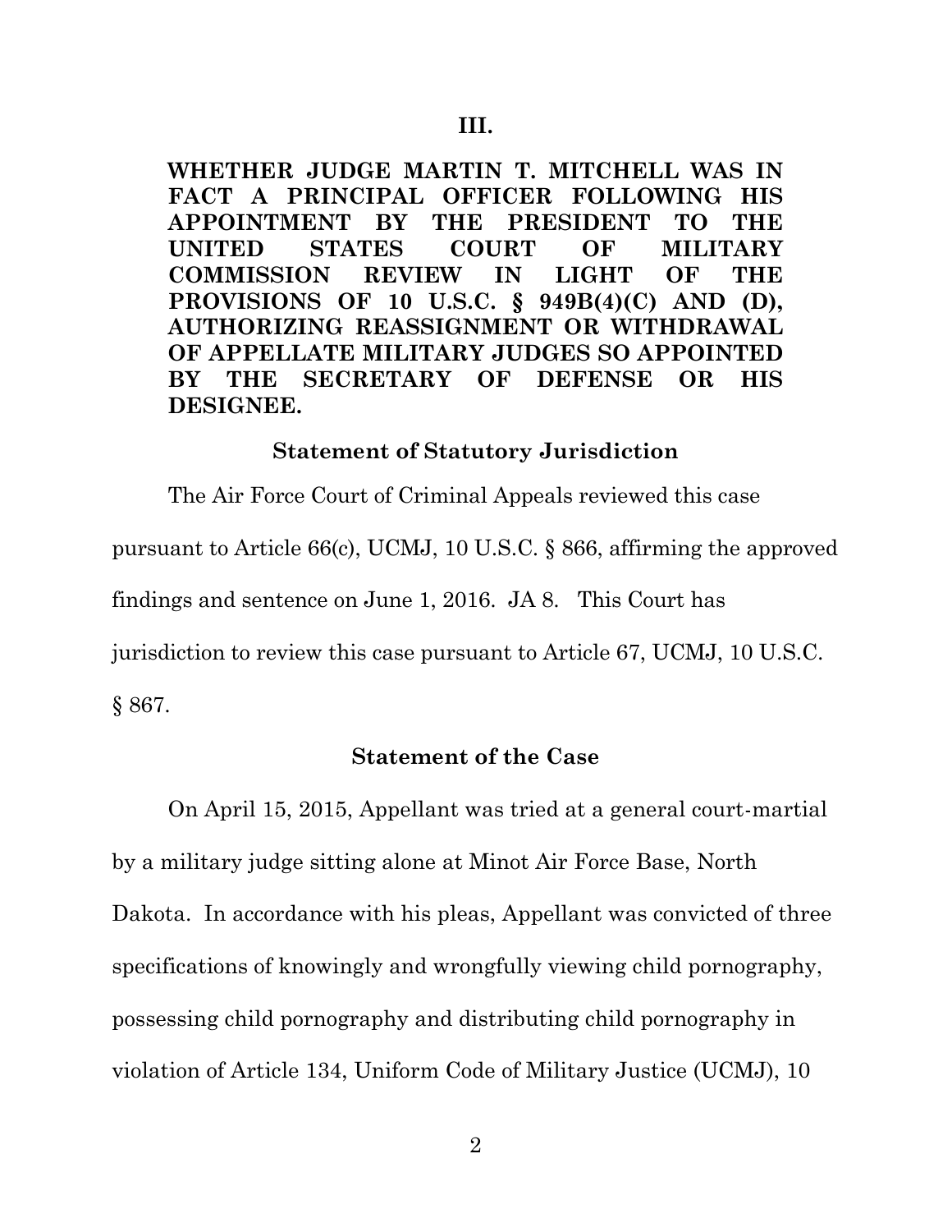### III.

**WHETHER JUDGE MARTIN T. MITCHELL WAS IN FACT A PRINCIPAL OFFICER FOLLOWING HIS APPOINTMENT BY THE PRESIDENT TO THE UNITED STATES COURT OF MILITARY COMMISSION REVIEW IN LIGHT OF THE PROVISIONS OF 10 U.S.C. § 949B(4)(C) AND (D), AUTHORIZING REASSIGNMENT OR WITHDRAWAL OF APPELLATE MILITARY JUDGES SO APPOINTED BY THE SECRETARY OF DEFENSE OR HIS DESIGNEE.**

## Statement of Statutory Jurisdiction

The Air Force Court of Criminal Appeals reviewed this case pursuant to Article 66(c), UCMJ, 10 U.S.C. § 866, affirming the approved findings and sentence on June 1, 2016. JA 8. This Court has jurisdiction to review this case pursuant to Article 67, UCMJ, 10 U.S.C. § 867.

## Statement of the Case

On April 15, 2015, Appellant was tried at a general court-martial by a military judge sitting alone at Minot Air Force Base, North Dakota. In accordance with his pleas, Appellant was convicted of three specifications of knowingly and wrongfully viewing child pornography, possessing child pornography and distributing child pornography in violation of Article 134, Uniform Code of Military Justice (UCMJ), 10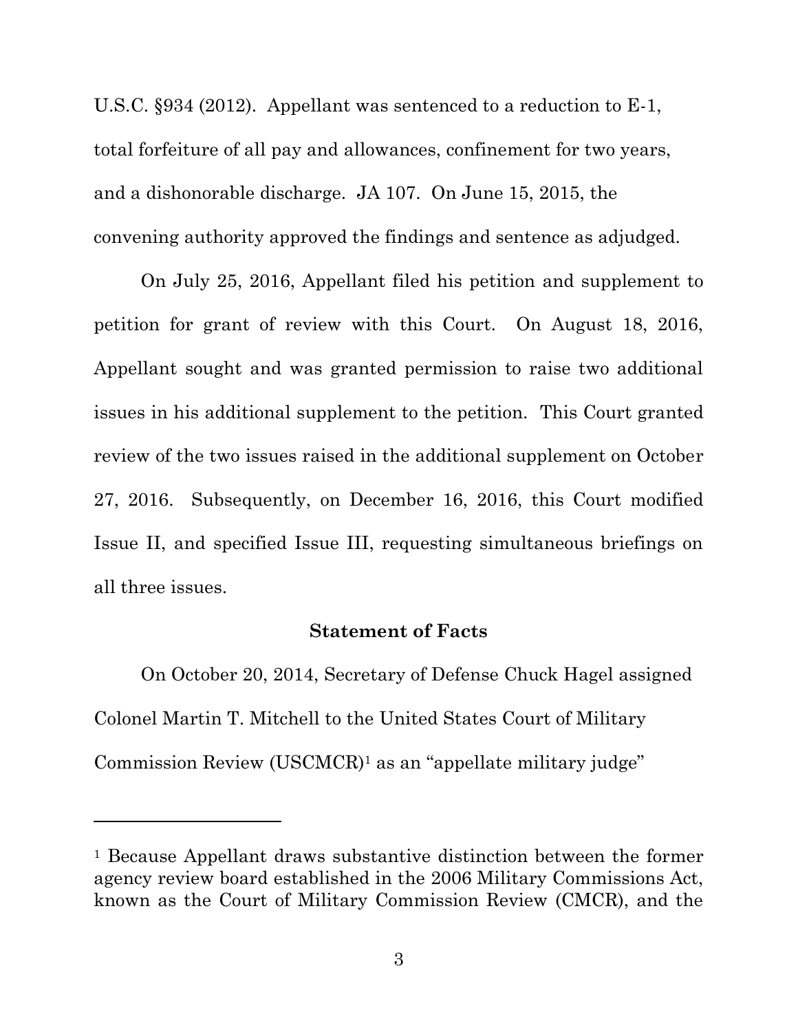U.S.C. §934 (2012). Appellant was sentenced to a reduction to E-1, total forfeiture of all pay and allowances, confinement for two years, and a dishonorable discharge. JA 107. On June 15, 2015, the convening authority approved the findings and sentence as adjudged.

On July 25, 2016, Appellant filed his petition and supplement to petition for grant of review with this Court. On August 18, 2016, Appellant sought and was granted permission to raise two additional issues in his additional supplement to the petition. This Court granted review of the two issues raised in the additional supplement on October 27, 2016. Subsequently, on December 16, 2016, this Court modified Issue II, and specified Issue III, requesting simultaneous briefings on all three issues.

**Statement of Facts**

On October 20, 2014, Secretary of Defense Chuck Hagel assigned Colonel Martin T. Mitchell to the United States Court of Military Commission Review (USCMCR)[1] as an "appellate military judge"

---

[1] Because Appellant draws substantive distinction between the former agency review board established in the 2006 Military Commissions Act, known as the Court of Military Commission Review (CMCR), and the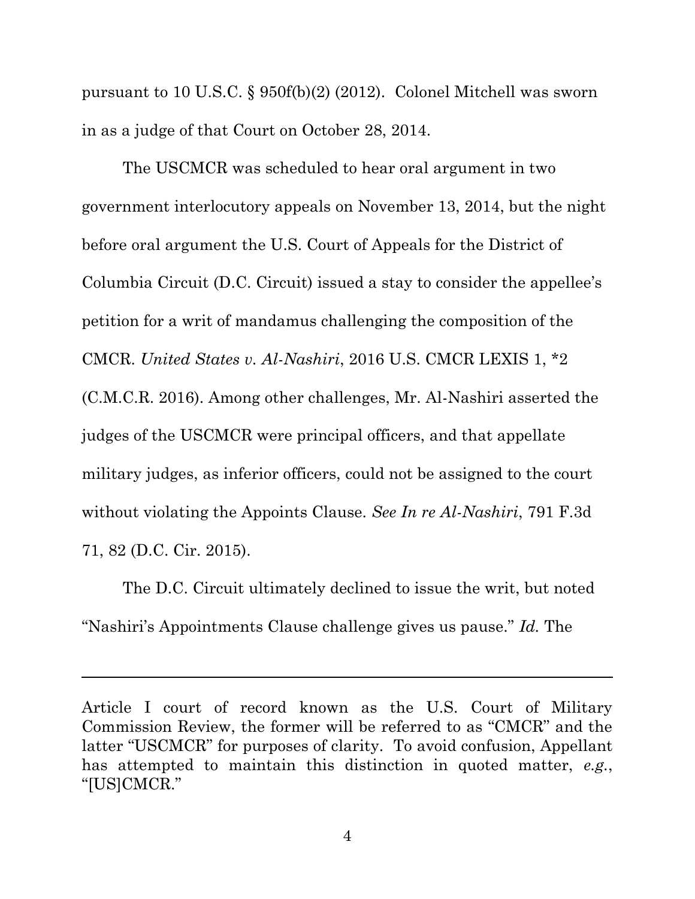pursuant to 10 U.S.C. § 950f(b)(2) (2012). Colonel Mitchell was sworn in as a judge of that Court on October 28, 2014.

The USCMCR was scheduled to hear oral argument in two government interlocutory appeals on November 13, 2014, but the night before oral argument the U.S. Court of Appeals for the District of Columbia Circuit (D.C. Circuit) issued a stay to consider the appellee's petition for a writ of mandamus challenging the composition of the CMCR. *United States v. Al-Nashiri*, 2016 U.S. CMCR LEXIS 1, *2 (C.M.C.R. 2016). Among other challenges, Mr. Al-Nashiri asserted the judges of the USCMCR were principal officers, and that appellate military judges, as inferior officers, could not be assigned to the court without violating the Appoints Clause. *See In re Al-Nashiri*, 791 F.3d 71, 82 (D.C. Cir. 2015).

The D.C. Circuit ultimately declined to issue the writ, but noted "Nashiri's Appointments Clause challenge gives us pause." *Id.* The

---

Article I court of record known as the U.S. Court of Military Commission Review, the former will be referred to as "CMCR" and the latter "USCMCR" for purposes of clarity. To avoid confusion, Appellant has attempted to maintain this distinction in quoted matter, *e.g.*, "[US]CMCR."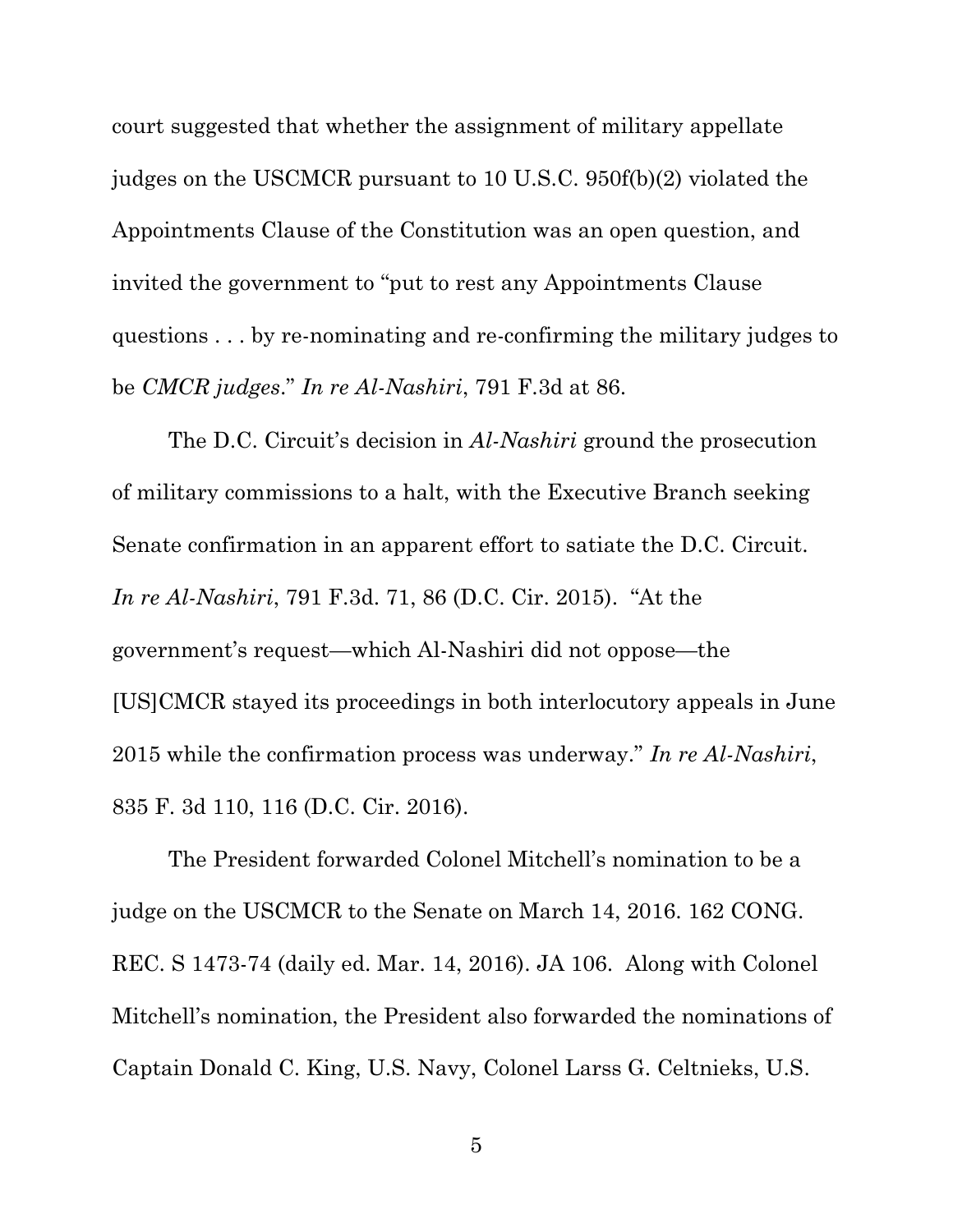court suggested that whether the assignment of military appellate judges on the USCMCR pursuant to 10 U.S.C. 950f(b)(2) violated the Appointments Clause of the Constitution was an open question, and invited the government to "put to rest any Appointments Clause questions . . . by re-nominating and re-confirming the military judges to be *CMCR judges*." *In re Al-Nashiri*, 791 F.3d at 86.

The D.C. Circuit's decision in *Al-Nashiri* ground the prosecution of military commissions to a halt, with the Executive Branch seeking Senate confirmation in an apparent effort to satiate the D.C. Circuit. *In re Al-Nashiri*, 791 F.3d. 71, 86 (D.C. Cir. 2015). "At the government's request—which Al-Nashiri did not oppose—the [US]CMCR stayed its proceedings in both interlocutory appeals in June 2015 while the confirmation process was underway." *In re Al-Nashiri*, 835 F. 3d 110, 116 (D.C. Cir. 2016).

The President forwarded Colonel Mitchell's nomination to be a judge on the USCMCR to the Senate on March 14, 2016. 162 CONG. REC. S 1473-74 (daily ed. Mar. 14, 2016). JA 106. Along with Colonel Mitchell's nomination, the President also forwarded the nominations of Captain Donald C. King, U.S. Navy, Colonel Larss G. Celtnieks, U.S.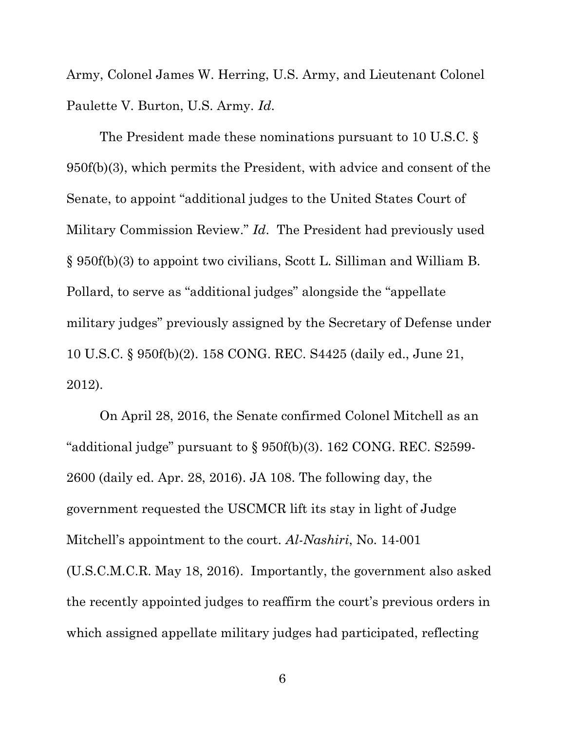Army, Colonel James W. Herring, U.S. Army, and Lieutenant Colonel Paulette V. Burton, U.S. Army. *Id*.

The President made these nominations pursuant to 10 U.S.C. § 950f(b)(3), which permits the President, with advice and consent of the Senate, to appoint "additional judges to the United States Court of Military Commission Review." *Id*. The President had previously used § 950f(b)(3) to appoint two civilians, Scott L. Silliman and William B. Pollard, to serve as "additional judges" alongside the "appellate military judges" previously assigned by the Secretary of Defense under 10 U.S.C. § 950f(b)(2). 158 CONG. REC. S4425 (daily ed., June 21, 2012).

On April 28, 2016, the Senate confirmed Colonel Mitchell as an "additional judge" pursuant to § 950f(b)(3). 162 CONG. REC. S2599-2600 (daily ed. Apr. 28, 2016). JA 108. The following day, the government requested the USCMCR lift its stay in light of Judge Mitchell's appointment to the court. *Al-Nashiri*, No. 14-001 (U.S.C.M.C.R. May 18, 2016). Importantly, the government also asked the recently appointed judges to reaffirm the court's previous orders in which assigned appellate military judges had participated, reflecting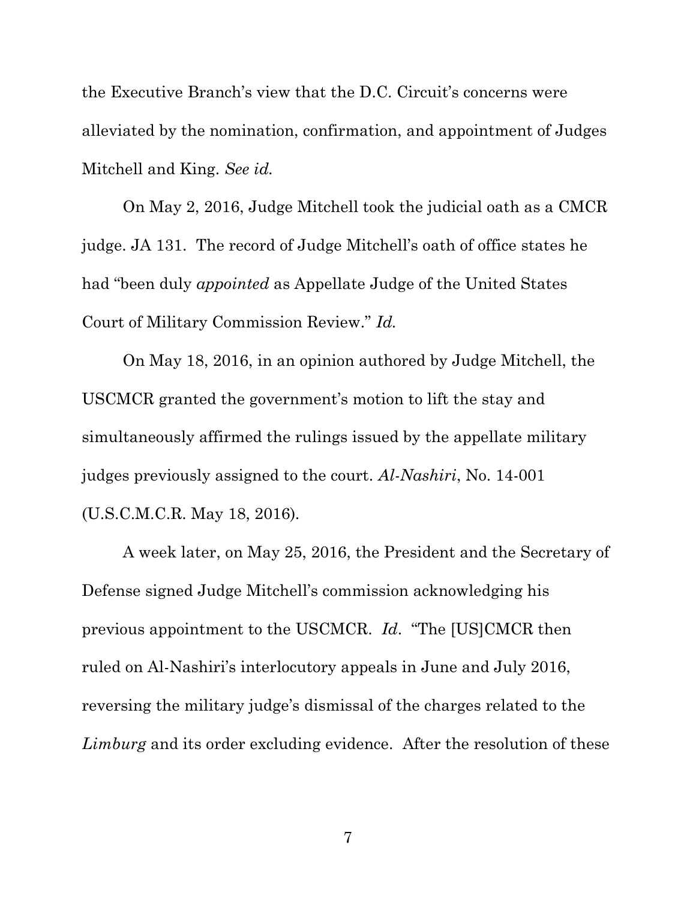the Executive Branch's view that the D.C. Circuit's concerns were alleviated by the nomination, confirmation, and appointment of Judges Mitchell and King. *See id.*

On May 2, 2016, Judge Mitchell took the judicial oath as a CMCR judge. JA 131. The record of Judge Mitchell's oath of office states he had "been duly *appointed* as Appellate Judge of the United States Court of Military Commission Review." *Id.*

On May 18, 2016, in an opinion authored by Judge Mitchell, the USCMCR granted the government's motion to lift the stay and simultaneously affirmed the rulings issued by the appellate military judges previously assigned to the court. *Al-Nashiri*, No. 14-001 (U.S.C.M.C.R. May 18, 2016).

A week later, on May 25, 2016, the President and the Secretary of Defense signed Judge Mitchell's commission acknowledging his previous appointment to the USCMCR. *Id*. "The [US]CMCR then ruled on Al-Nashiri's interlocutory appeals in June and July 2016, reversing the military judge's dismissal of the charges related to the *Limburg* and its order excluding evidence. After the resolution of these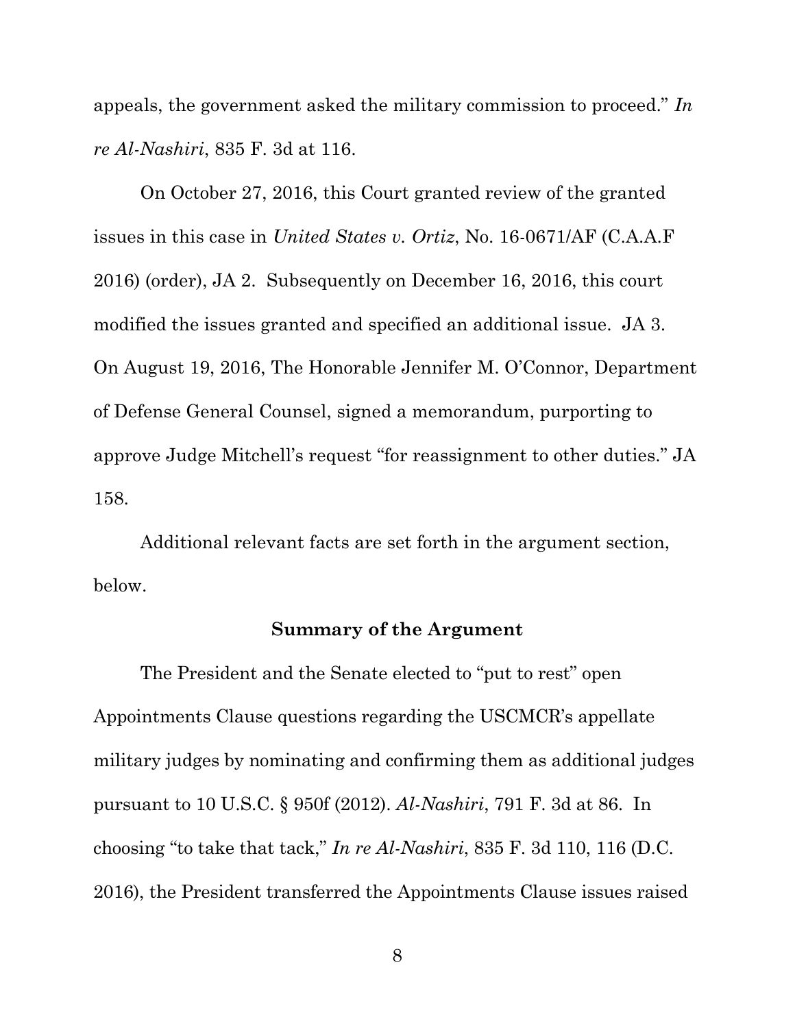appeals, the government asked the military commission to proceed." *In re Al-Nashiri*, 835 F. 3d at 116.

On October 27, 2016, this Court granted review of the granted issues in this case in *United States v. Ortiz*, No. 16-0671/AF (C.A.A.F 2016) (order), JA 2. Subsequently on December 16, 2016, this court modified the issues granted and specified an additional issue. JA 3. On August 19, 2016, The Honorable Jennifer M. O'Connor, Department of Defense General Counsel, signed a memorandum, purporting to approve Judge Mitchell's request "for reassignment to other duties." JA 158.

Additional relevant facts are set forth in the argument section, below.

## Summary of the Argument

The President and the Senate elected to "put to rest" open Appointments Clause questions regarding the USCMCR's appellate military judges by nominating and confirming them as additional judges pursuant to 10 U.S.C. § 950f (2012). *Al-Nashiri*, 791 F. 3d at 86. In choosing "to take that tack," *In re Al-Nashiri*, 835 F. 3d 110, 116 (D.C. 2016), the President transferred the Appointments Clause issues raised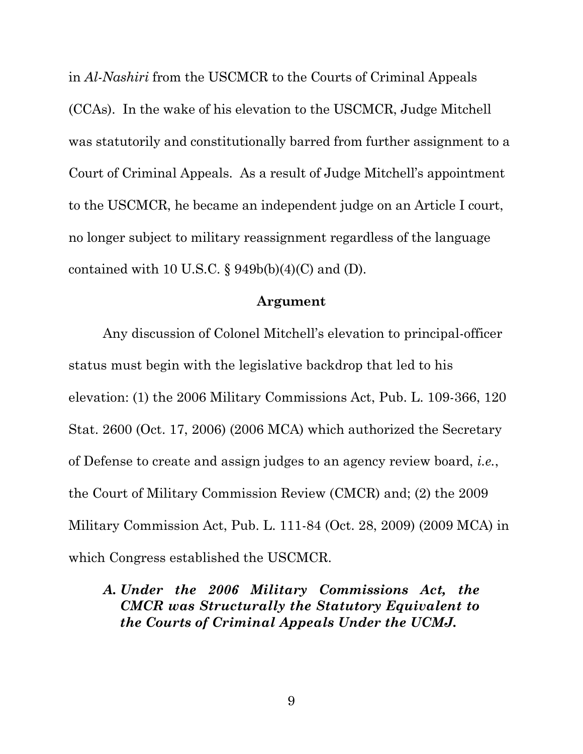in *Al-Nashiri* from the USCMCR to the Courts of Criminal Appeals (CCAs). In the wake of his elevation to the USCMCR, Judge Mitchell was statutorily and constitutionally barred from further assignment to a Court of Criminal Appeals. As a result of Judge Mitchell's appointment to the USCMCR, he became an independent judge on an Article I court, no longer subject to military reassignment regardless of the language contained with 10 U.S.C. § 949b(b)(4)(C) and (D).

## Argument

Any discussion of Colonel Mitchell's elevation to principal-officer status must begin with the legislative backdrop that led to his elevation: (1) the 2006 Military Commissions Act, Pub. L. 109-366, 120 Stat. 2600 (Oct. 17, 2006) (2006 MCA) which authorized the Secretary of Defense to create and assign judges to an agency review board, *i.e.*, the Court of Military Commission Review (CMCR) and; (2) the 2009 Military Commission Act, Pub. L. 111-84 (Oct. 28, 2009) (2009 MCA) in which Congress established the USCMCR.

### *A. Under the 2006 Military Commissions Act, the CMCR was Structurally the Statutory Equivalent to the Courts of Criminal Appeals Under the UCMJ.*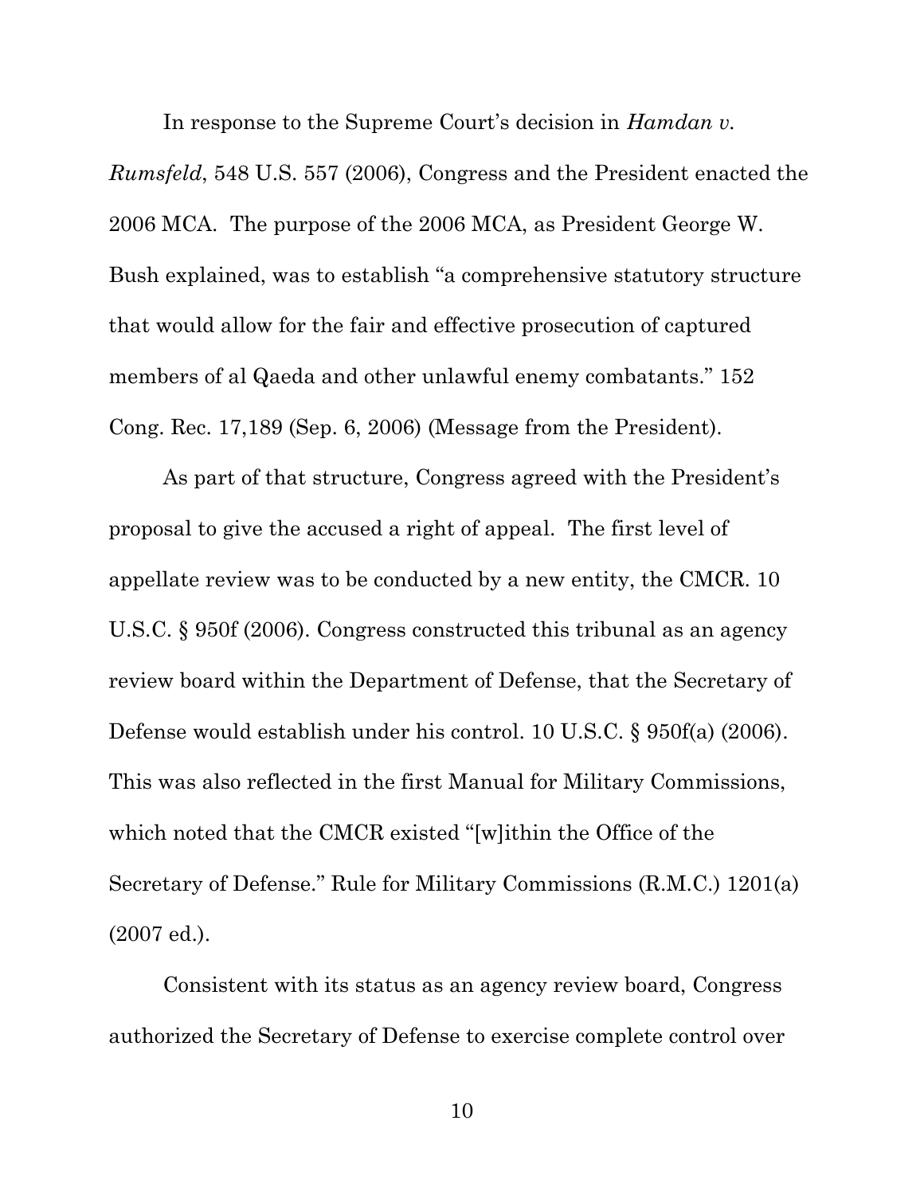In response to the Supreme Court's decision in *Hamdan v. Rumsfeld*, 548 U.S. 557 (2006), Congress and the President enacted the 2006 MCA. The purpose of the 2006 MCA, as President George W. Bush explained, was to establish "a comprehensive statutory structure that would allow for the fair and effective prosecution of captured members of al Qaeda and other unlawful enemy combatants." 152 Cong. Rec. 17,189 (Sep. 6, 2006) (Message from the President).

As part of that structure, Congress agreed with the President's proposal to give the accused a right of appeal. The first level of appellate review was to be conducted by a new entity, the CMCR. 10 U.S.C. § 950f (2006). Congress constructed this tribunal as an agency review board within the Department of Defense, that the Secretary of Defense would establish under his control. 10 U.S.C. § 950f(a) (2006). This was also reflected in the first Manual for Military Commissions, which noted that the CMCR existed "[w]ithin the Office of the Secretary of Defense." Rule for Military Commissions (R.M.C.) 1201(a) (2007 ed.).

Consistent with its status as an agency review board, Congress authorized the Secretary of Defense to exercise complete control over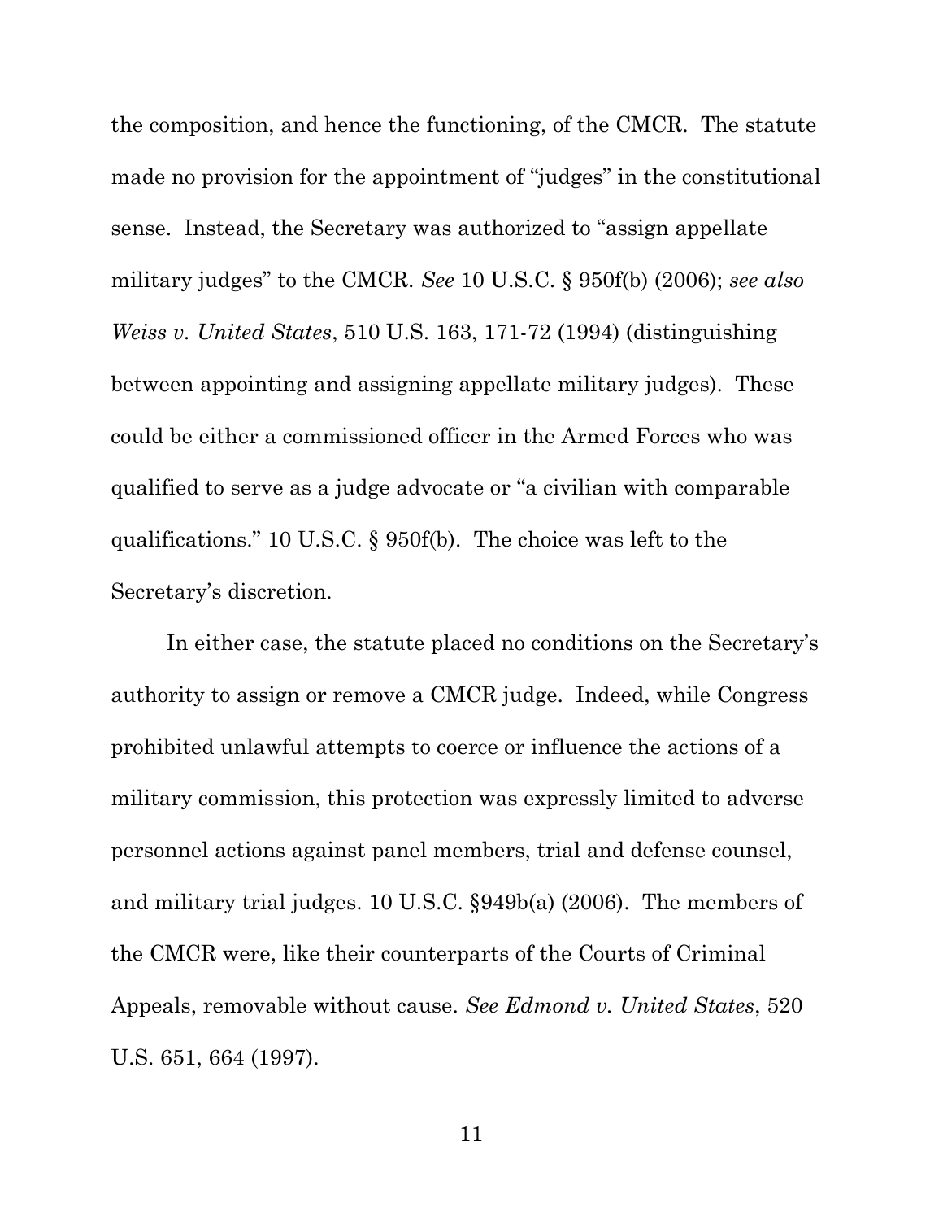the composition, and hence the functioning, of the CMCR. The statute made no provision for the appointment of "judges" in the constitutional sense. Instead, the Secretary was authorized to "assign appellate military judges" to the CMCR. *See* 10 U.S.C. § 950f(b) (2006); *see also Weiss v. United States*, 510 U.S. 163, 171-72 (1994) (distinguishing between appointing and assigning appellate military judges). These could be either a commissioned officer in the Armed Forces who was qualified to serve as a judge advocate or "a civilian with comparable qualifications." 10 U.S.C. § 950f(b). The choice was left to the Secretary's discretion.

In either case, the statute placed no conditions on the Secretary's authority to assign or remove a CMCR judge. Indeed, while Congress prohibited unlawful attempts to coerce or influence the actions of a military commission, this protection was expressly limited to adverse personnel actions against panel members, trial and defense counsel, and military trial judges. 10 U.S.C. §949b(a) (2006). The members of the CMCR were, like their counterparts of the Courts of Criminal Appeals, removable without cause. *See Edmond v. United States*, 520 U.S. 651, 664 (1997).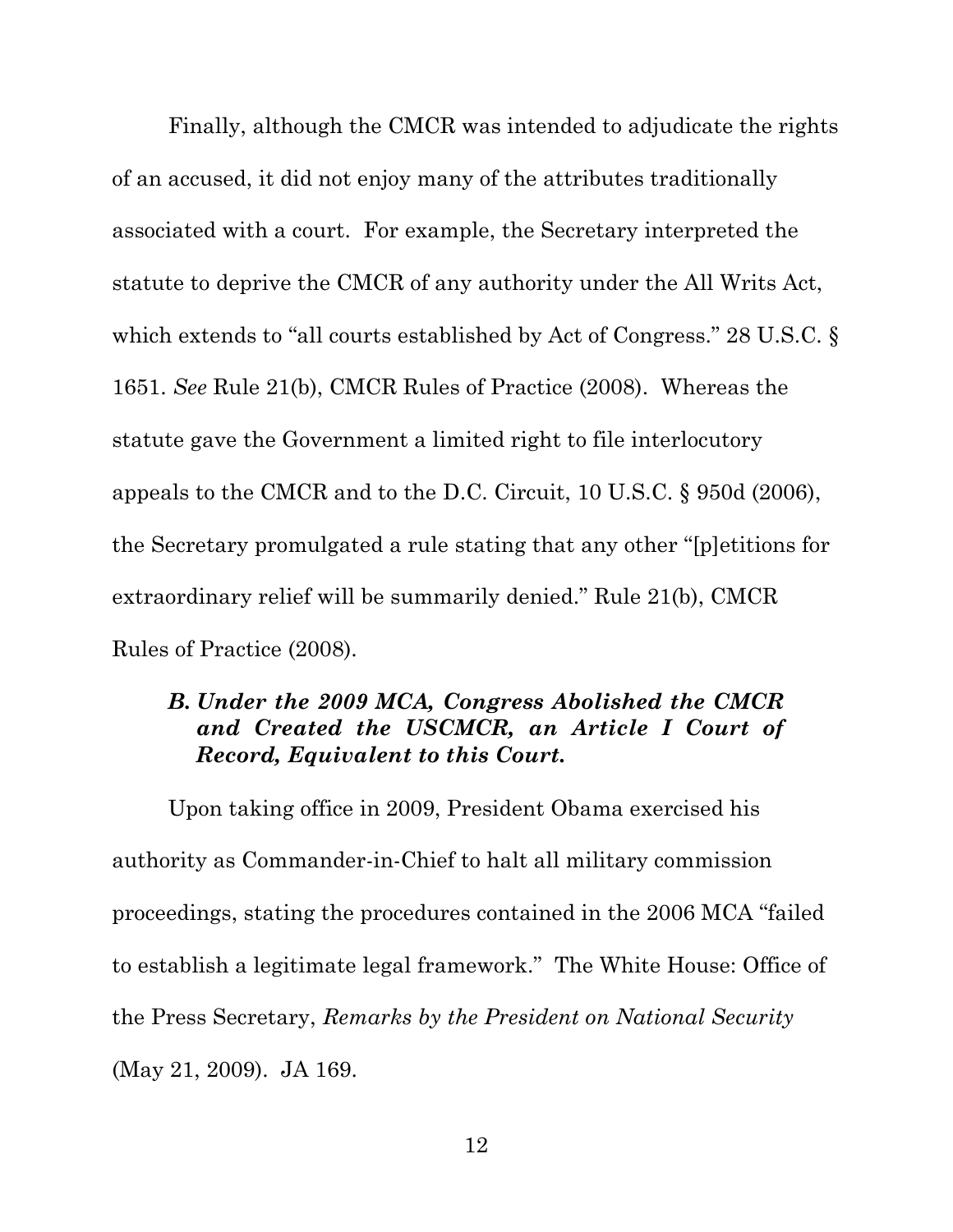Finally, although the CMCR was intended to adjudicate the rights of an accused, it did not enjoy many of the attributes traditionally associated with a court. For example, the Secretary interpreted the statute to deprive the CMCR of any authority under the All Writs Act, which extends to "all courts established by Act of Congress." 28 U.S.C. § 1651. *See* Rule 21(b), CMCR Rules of Practice (2008). Whereas the statute gave the Government a limited right to file interlocutory appeals to the CMCR and to the D.C. Circuit, 10 U.S.C. § 950d (2006), the Secretary promulgated a rule stating that any other "[p]etitions for extraordinary relief will be summarily denied." Rule 21(b), CMCR Rules of Practice (2008).

### *B. Under the 2009 MCA, Congress Abolished the CMCR and Created the USCMCR, an Article I Court of Record, Equivalent to this Court.*

Upon taking office in 2009, President Obama exercised his authority as Commander-in-Chief to halt all military commission proceedings, stating the procedures contained in the 2006 MCA "failed to establish a legitimate legal framework." The White House: Office of the Press Secretary, *Remarks by the President on National Security* (May 21, 2009). JA 169.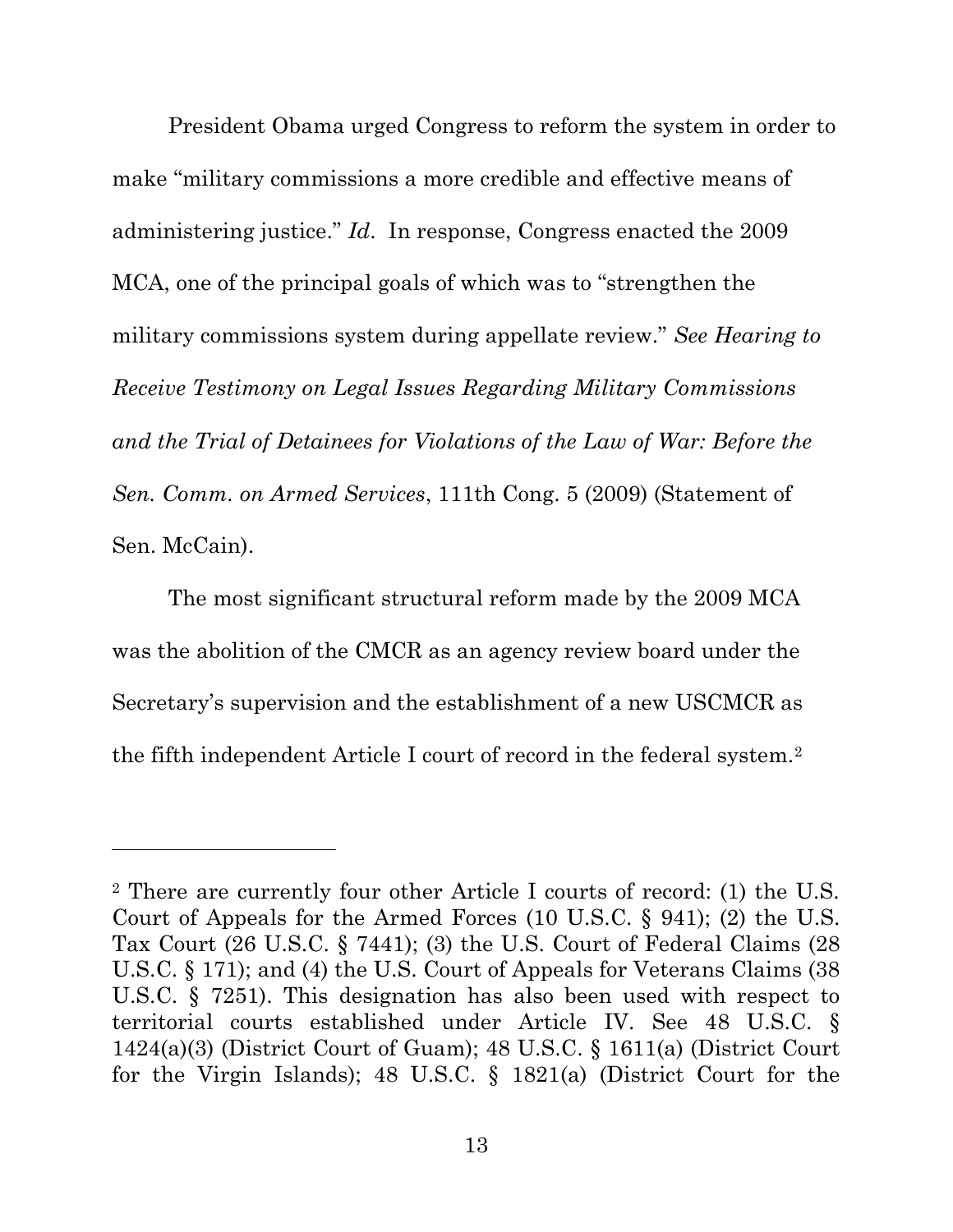President Obama urged Congress to reform the system in order to make "military commissions a more credible and effective means of administering justice." *Id*. In response, Congress enacted the 2009 MCA, one of the principal goals of which was to "strengthen the military commissions system during appellate review." *See Hearing to Receive Testimony on Legal Issues Regarding Military Commissions and the Trial of Detainees for Violations of the Law of War: Before the Sen. Comm. on Armed Services*, 111th Cong. 5 (2009) (Statement of Sen. McCain).

The most significant structural reform made by the 2009 MCA was the abolition of the CMCR as an agency review board under the Secretary's supervision and the establishment of a new USCMCR as the fifth independent Article I court of record in the federal system.[2]

---

[2] There are currently four other Article I courts of record: (1) the U.S. Court of Appeals for the Armed Forces (10 U.S.C. § 941); (2) the U.S. Tax Court (26 U.S.C. § 7441); (3) the U.S. Court of Federal Claims (28 U.S.C. § 171); and (4) the U.S. Court of Appeals for Veterans Claims (38 U.S.C. § 7251). This designation has also been used with respect to territorial courts established under Article IV. See 48 U.S.C. § 1424(a)(3) (District Court of Guam); 48 U.S.C. § 1611(a) (District Court for the Virgin Islands); 48 U.S.C. § 1821(a) (District Court for the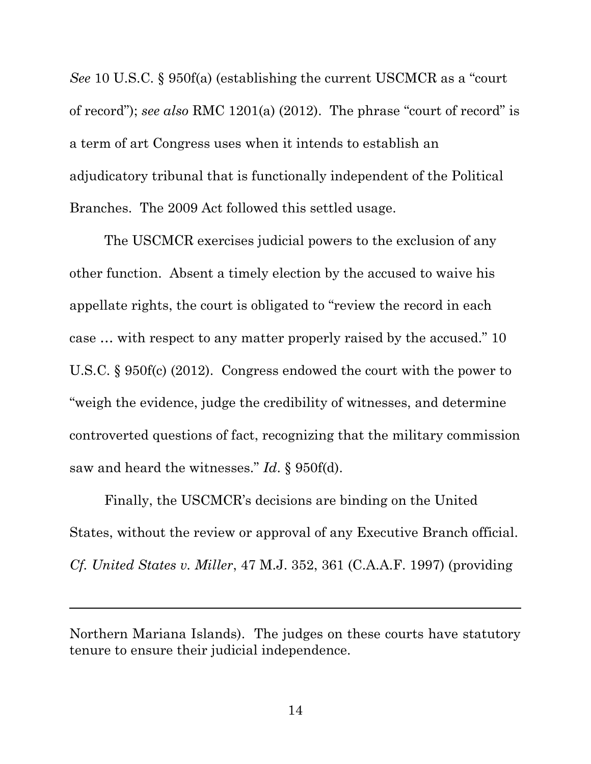*See* 10 U.S.C. § 950f(a) (establishing the current USCMCR as a "court of record"); *see also* RMC 1201(a) (2012). The phrase "court of record" is a term of art Congress uses when it intends to establish an adjudicatory tribunal that is functionally independent of the Political Branches. The 2009 Act followed this settled usage.

The USCMCR exercises judicial powers to the exclusion of any other function. Absent a timely election by the accused to waive his appellate rights, the court is obligated to "review the record in each case … with respect to any matter properly raised by the accused." 10 U.S.C. § 950f(c) (2012). Congress endowed the court with the power to "weigh the evidence, judge the credibility of witnesses, and determine controverted questions of fact, recognizing that the military commission saw and heard the witnesses." *Id*. § 950f(d).

Finally, the USCMCR's decisions are binding on the United States, without the review or approval of any Executive Branch official. *Cf. United States v. Miller*, 47 M.J. 352, 361 (C.A.A.F. 1997) (providing

---

Northern Mariana Islands). The judges on these courts have statutory tenure to ensure their judicial independence.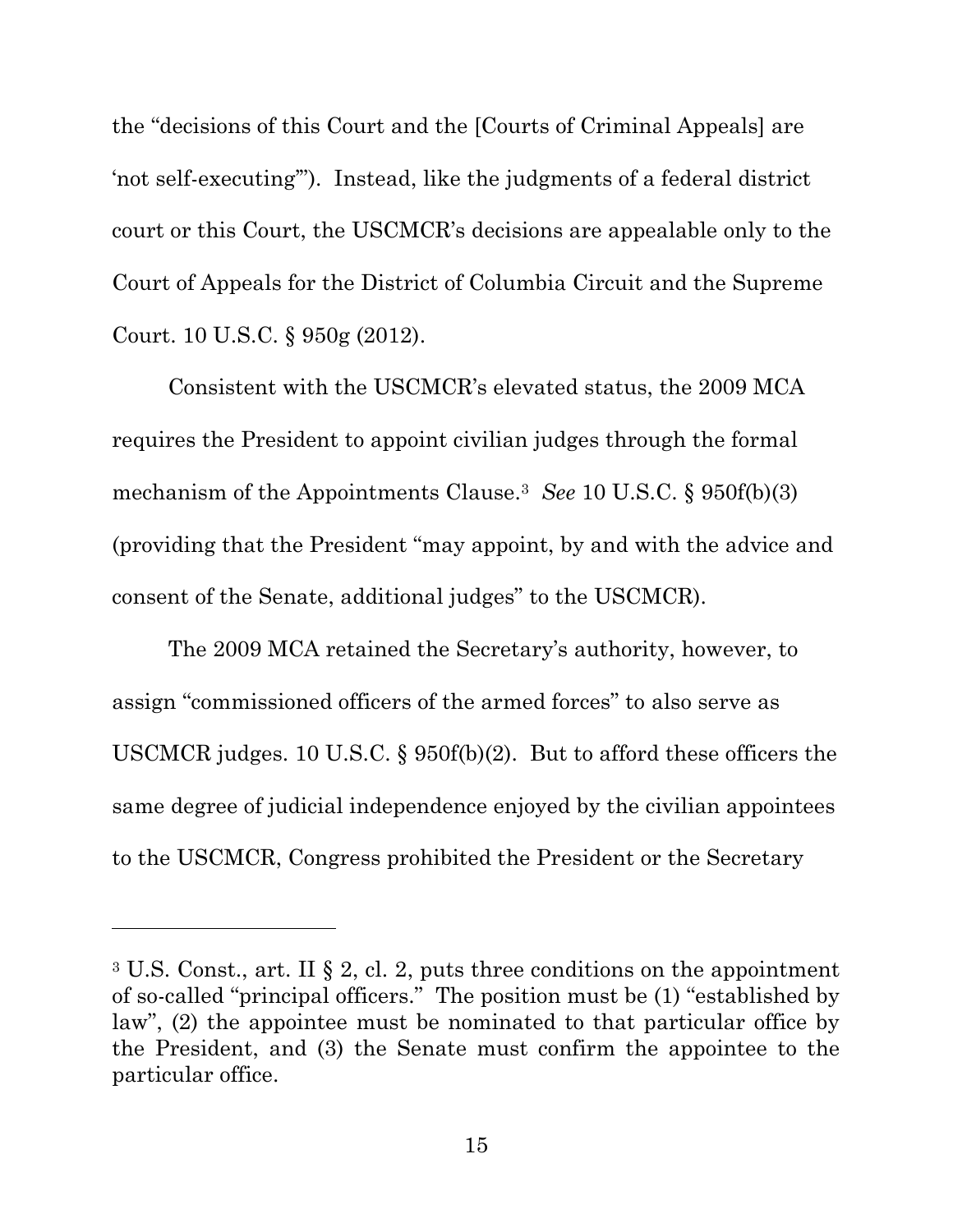the "decisions of this Court and the [Courts of Criminal Appeals] are 'not self-executing'"). Instead, like the judgments of a federal district court or this Court, the USCMCR's decisions are appealable only to the Court of Appeals for the District of Columbia Circuit and the Supreme Court. 10 U.S.C. § 950g (2012).

Consistent with the USCMCR's elevated status, the 2009 MCA requires the President to appoint civilian judges through the formal mechanism of the Appointments Clause.[3] *See* 10 U.S.C. § 950f(b)(3) (providing that the President "may appoint, by and with the advice and consent of the Senate, additional judges" to the USCMCR).

The 2009 MCA retained the Secretary's authority, however, to assign "commissioned officers of the armed forces" to also serve as USCMCR judges. 10 U.S.C. § 950f(b)(2). But to afford these officers the same degree of judicial independence enjoyed by the civilian appointees to the USCMCR, Congress prohibited the President or the Secretary

---

[3] U.S. Const., art. II § 2, cl. 2, puts three conditions on the appointment of so-called "principal officers." The position must be (1) "established by law", (2) the appointee must be nominated to that particular office by the President, and (3) the Senate must confirm the appointee to the particular office.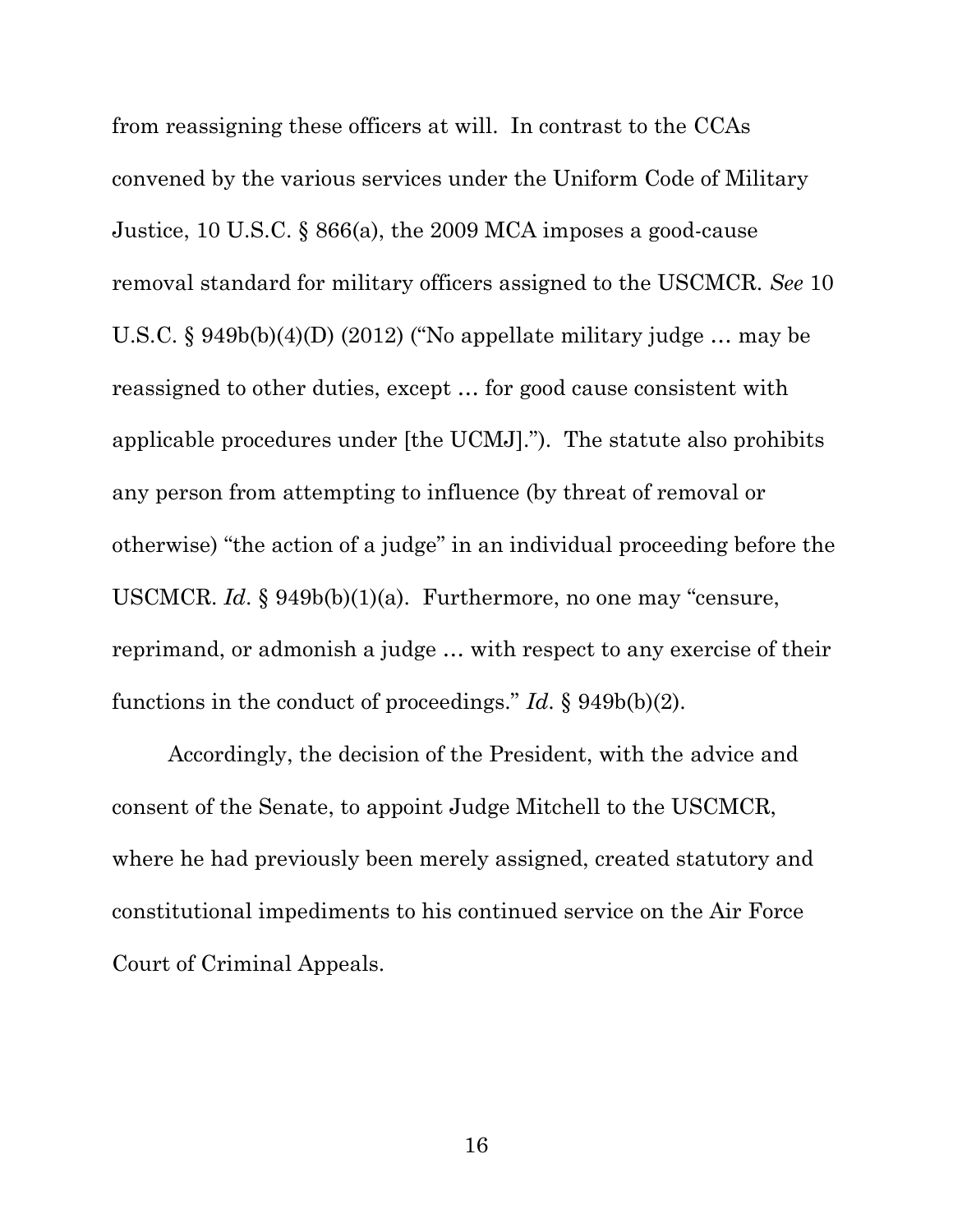from reassigning these officers at will. In contrast to the CCAs convened by the various services under the Uniform Code of Military Justice, 10 U.S.C. § 866(a), the 2009 MCA imposes a good-cause removal standard for military officers assigned to the USCMCR. *See* 10 U.S.C. § 949b(b)(4)(D) (2012) ("No appellate military judge … may be reassigned to other duties, except … for good cause consistent with applicable procedures under [the UCMJ]."). The statute also prohibits any person from attempting to influence (by threat of removal or otherwise) "the action of a judge" in an individual proceeding before the USCMCR. *Id*. § 949b(b)(1)(a). Furthermore, no one may "censure, reprimand, or admonish a judge … with respect to any exercise of their functions in the conduct of proceedings." *Id*. § 949b(b)(2).

Accordingly, the decision of the President, with the advice and consent of the Senate, to appoint Judge Mitchell to the USCMCR, where he had previously been merely assigned, created statutory and constitutional impediments to his continued service on the Air Force Court of Criminal Appeals.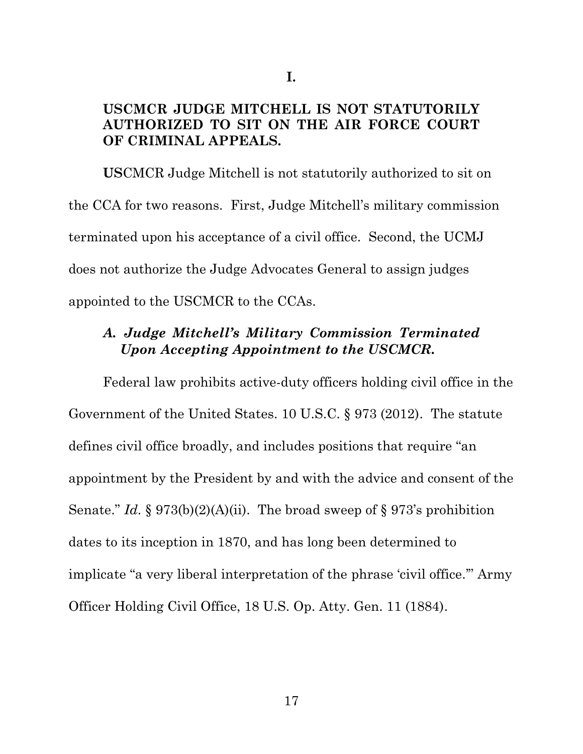# I.

## USCMCR JUDGE MITCHELL IS NOT STATUTORILY AUTHORIZED TO SIT ON THE AIR FORCE COURT OF CRIMINAL APPEALS.

USCMCR Judge Mitchell is not statutorily authorized to sit on the CCA for two reasons. First, Judge Mitchell's military commission terminated upon his acceptance of a civil office. Second, the UCMJ does not authorize the Judge Advocates General to assign judges appointed to the USCMCR to the CCAs.

### *A. Judge Mitchell's Military Commission Terminated Upon Accepting Appointment to the USCMCR.*

Federal law prohibits active-duty officers holding civil office in the Government of the United States. 10 U.S.C. § 973 (2012). The statute defines civil office broadly, and includes positions that require "an appointment by the President by and with the advice and consent of the Senate." *Id.* § 973(b)(2)(A)(ii). The broad sweep of § 973's prohibition dates to its inception in 1870, and has long been determined to implicate "a very liberal interpretation of the phrase 'civil office.'" Army Officer Holding Civil Office, 18 U.S. Op. Atty. Gen. 11 (1884).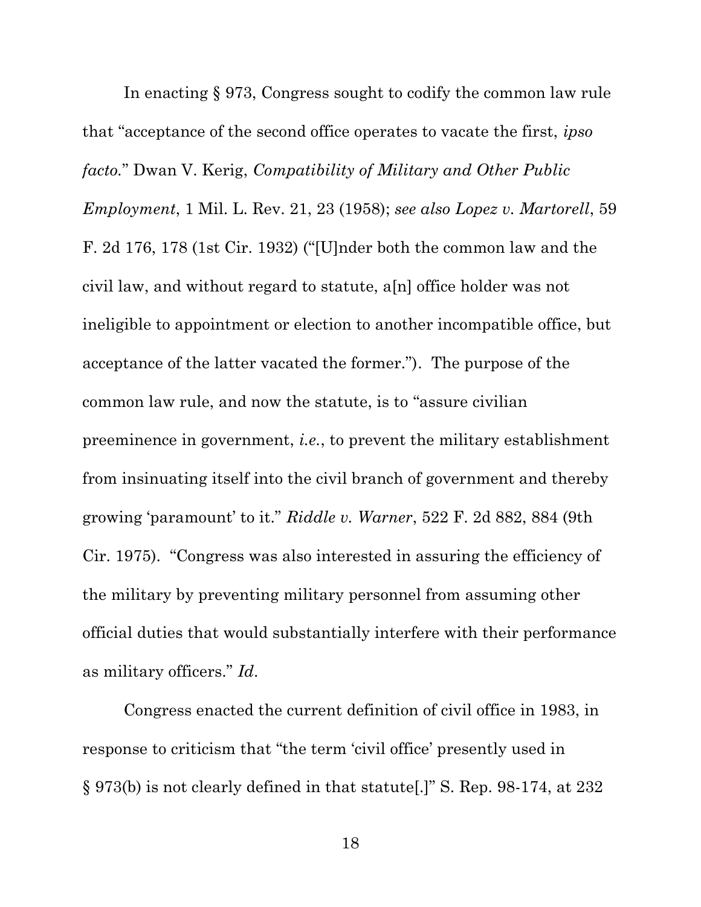In enacting § 973, Congress sought to codify the common law rule that "acceptance of the second office operates to vacate the first, *ipso facto.*" Dwan V. Kerig, *Compatibility of Military and Other Public Employment*, 1 Mil. L. Rev. 21, 23 (1958); *see also Lopez v. Martorell*, 59 F. 2d 176, 178 (1st Cir. 1932) ("[U]nder both the common law and the civil law, and without regard to statute, a[n] office holder was not ineligible to appointment or election to another incompatible office, but acceptance of the latter vacated the former."). The purpose of the common law rule, and now the statute, is to "assure civilian preeminence in government, *i.e.*, to prevent the military establishment from insinuating itself into the civil branch of government and thereby growing 'paramount' to it." *Riddle v. Warner*, 522 F. 2d 882, 884 (9th Cir. 1975). "Congress was also interested in assuring the efficiency of the military by preventing military personnel from assuming other official duties that would substantially interfere with their performance as military officers." *Id*.

Congress enacted the current definition of civil office in 1983, in response to criticism that "the term 'civil office' presently used in § 973(b) is not clearly defined in that statute[.]" S. Rep. 98-174, at 232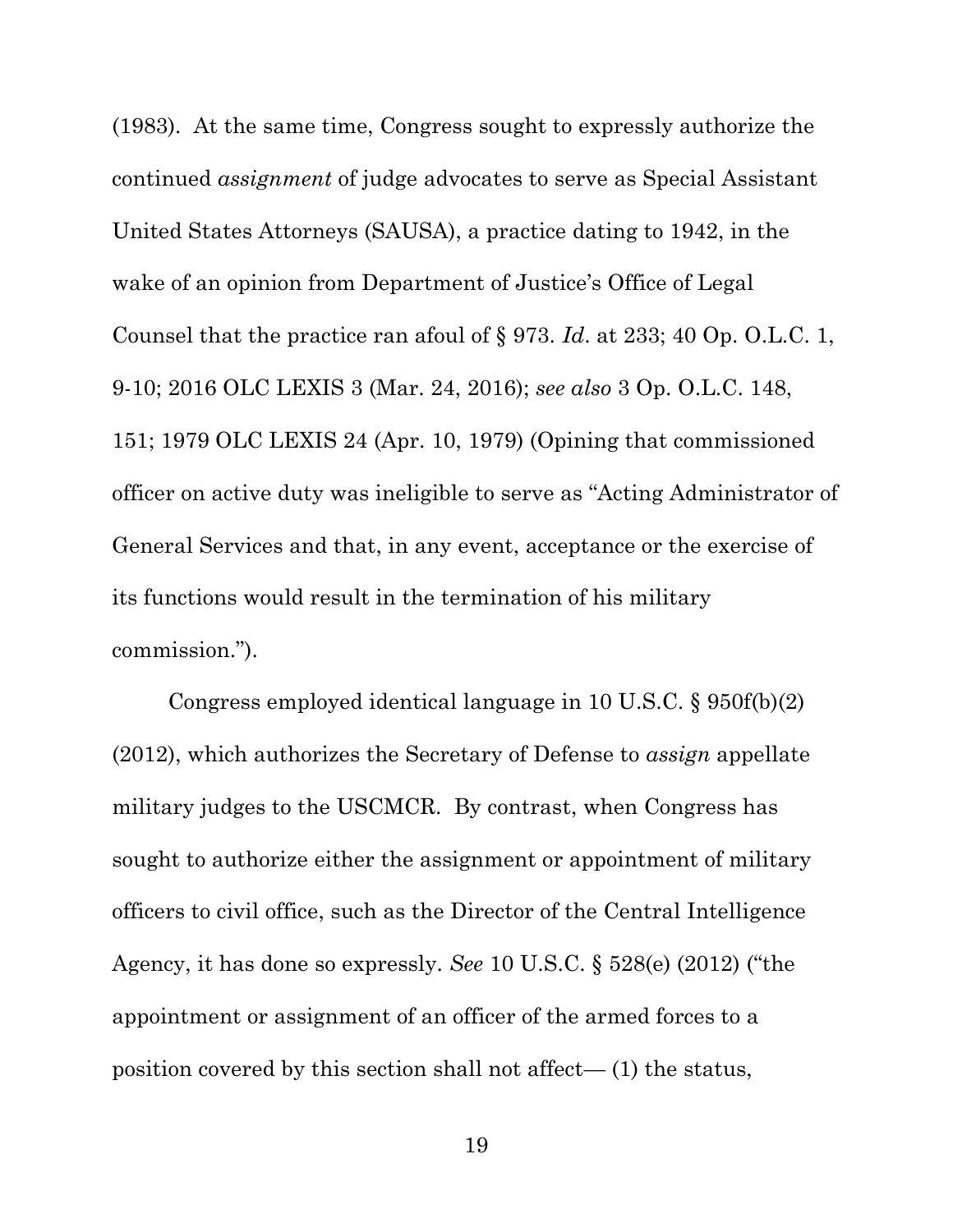(1983). At the same time, Congress sought to expressly authorize the continued *assignment* of judge advocates to serve as Special Assistant United States Attorneys (SAUSA), a practice dating to 1942, in the wake of an opinion from Department of Justice's Office of Legal Counsel that the practice ran afoul of § 973. *Id*. at 233; 40 Op. O.L.C. 1, 9-10; 2016 OLC LEXIS 3 (Mar. 24, 2016); *see also* 3 Op. O.L.C. 148, 151; 1979 OLC LEXIS 24 (Apr. 10, 1979) (Opining that commissioned officer on active duty was ineligible to serve as "Acting Administrator of General Services and that, in any event, acceptance or the exercise of its functions would result in the termination of his military commission.").

Congress employed identical language in 10 U.S.C. § 950f(b)(2) (2012), which authorizes the Secretary of Defense to *assign* appellate military judges to the USCMCR. By contrast, when Congress has sought to authorize either the assignment or appointment of military officers to civil office, such as the Director of the Central Intelligence Agency, it has done so expressly. *See* 10 U.S.C. § 528(e) (2012) ("the appointment or assignment of an officer of the armed forces to a position covered by this section shall not affect— (1) the status,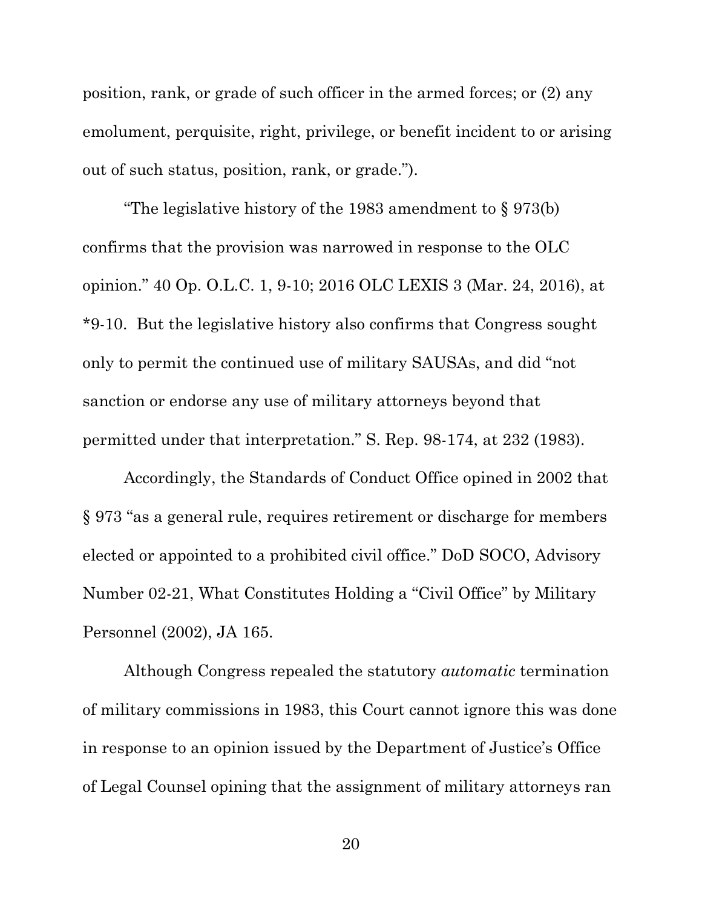position, rank, or grade of such officer in the armed forces; or (2) any emolument, perquisite, right, privilege, or benefit incident to or arising out of such status, position, rank, or grade.").

"The legislative history of the 1983 amendment to § 973(b) confirms that the provision was narrowed in response to the OLC opinion." 40 Op. O.L.C. 1, 9-10; 2016 OLC LEXIS 3 (Mar. 24, 2016), at *9-10. But the legislative history also confirms that Congress sought only to permit the continued use of military SAUSAs, and did "not sanction or endorse any use of military attorneys beyond that permitted under that interpretation." S. Rep. 98-174, at 232 (1983).

Accordingly, the Standards of Conduct Office opined in 2002 that § 973 "as a general rule, requires retirement or discharge for members elected or appointed to a prohibited civil office." DoD SOCO, Advisory Number 02-21, What Constitutes Holding a "Civil Office" by Military Personnel (2002), JA 165.

Although Congress repealed the statutory *automatic* termination of military commissions in 1983, this Court cannot ignore this was done in response to an opinion issued by the Department of Justice's Office of Legal Counsel opining that the assignment of military attorneys ran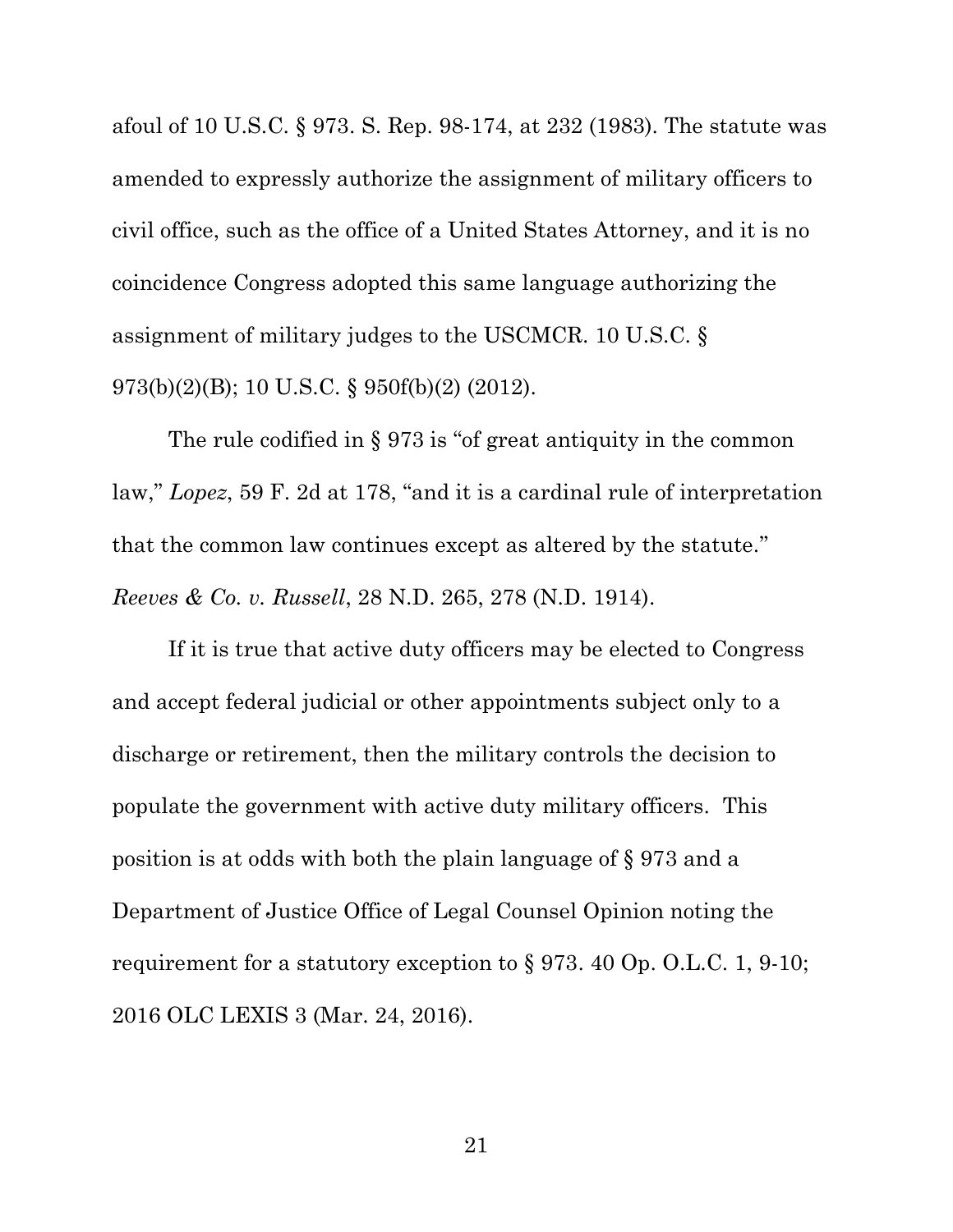afoul of 10 U.S.C. § 973. S. Rep. 98-174, at 232 (1983). The statute was amended to expressly authorize the assignment of military officers to civil office, such as the office of a United States Attorney, and it is no coincidence Congress adopted this same language authorizing the assignment of military judges to the USCMCR. 10 U.S.C. § 973(b)(2)(B); 10 U.S.C. § 950f(b)(2) (2012).

The rule codified in § 973 is "of great antiquity in the common law," *Lopez*, 59 F. 2d at 178, "and it is a cardinal rule of interpretation that the common law continues except as altered by the statute." *Reeves & Co. v. Russell*, 28 N.D. 265, 278 (N.D. 1914).

If it is true that active duty officers may be elected to Congress and accept federal judicial or other appointments subject only to a discharge or retirement, then the military controls the decision to populate the government with active duty military officers. This position is at odds with both the plain language of § 973 and a Department of Justice Office of Legal Counsel Opinion noting the requirement for a statutory exception to § 973. 40 Op. O.L.C. 1, 9-10; 2016 OLC LEXIS 3 (Mar. 24, 2016).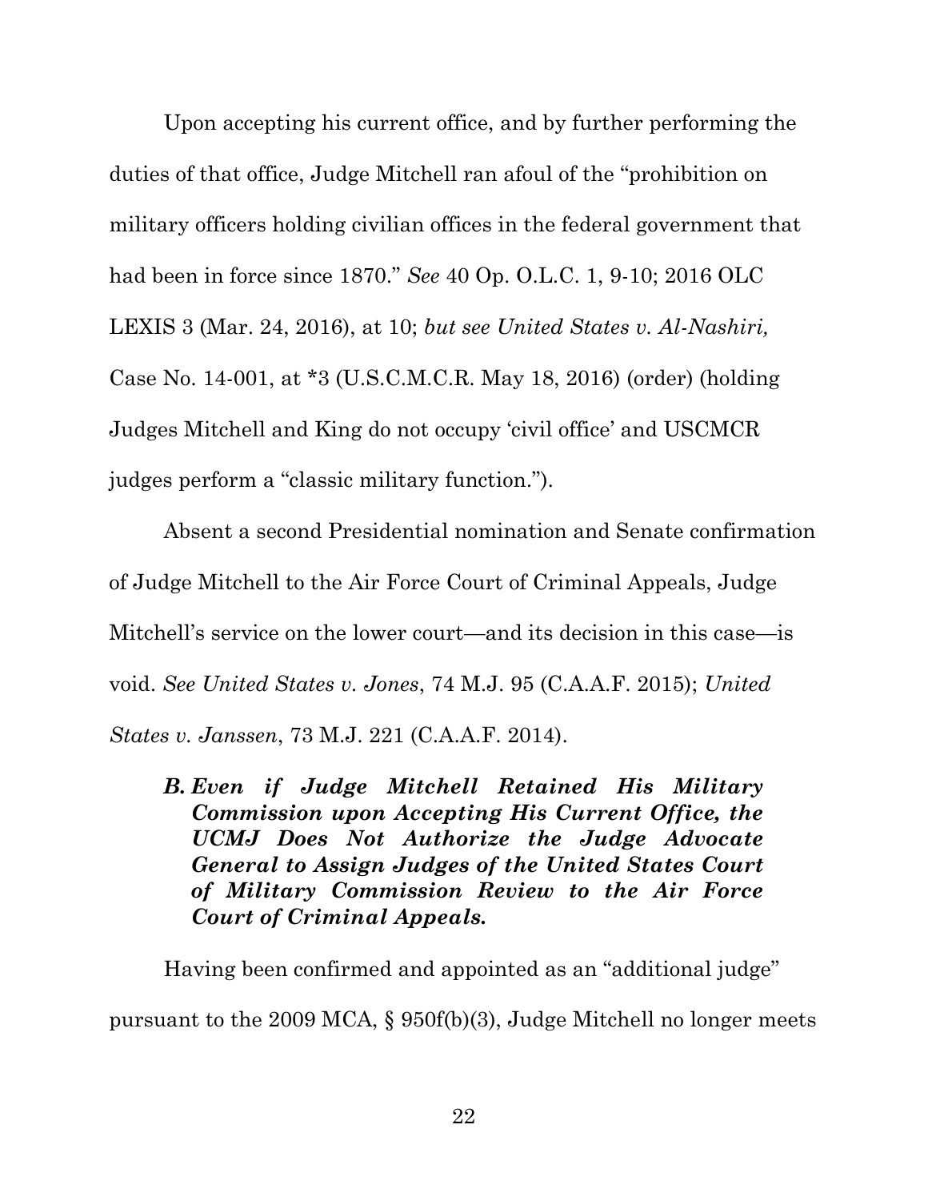Upon accepting his current office, and by further performing the duties of that office, Judge Mitchell ran afoul of the "prohibition on military officers holding civilian offices in the federal government that had been in force since 1870." *See* 40 Op. O.L.C. 1, 9-10; 2016 OLC LEXIS 3 (Mar. 24, 2016), at 10; *but see United States v. Al-Nashiri,* Case No. 14-001, at *3 (U.S.C.M.C.R. May 18, 2016) (order) (holding Judges Mitchell and King do not occupy 'civil office' and USCMCR judges perform a "classic military function.").

Absent a second Presidential nomination and Senate confirmation of Judge Mitchell to the Air Force Court of Criminal Appeals, Judge Mitchell's service on the lower court—and its decision in this case—is void. *See United States v. Jones*, 74 M.J. 95 (C.A.A.F. 2015); *United States v. Janssen*, 73 M.J. 221 (C.A.A.F. 2014).

### *B. Even if Judge Mitchell Retained His Military Commission upon Accepting His Current Office, the UCMJ Does Not Authorize the Judge Advocate General to Assign Judges of the United States Court of Military Commission Review to the Air Force Court of Criminal Appeals.*

Having been confirmed and appointed as an "additional judge" pursuant to the 2009 MCA, § 950f(b)(3), Judge Mitchell no longer meets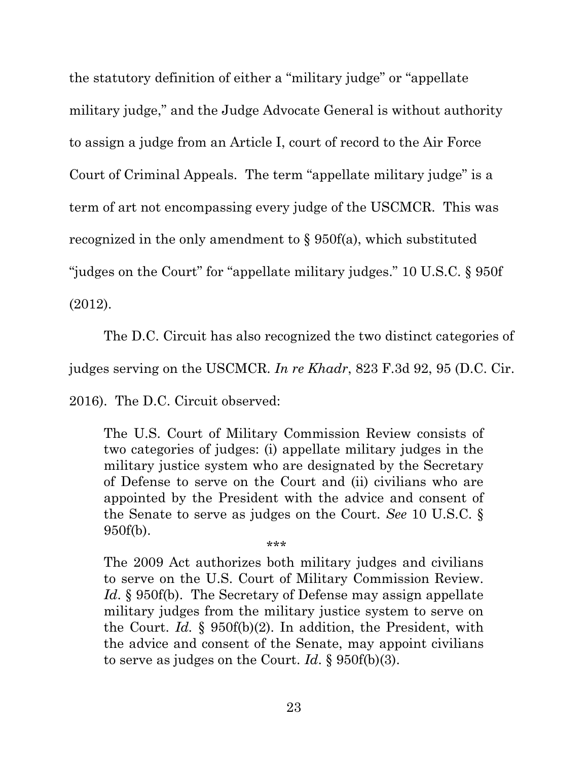the statutory definition of either a "military judge" or "appellate military judge," and the Judge Advocate General is without authority to assign a judge from an Article I, court of record to the Air Force Court of Criminal Appeals. The term "appellate military judge" is a term of art not encompassing every judge of the USCMCR. This was recognized in the only amendment to § 950f(a), which substituted "judges on the Court" for "appellate military judges." 10 U.S.C. § 950f (2012).

The D.C. Circuit has also recognized the two distinct categories of judges serving on the USCMCR. *In re Khadr*, 823 F.3d 92, 95 (D.C. Cir. 2016). The D.C. Circuit observed:

> The U.S. Court of Military Commission Review consists of two categories of judges: (i) appellate military judges in the military justice system who are designated by the Secretary of Defense to serve on the Court and (ii) civilians who are appointed by the President with the advice and consent of the Senate to serve as judges on the Court. *See* 10 U.S.C. § 950f(b).
>
> \*\*\*
>
> The 2009 Act authorizes both military judges and civilians to serve on the U.S. Court of Military Commission Review. *Id*. § 950f(b). The Secretary of Defense may assign appellate military judges from the military justice system to serve on the Court. *Id.* § 950f(b)(2). In addition, the President, with the advice and consent of the Senate, may appoint civilians to serve as judges on the Court. *Id*. § 950f(b)(3).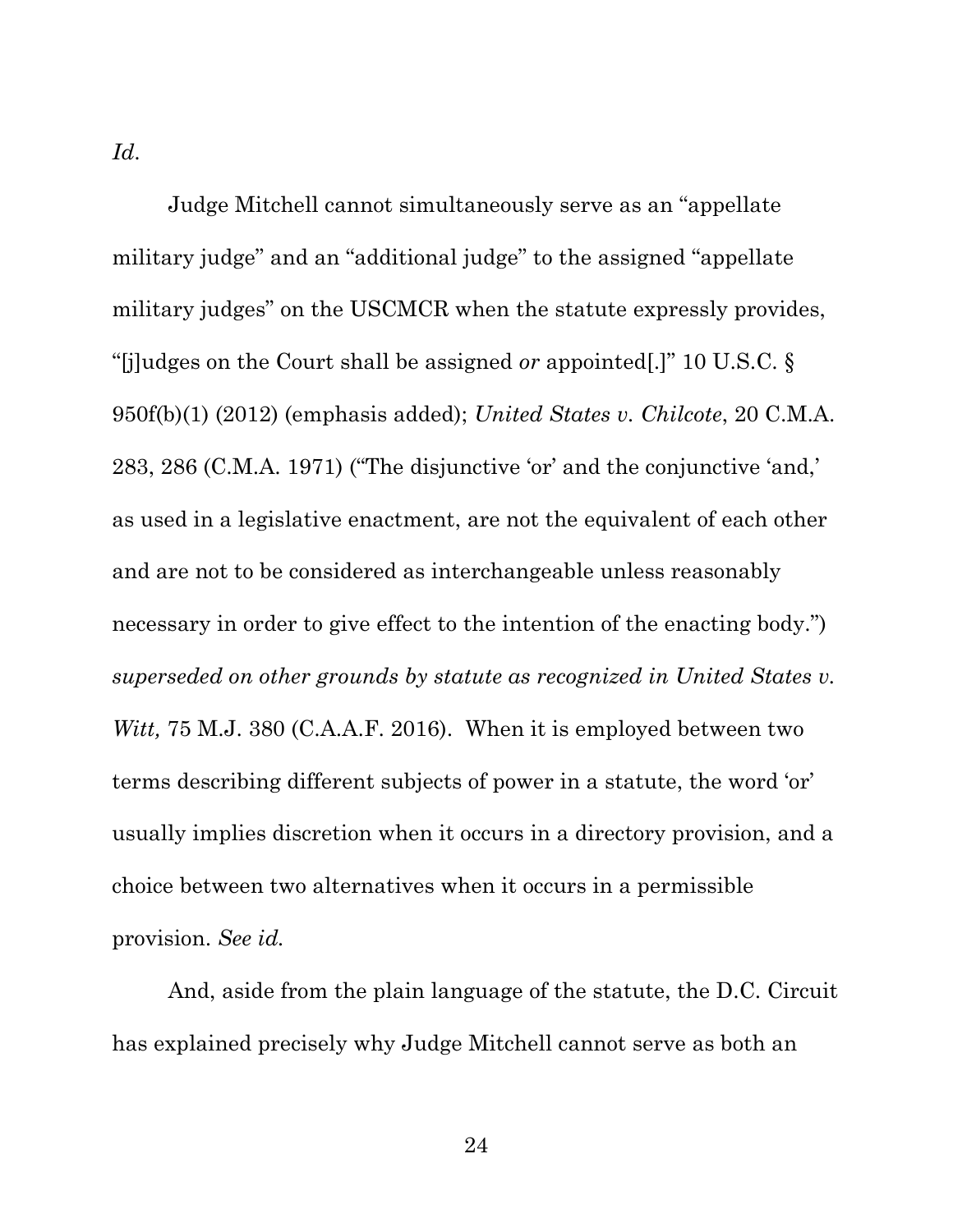*Id*.

Judge Mitchell cannot simultaneously serve as an "appellate military judge" and an "additional judge" to the assigned "appellate military judges" on the USCMCR when the statute expressly provides, "[j]udges on the Court shall be assigned *or* appointed[.]" 10 U.S.C. § 950f(b)(1) (2012) (emphasis added); *United States v. Chilcote*, 20 C.M.A. 283, 286 (C.M.A. 1971) ("The disjunctive 'or' and the conjunctive 'and,' as used in a legislative enactment, are not the equivalent of each other and are not to be considered as interchangeable unless reasonably necessary in order to give effect to the intention of the enacting body.") *superseded on other grounds by statute as recognized in United States v. Witt,* 75 M.J. 380 (C.A.A.F. 2016). When it is employed between two terms describing different subjects of power in a statute, the word 'or' usually implies discretion when it occurs in a directory provision, and a choice between two alternatives when it occurs in a permissible provision. *See id.*

And, aside from the plain language of the statute, the D.C. Circuit has explained precisely why Judge Mitchell cannot serve as both an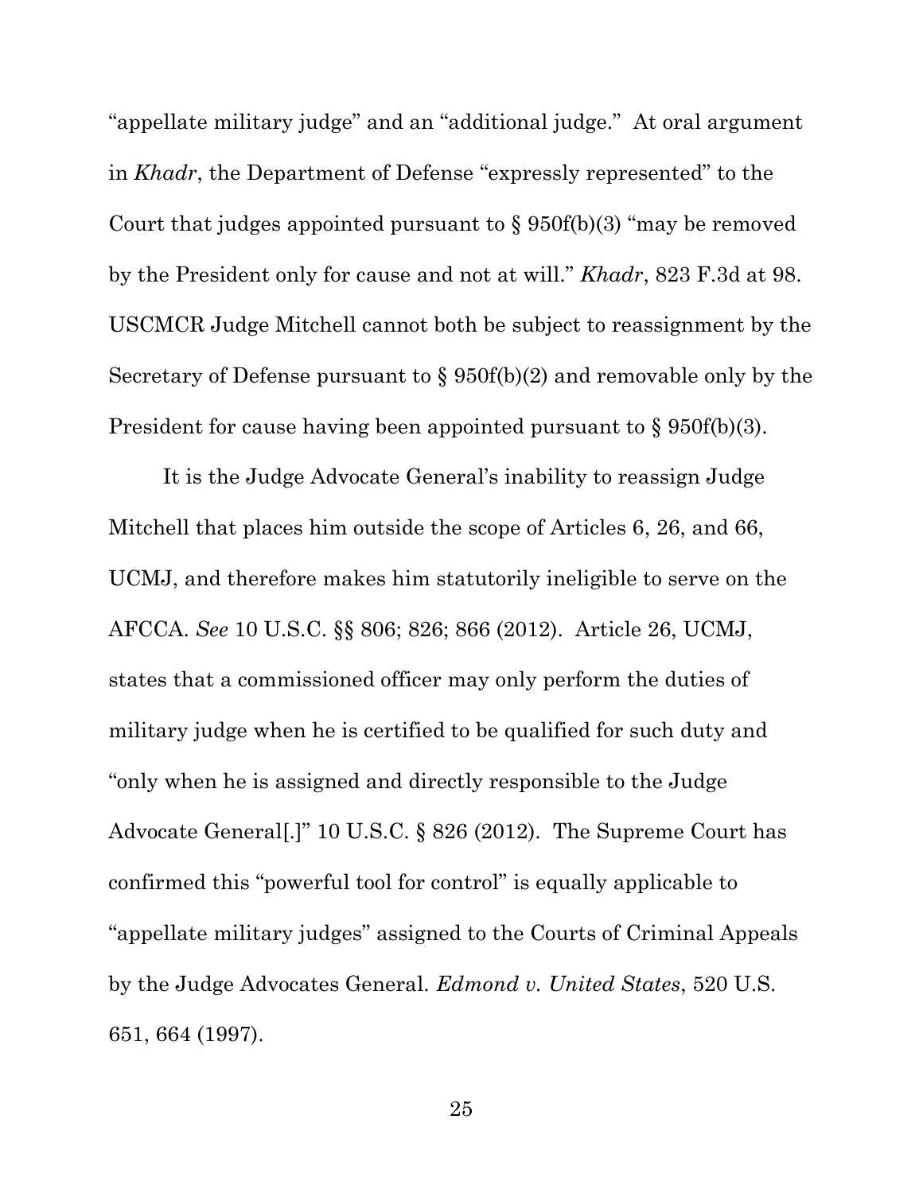"appellate military judge" and an "additional judge." At oral argument in *Khadr*, the Department of Defense "expressly represented" to the Court that judges appointed pursuant to § 950f(b)(3) "may be removed by the President only for cause and not at will." *Khadr*, 823 F.3d at 98. USCMCR Judge Mitchell cannot both be subject to reassignment by the Secretary of Defense pursuant to § 950f(b)(2) and removable only by the President for cause having been appointed pursuant to § 950f(b)(3).

It is the Judge Advocate General's inability to reassign Judge Mitchell that places him outside the scope of Articles 6, 26, and 66, UCMJ, and therefore makes him statutorily ineligible to serve on the AFCCA. *See* 10 U.S.C. §§ 806; 826; 866 (2012). Article 26, UCMJ, states that a commissioned officer may only perform the duties of military judge when he is certified to be qualified for such duty and "only when he is assigned and directly responsible to the Judge Advocate General[.]" 10 U.S.C. § 826 (2012). The Supreme Court has confirmed this "powerful tool for control" is equally applicable to "appellate military judges" assigned to the Courts of Criminal Appeals by the Judge Advocates General. *Edmond v. United States*, 520 U.S. 651, 664 (1997).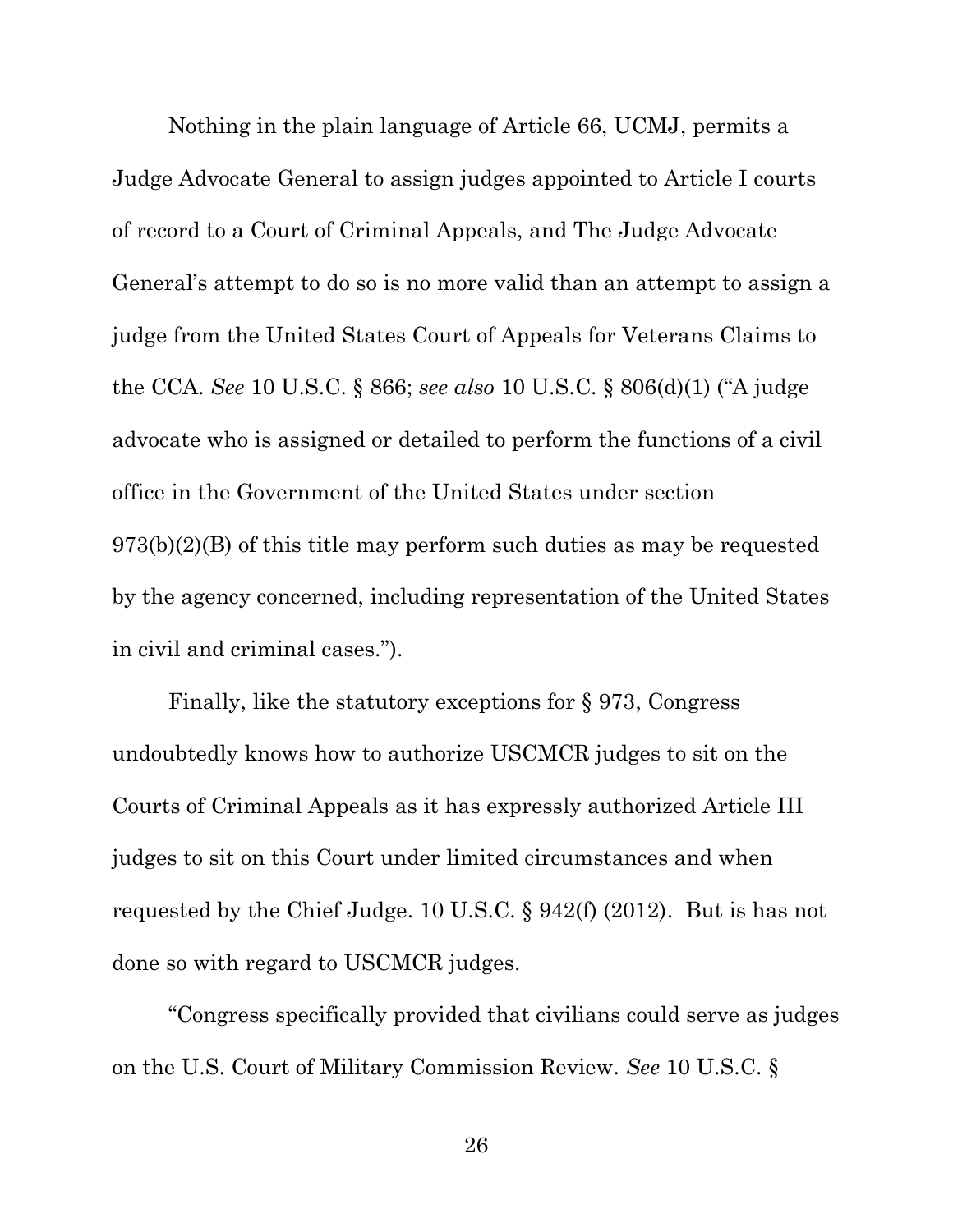Nothing in the plain language of Article 66, UCMJ, permits a Judge Advocate General to assign judges appointed to Article I courts of record to a Court of Criminal Appeals, and The Judge Advocate General's attempt to do so is no more valid than an attempt to assign a judge from the United States Court of Appeals for Veterans Claims to the CCA. *See* 10 U.S.C. § 866; *see also* 10 U.S.C. § 806(d)(1) ("A judge advocate who is assigned or detailed to perform the functions of a civil office in the Government of the United States under section 973(b)(2)(B) of this title may perform such duties as may be requested by the agency concerned, including representation of the United States in civil and criminal cases.").

Finally, like the statutory exceptions for § 973, Congress undoubtedly knows how to authorize USCMCR judges to sit on the Courts of Criminal Appeals as it has expressly authorized Article III judges to sit on this Court under limited circumstances and when requested by the Chief Judge. 10 U.S.C. § 942(f) (2012). But is has not done so with regard to USCMCR judges.

"Congress specifically provided that civilians could serve as judges on the U.S. Court of Military Commission Review. *See* 10 U.S.C. §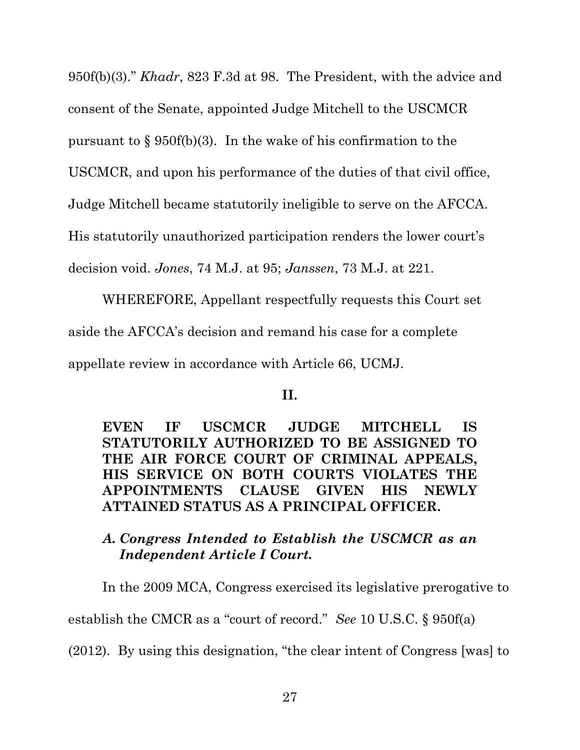950f(b)(3)." *Khadr*, 823 F.3d at 98. The President, with the advice and consent of the Senate, appointed Judge Mitchell to the USCMCR pursuant to § 950f(b)(3). In the wake of his confirmation to the USCMCR, and upon his performance of the duties of that civil office, Judge Mitchell became statutorily ineligible to serve on the AFCCA. His statutorily unauthorized participation renders the lower court's decision void. *Jones*, 74 M.J. at 95; *Janssen*, 73 M.J. at 221.

WHEREFORE, Appellant respectfully requests this Court set aside the AFCCA's decision and remand his case for a complete appellate review in accordance with Article 66, UCMJ.

## II.

**EVEN IF USCMCR JUDGE MITCHELL IS STATUTORILY AUTHORIZED TO BE ASSIGNED TO THE AIR FORCE COURT OF CRIMINAL APPEALS, HIS SERVICE ON BOTH COURTS VIOLATES THE APPOINTMENTS CLAUSE GIVEN HIS NEWLY ATTAINED STATUS AS A PRINCIPAL OFFICER.**

### *A. Congress Intended to Establish the USCMCR as an Independent Article I Court.*

In the 2009 MCA, Congress exercised its legislative prerogative to establish the CMCR as a "court of record." *See* 10 U.S.C. § 950f(a) (2012). By using this designation, "the clear intent of Congress [was] to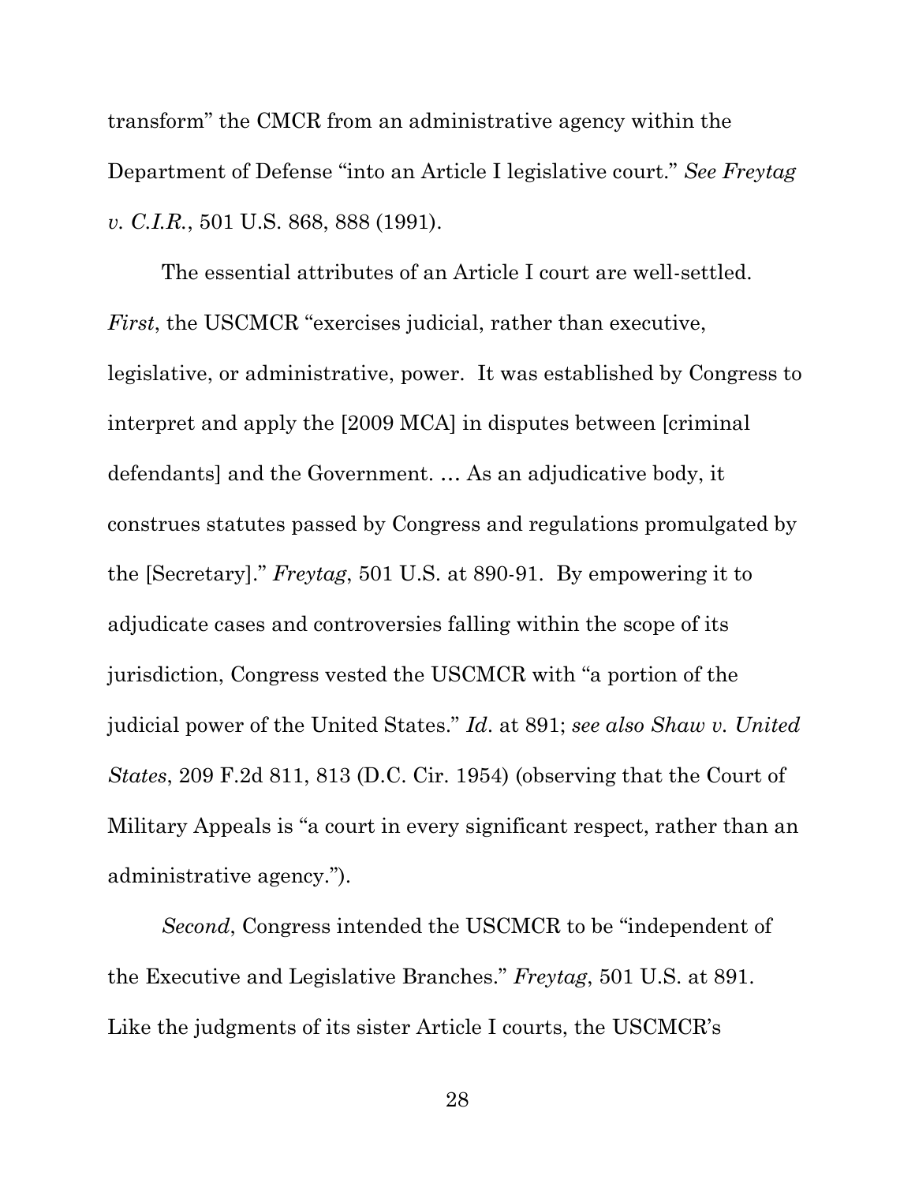transform" the CMCR from an administrative agency within the Department of Defense "into an Article I legislative court." *See Freytag v. C.I.R.*, 501 U.S. 868, 888 (1991).

The essential attributes of an Article I court are well-settled. *First*, the USCMCR "exercises judicial, rather than executive, legislative, or administrative, power. It was established by Congress to interpret and apply the [2009 MCA] in disputes between [criminal defendants] and the Government. … As an adjudicative body, it construes statutes passed by Congress and regulations promulgated by the [Secretary]." *Freytag*, 501 U.S. at 890-91. By empowering it to adjudicate cases and controversies falling within the scope of its jurisdiction, Congress vested the USCMCR with "a portion of the judicial power of the United States." *Id*. at 891; *see also Shaw v. United States*, 209 F.2d 811, 813 (D.C. Cir. 1954) (observing that the Court of Military Appeals is "a court in every significant respect, rather than an administrative agency.").

*Second*, Congress intended the USCMCR to be "independent of the Executive and Legislative Branches." *Freytag*, 501 U.S. at 891. Like the judgments of its sister Article I courts, the USCMCR's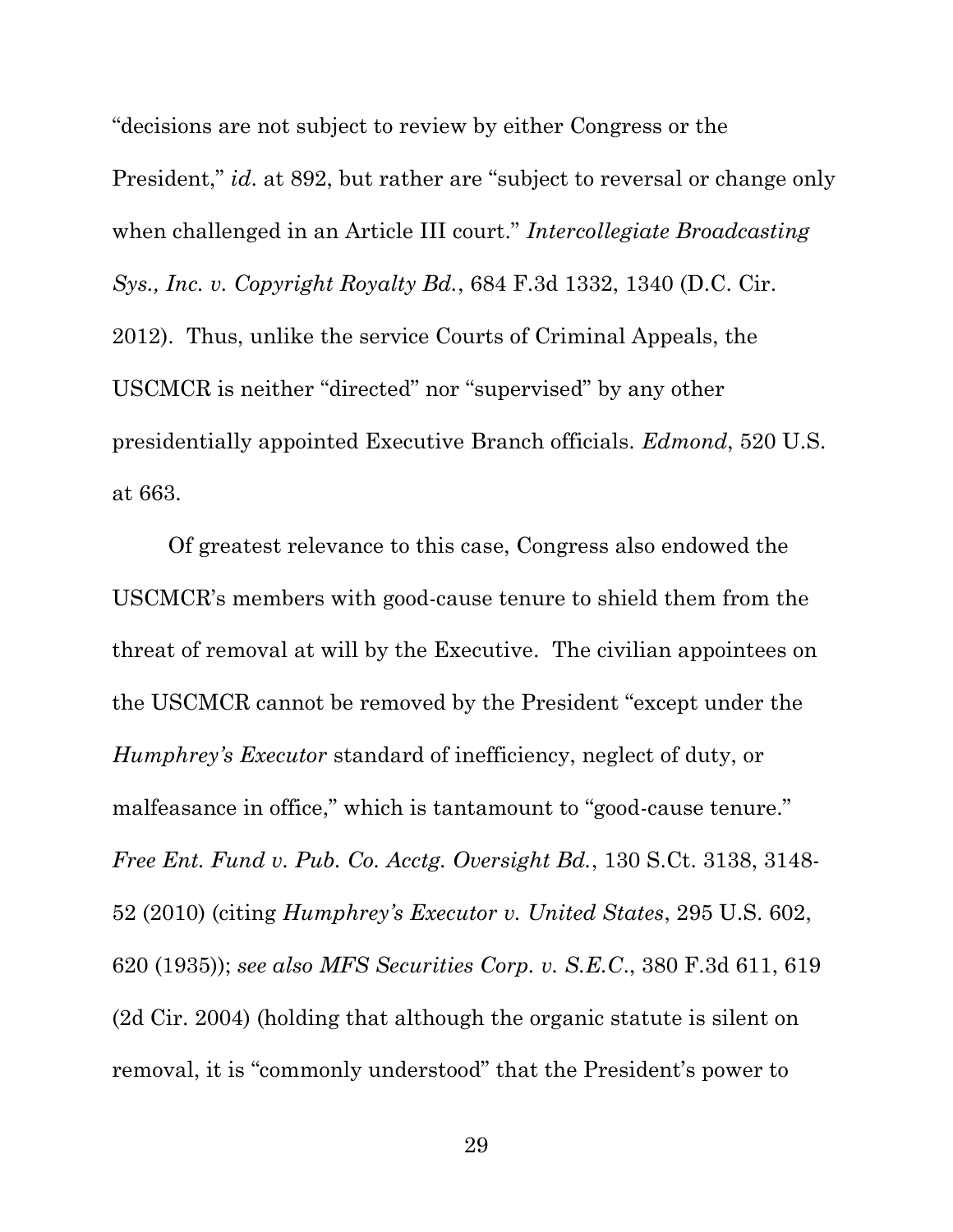"decisions are not subject to review by either Congress or the President," *id*. at 892, but rather are "subject to reversal or change only when challenged in an Article III court." *Intercollegiate Broadcasting Sys., Inc. v. Copyright Royalty Bd.*, 684 F.3d 1332, 1340 (D.C. Cir. 2012). Thus, unlike the service Courts of Criminal Appeals, the USCMCR is neither "directed" nor "supervised" by any other presidentially appointed Executive Branch officials. *Edmond*, 520 U.S. at 663.

Of greatest relevance to this case, Congress also endowed the USCMCR's members with good-cause tenure to shield them from the threat of removal at will by the Executive. The civilian appointees on the USCMCR cannot be removed by the President "except under the *Humphrey's Executor* standard of inefficiency, neglect of duty, or malfeasance in office," which is tantamount to "good-cause tenure." *Free Ent. Fund v. Pub. Co. Acctg. Oversight Bd.*, 130 S.Ct. 3138, 3148-52 (2010) (citing *Humphrey's Executor v. United States*, 295 U.S. 602, 620 (1935)); *see also MFS Securities Corp. v. S.E.C.*, 380 F.3d 611, 619 (2d Cir. 2004) (holding that although the organic statute is silent on removal, it is "commonly understood" that the President's power to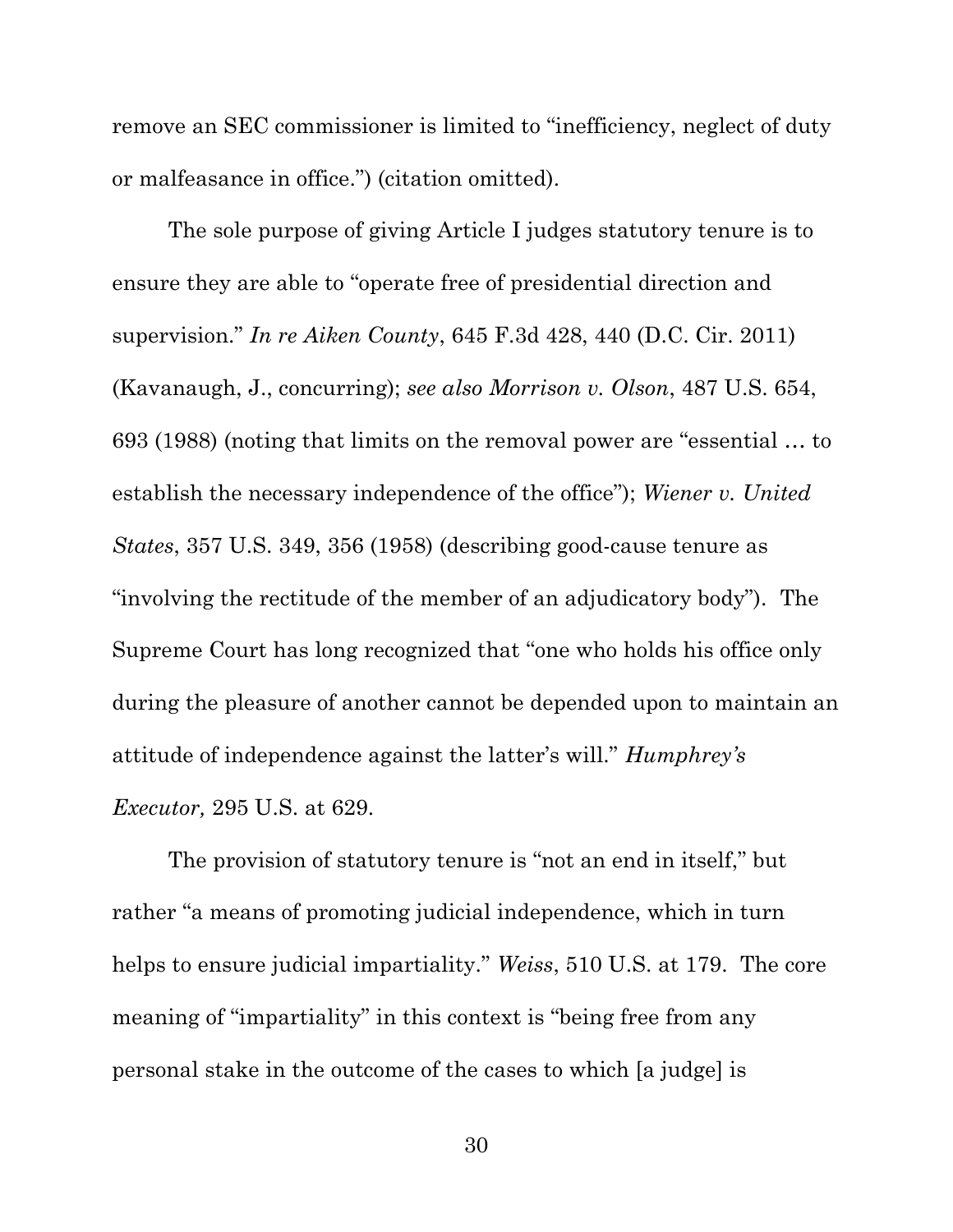remove an SEC commissioner is limited to "inefficiency, neglect of duty or malfeasance in office.") (citation omitted).

The sole purpose of giving Article I judges statutory tenure is to ensure they are able to "operate free of presidential direction and supervision." *In re Aiken County*, 645 F.3d 428, 440 (D.C. Cir. 2011) (Kavanaugh, J., concurring); *see also Morrison v. Olson*, 487 U.S. 654, 693 (1988) (noting that limits on the removal power are "essential … to establish the necessary independence of the office"); *Wiener v. United States*, 357 U.S. 349, 356 (1958) (describing good-cause tenure as "involving the rectitude of the member of an adjudicatory body"). The Supreme Court has long recognized that "one who holds his office only during the pleasure of another cannot be depended upon to maintain an attitude of independence against the latter's will." *Humphrey's Executor,* 295 U.S. at 629.

The provision of statutory tenure is "not an end in itself," but rather "a means of promoting judicial independence, which in turn helps to ensure judicial impartiality." *Weiss*, 510 U.S. at 179. The core meaning of "impartiality" in this context is "being free from any personal stake in the outcome of the cases to which [a judge] is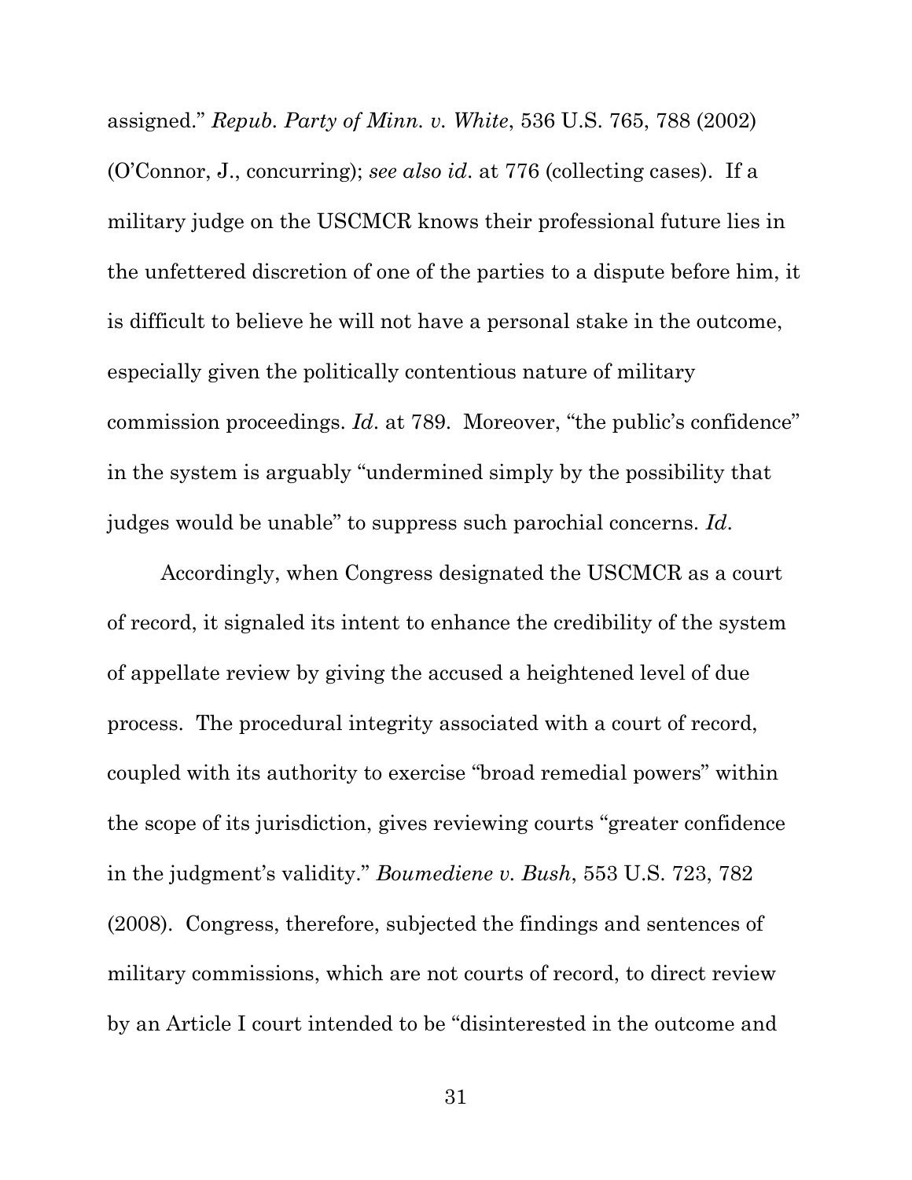assigned." *Repub. Party of Minn. v. White*, 536 U.S. 765, 788 (2002) (O'Connor, J., concurring); *see also id*. at 776 (collecting cases). If a military judge on the USCMCR knows their professional future lies in the unfettered discretion of one of the parties to a dispute before him, it is difficult to believe he will not have a personal stake in the outcome, especially given the politically contentious nature of military commission proceedings. *Id*. at 789. Moreover, "the public's confidence" in the system is arguably "undermined simply by the possibility that judges would be unable" to suppress such parochial concerns. *Id*.

Accordingly, when Congress designated the USCMCR as a court of record, it signaled its intent to enhance the credibility of the system of appellate review by giving the accused a heightened level of due process. The procedural integrity associated with a court of record, coupled with its authority to exercise "broad remedial powers" within the scope of its jurisdiction, gives reviewing courts "greater confidence in the judgment's validity." *Boumediene v. Bush*, 553 U.S. 723, 782 (2008). Congress, therefore, subjected the findings and sentences of military commissions, which are not courts of record, to direct review by an Article I court intended to be "disinterested in the outcome and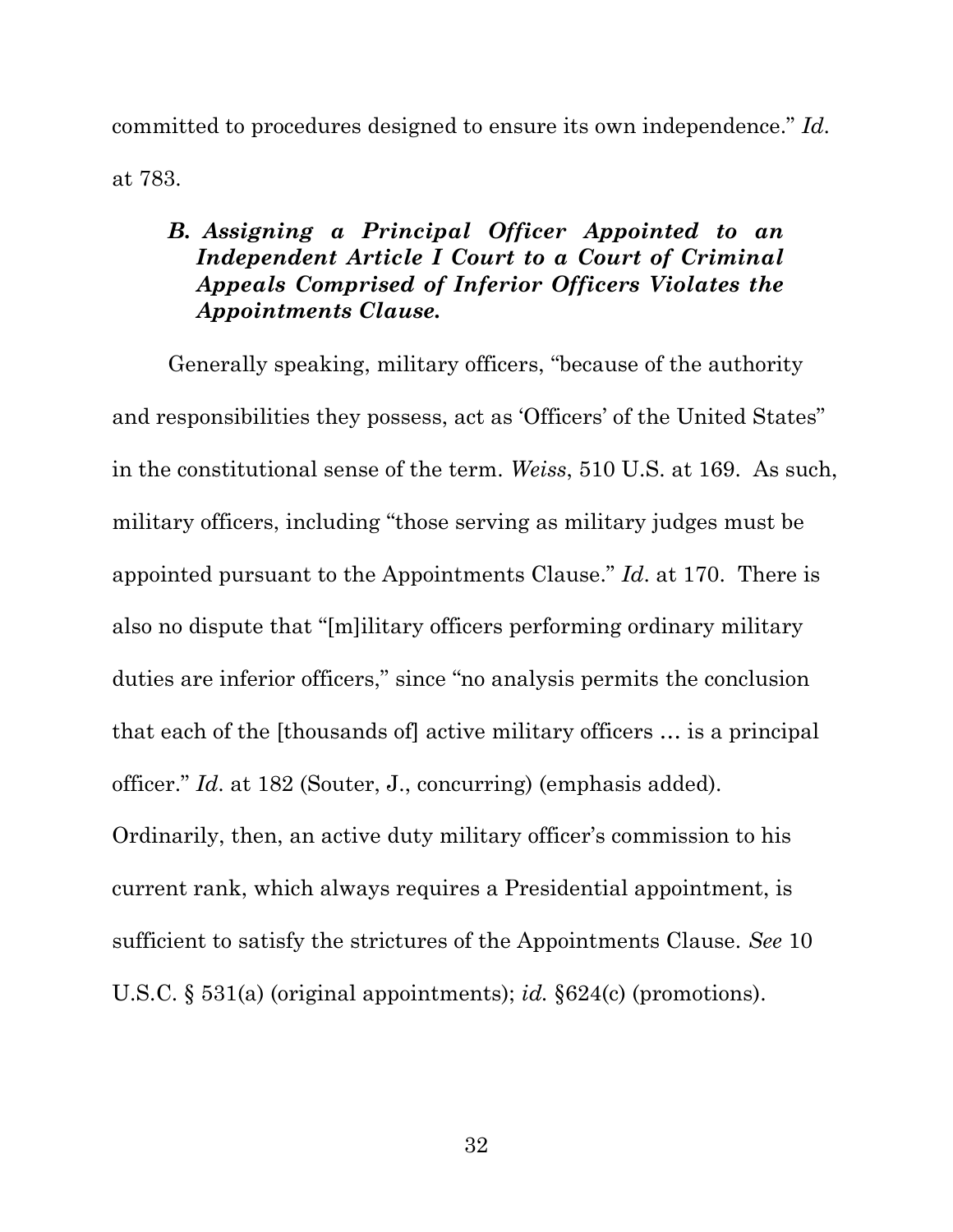committed to procedures designed to ensure its own independence." *Id*. at 783.

### *B. Assigning a Principal Officer Appointed to an Independent Article I Court to a Court of Criminal Appeals Comprised of Inferior Officers Violates the Appointments Clause.*

Generally speaking, military officers, "because of the authority and responsibilities they possess, act as 'Officers' of the United States" in the constitutional sense of the term. *Weiss*, 510 U.S. at 169. As such, military officers, including "those serving as military judges must be appointed pursuant to the Appointments Clause." *Id*. at 170. There is also no dispute that "[m]ilitary officers performing ordinary military duties are inferior officers," since "no analysis permits the conclusion that each of the [thousands of] active military officers … is a principal officer." *Id*. at 182 (Souter, J., concurring) (emphasis added). Ordinarily, then, an active duty military officer's commission to his current rank, which always requires a Presidential appointment, is sufficient to satisfy the strictures of the Appointments Clause. *See* 10 U.S.C. § 531(a) (original appointments); *id.* §624(c) (promotions).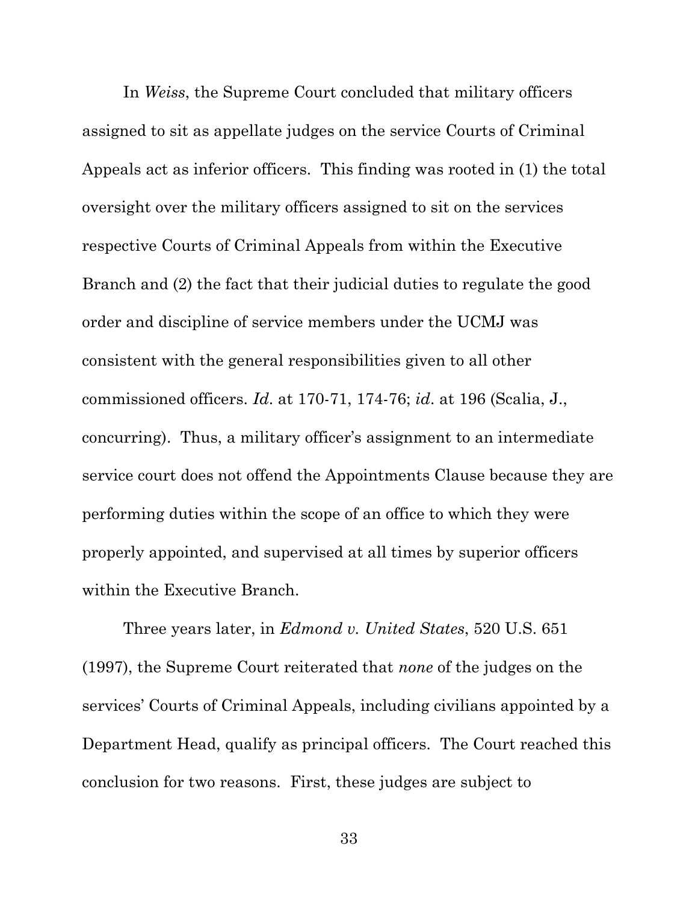In *Weiss*, the Supreme Court concluded that military officers assigned to sit as appellate judges on the service Courts of Criminal Appeals act as inferior officers. This finding was rooted in (1) the total oversight over the military officers assigned to sit on the services respective Courts of Criminal Appeals from within the Executive Branch and (2) the fact that their judicial duties to regulate the good order and discipline of service members under the UCMJ was consistent with the general responsibilities given to all other commissioned officers. *Id*. at 170-71, 174-76; *id*. at 196 (Scalia, J., concurring). Thus, a military officer's assignment to an intermediate service court does not offend the Appointments Clause because they are performing duties within the scope of an office to which they were properly appointed, and supervised at all times by superior officers within the Executive Branch.

Three years later, in *Edmond v. United States*, 520 U.S. 651 (1997), the Supreme Court reiterated that *none* of the judges on the services' Courts of Criminal Appeals, including civilians appointed by a Department Head, qualify as principal officers. The Court reached this conclusion for two reasons. First, these judges are subject to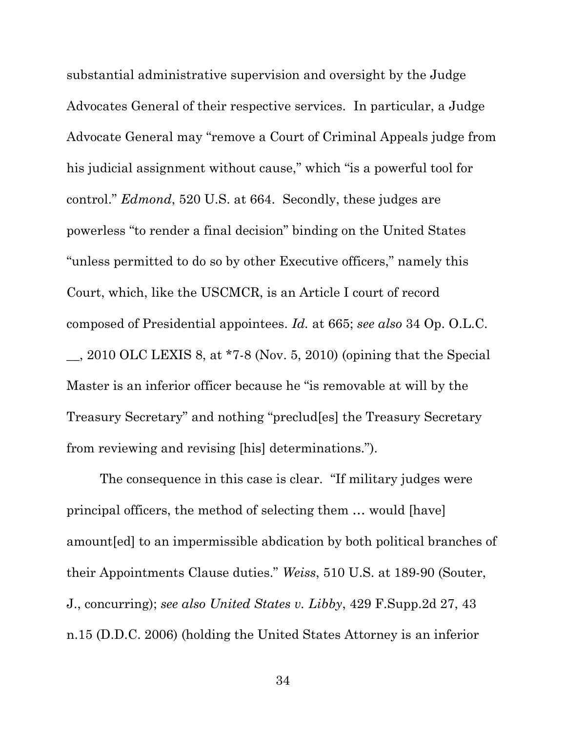substantial administrative supervision and oversight by the Judge Advocates General of their respective services. In particular, a Judge Advocate General may "remove a Court of Criminal Appeals judge from his judicial assignment without cause," which "is a powerful tool for control." *Edmond*, 520 U.S. at 664. Secondly, these judges are powerless "to render a final decision" binding on the United States "unless permitted to do so by other Executive officers," namely this Court, which, like the USCMCR, is an Article I court of record composed of Presidential appointees. *Id.* at 665; *see also* 34 Op. O.L.C. __, 2010 OLC LEXIS 8, at *7-8 (Nov. 5, 2010) (opining that the Special Master is an inferior officer because he "is removable at will by the Treasury Secretary" and nothing "preclud[es] the Treasury Secretary from reviewing and revising [his] determinations.").

The consequence in this case is clear. "If military judges were principal officers, the method of selecting them … would [have] amount[ed] to an impermissible abdication by both political branches of their Appointments Clause duties." *Weiss*, 510 U.S. at 189-90 (Souter, J., concurring); *see also United States v. Libby*, 429 F.Supp.2d 27, 43 n.15 (D.D.C. 2006) (holding the United States Attorney is an inferior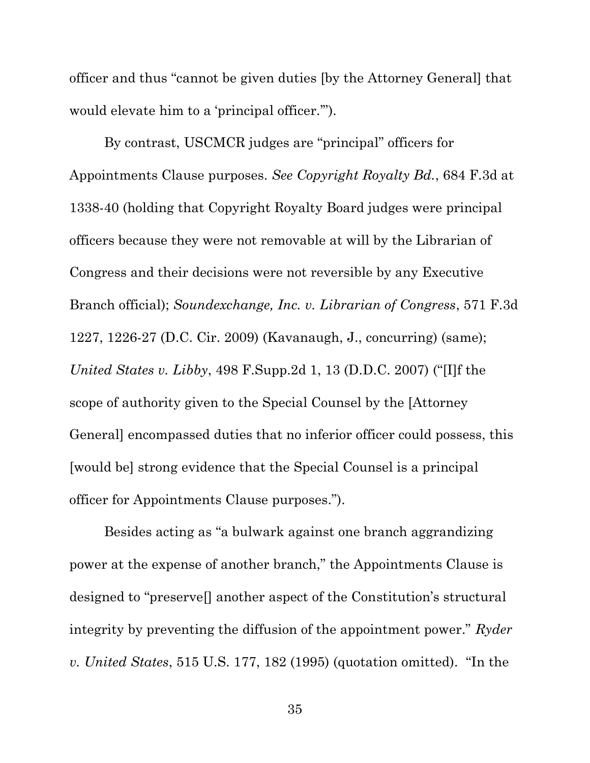officer and thus "cannot be given duties [by the Attorney General] that would elevate him to a 'principal officer.'").

By contrast, USCMCR judges are "principal" officers for Appointments Clause purposes. *See Copyright Royalty Bd.*, 684 F.3d at 1338-40 (holding that Copyright Royalty Board judges were principal officers because they were not removable at will by the Librarian of Congress and their decisions were not reversible by any Executive Branch official); *Soundexchange, Inc. v. Librarian of Congress*, 571 F.3d 1227, 1226-27 (D.C. Cir. 2009) (Kavanaugh, J., concurring) (same); *United States v. Libby*, 498 F.Supp.2d 1, 13 (D.D.C. 2007) ("[I]f the scope of authority given to the Special Counsel by the [Attorney General] encompassed duties that no inferior officer could possess, this [would be] strong evidence that the Special Counsel is a principal officer for Appointments Clause purposes.").

Besides acting as "a bulwark against one branch aggrandizing power at the expense of another branch," the Appointments Clause is designed to "preserve[] another aspect of the Constitution's structural integrity by preventing the diffusion of the appointment power." *Ryder v. United States*, 515 U.S. 177, 182 (1995) (quotation omitted). "In the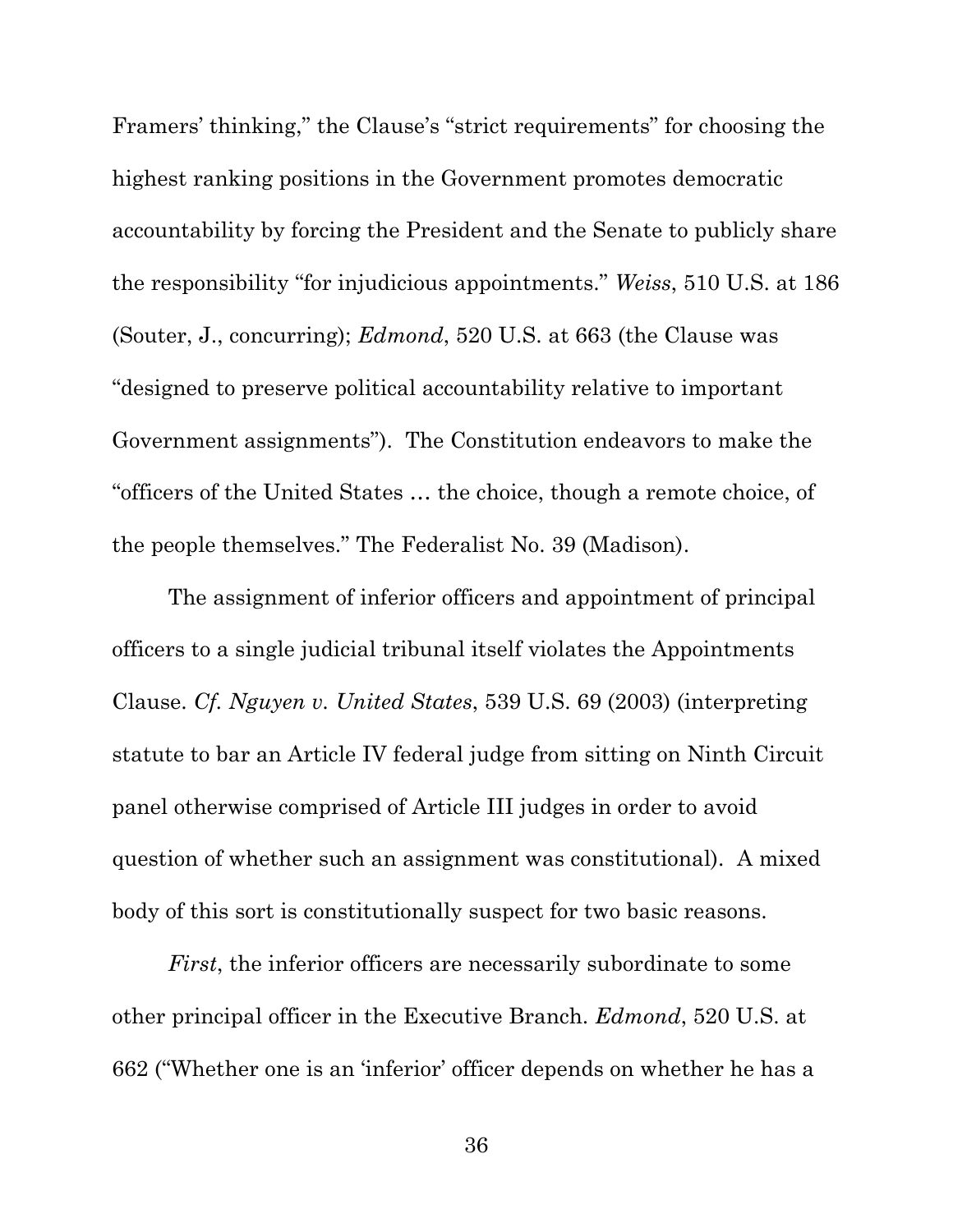Framers' thinking," the Clause's "strict requirements" for choosing the highest ranking positions in the Government promotes democratic accountability by forcing the President and the Senate to publicly share the responsibility "for injudicious appointments." *Weiss*, 510 U.S. at 186 (Souter, J., concurring); *Edmond*, 520 U.S. at 663 (the Clause was "designed to preserve political accountability relative to important Government assignments"). The Constitution endeavors to make the "officers of the United States … the choice, though a remote choice, of the people themselves." The Federalist No. 39 (Madison).

The assignment of inferior officers and appointment of principal officers to a single judicial tribunal itself violates the Appointments Clause. *Cf. Nguyen v. United States*, 539 U.S. 69 (2003) (interpreting statute to bar an Article IV federal judge from sitting on Ninth Circuit panel otherwise comprised of Article III judges in order to avoid question of whether such an assignment was constitutional). A mixed body of this sort is constitutionally suspect for two basic reasons.

*First*, the inferior officers are necessarily subordinate to some other principal officer in the Executive Branch. *Edmond*, 520 U.S. at 662 ("Whether one is an 'inferior' officer depends on whether he has a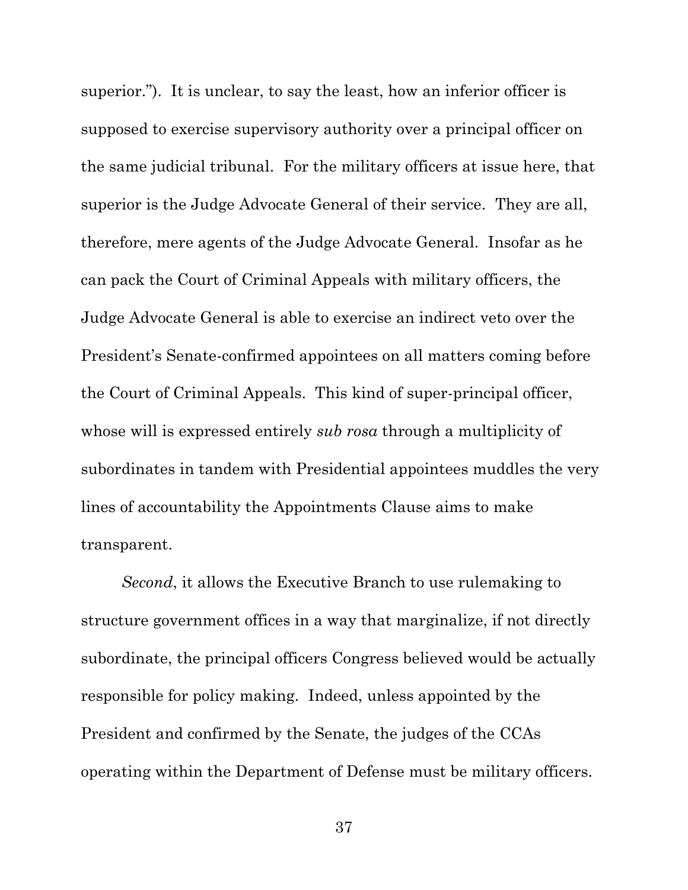superior."). It is unclear, to say the least, how an inferior officer is supposed to exercise supervisory authority over a principal officer on the same judicial tribunal. For the military officers at issue here, that superior is the Judge Advocate General of their service. They are all, therefore, mere agents of the Judge Advocate General. Insofar as he can pack the Court of Criminal Appeals with military officers, the Judge Advocate General is able to exercise an indirect veto over the President's Senate-confirmed appointees on all matters coming before the Court of Criminal Appeals. This kind of super-principal officer, whose will is expressed entirely *sub rosa* through a multiplicity of subordinates in tandem with Presidential appointees muddles the very lines of accountability the Appointments Clause aims to make transparent.

*Second*, it allows the Executive Branch to use rulemaking to structure government offices in a way that marginalize, if not directly subordinate, the principal officers Congress believed would be actually responsible for policy making. Indeed, unless appointed by the President and confirmed by the Senate, the judges of the CCAs operating within the Department of Defense must be military officers.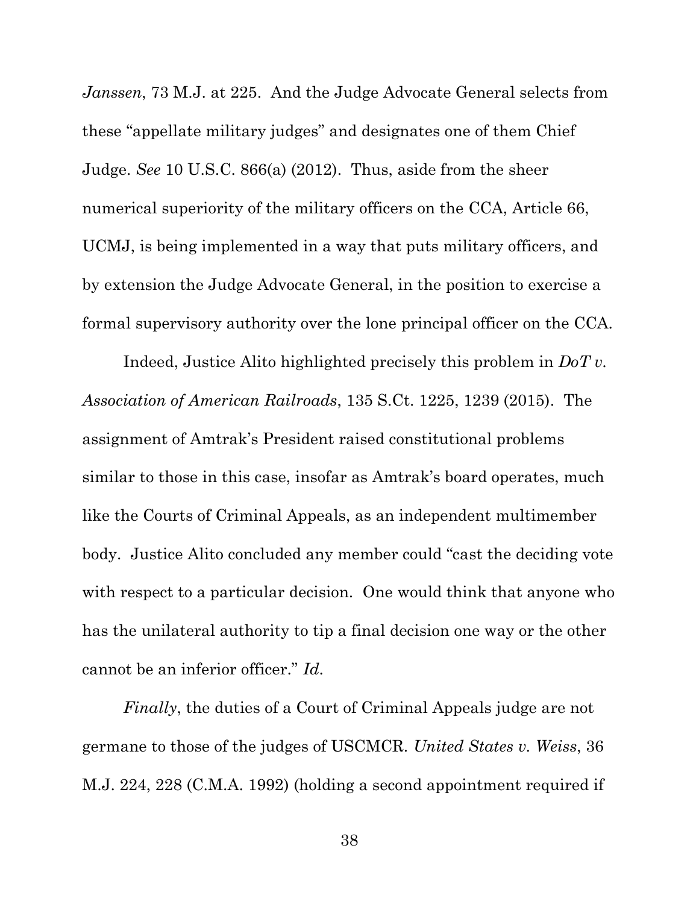*Janssen*, 73 M.J. at 225. And the Judge Advocate General selects from these "appellate military judges" and designates one of them Chief Judge. *See* 10 U.S.C. 866(a) (2012). Thus, aside from the sheer numerical superiority of the military officers on the CCA, Article 66, UCMJ, is being implemented in a way that puts military officers, and by extension the Judge Advocate General, in the position to exercise a formal supervisory authority over the lone principal officer on the CCA.

Indeed, Justice Alito highlighted precisely this problem in *DoT v. Association of American Railroads*, 135 S.Ct. 1225, 1239 (2015). The assignment of Amtrak's President raised constitutional problems similar to those in this case, insofar as Amtrak's board operates, much like the Courts of Criminal Appeals, as an independent multimember body. Justice Alito concluded any member could "cast the deciding vote with respect to a particular decision. One would think that anyone who has the unilateral authority to tip a final decision one way or the other cannot be an inferior officer." *Id.*

*Finally*, the duties of a Court of Criminal Appeals judge are not germane to those of the judges of USCMCR. *United States v. Weiss*, 36 M.J. 224, 228 (C.M.A. 1992) (holding a second appointment required if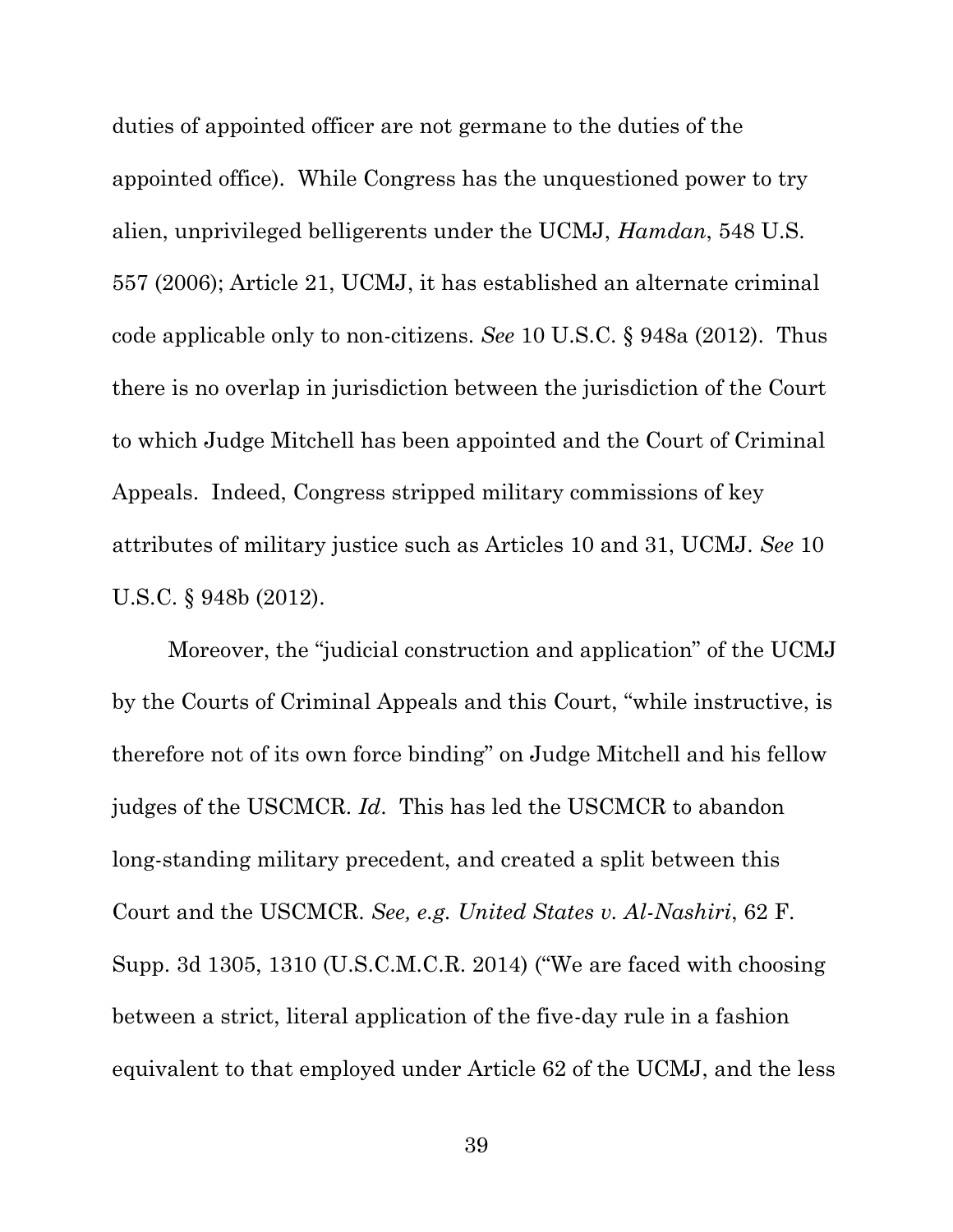duties of appointed officer are not germane to the duties of the appointed office). While Congress has the unquestioned power to try alien, unprivileged belligerents under the UCMJ, *Hamdan*, 548 U.S. 557 (2006); Article 21, UCMJ, it has established an alternate criminal code applicable only to non-citizens. *See* 10 U.S.C. § 948a (2012). Thus there is no overlap in jurisdiction between the jurisdiction of the Court to which Judge Mitchell has been appointed and the Court of Criminal Appeals. Indeed, Congress stripped military commissions of key attributes of military justice such as Articles 10 and 31, UCMJ. *See* 10 U.S.C. § 948b (2012).

Moreover, the "judicial construction and application" of the UCMJ by the Courts of Criminal Appeals and this Court, "while instructive, is therefore not of its own force binding" on Judge Mitchell and his fellow judges of the USCMCR. *Id*. This has led the USCMCR to abandon long-standing military precedent, and created a split between this Court and the USCMCR. *See, e.g. United States v. Al-Nashiri*, 62 F. Supp. 3d 1305, 1310 (U.S.C.M.C.R. 2014) ("We are faced with choosing between a strict, literal application of the five-day rule in a fashion equivalent to that employed under Article 62 of the UCMJ, and the less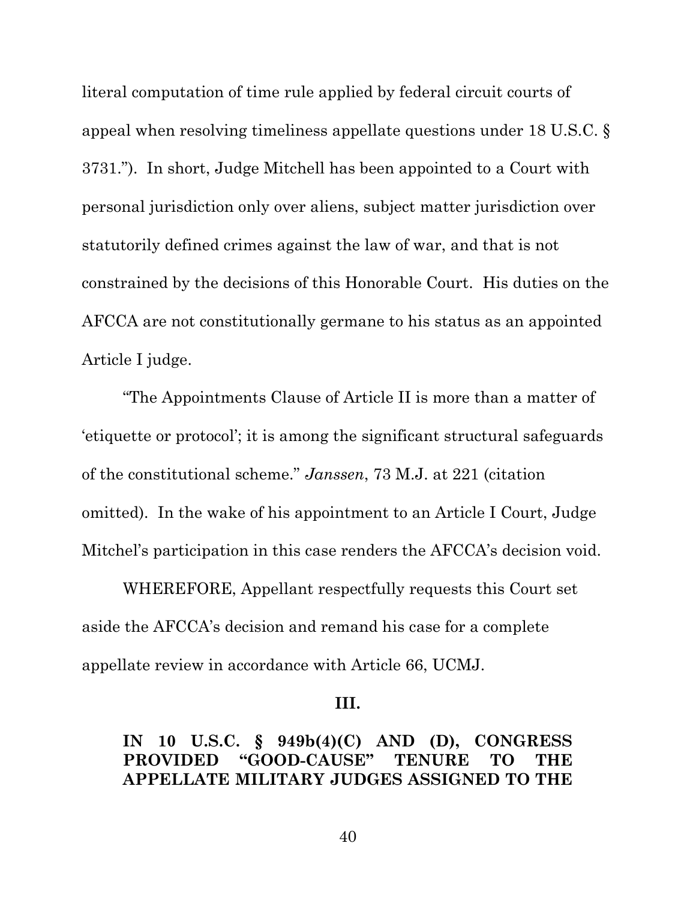literal computation of time rule applied by federal circuit courts of appeal when resolving timeliness appellate questions under 18 U.S.C. § 3731."). In short, Judge Mitchell has been appointed to a Court with personal jurisdiction only over aliens, subject matter jurisdiction over statutorily defined crimes against the law of war, and that is not constrained by the decisions of this Honorable Court. His duties on the AFCCA are not constitutionally germane to his status as an appointed Article I judge.

"The Appointments Clause of Article II is more than a matter of 'etiquette or protocol'; it is among the significant structural safeguards of the constitutional scheme." *Janssen*, 73 M.J. at 221 (citation omitted). In the wake of his appointment to an Article I Court, Judge Mitchel's participation in this case renders the AFCCA's decision void.

WHEREFORE, Appellant respectfully requests this Court set aside the AFCCA's decision and remand his case for a complete appellate review in accordance with Article 66, UCMJ.

**III.**

**IN 10 U.S.C. § 949b(4)(C) AND (D), CONGRESS PROVIDED "GOOD-CAUSE" TENURE TO THE APPELLATE MILITARY JUDGES ASSIGNED TO THE**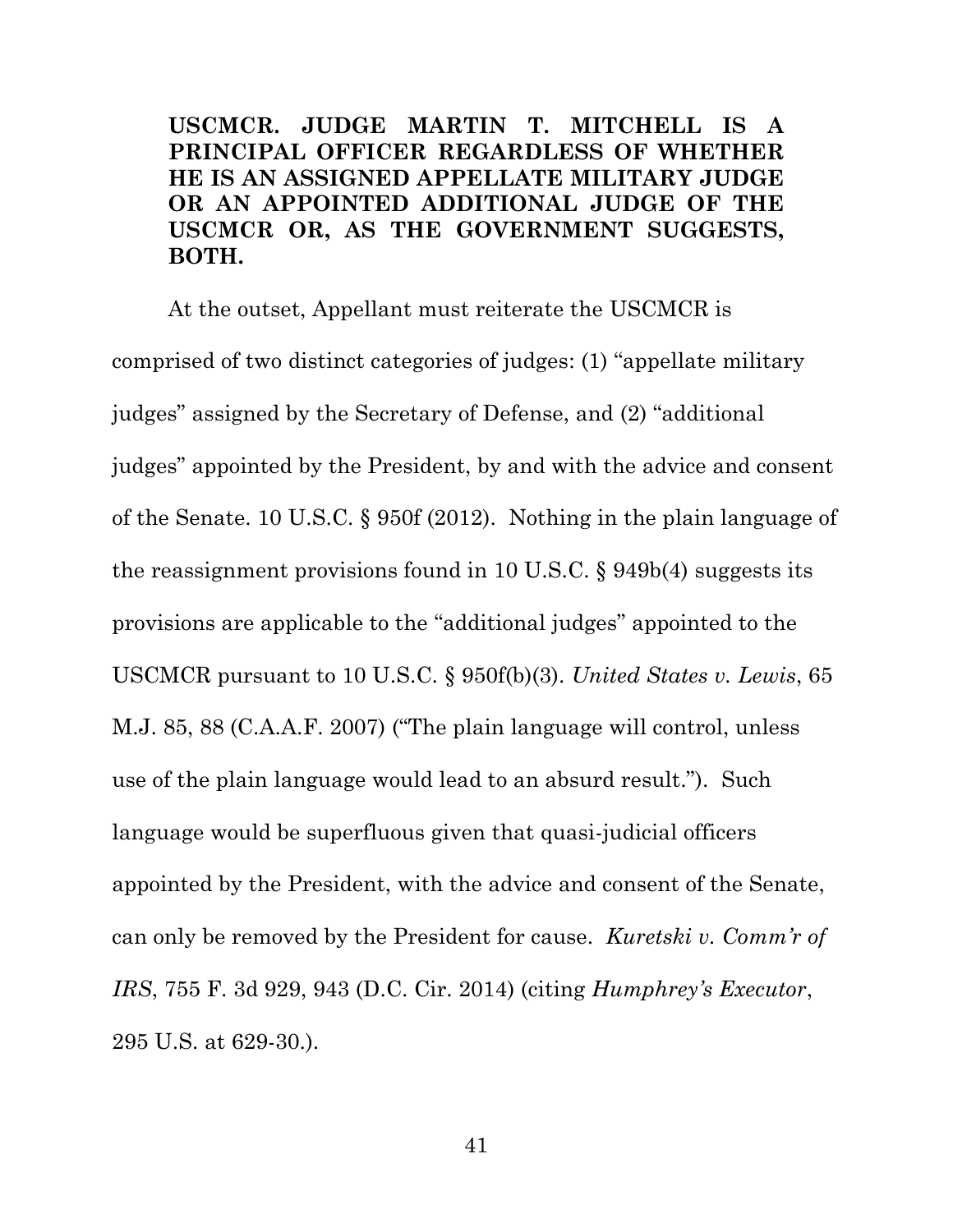**USCMCR. JUDGE MARTIN T. MITCHELL IS A PRINCIPAL OFFICER REGARDLESS OF WHETHER HE IS AN ASSIGNED APPELLATE MILITARY JUDGE OR AN APPOINTED ADDITIONAL JUDGE OF THE USCMCR OR, AS THE GOVERNMENT SUGGESTS, BOTH.**

At the outset, Appellant must reiterate the USCMCR is comprised of two distinct categories of judges: (1) "appellate military judges" assigned by the Secretary of Defense, and (2) "additional judges" appointed by the President, by and with the advice and consent of the Senate. 10 U.S.C. § 950f (2012). Nothing in the plain language of the reassignment provisions found in 10 U.S.C. § 949b(4) suggests its provisions are applicable to the "additional judges" appointed to the USCMCR pursuant to 10 U.S.C. § 950f(b)(3). *United States v. Lewis*, 65 M.J. 85, 88 (C.A.A.F. 2007) ("The plain language will control, unless use of the plain language would lead to an absurd result."). Such language would be superfluous given that quasi-judicial officers appointed by the President, with the advice and consent of the Senate, can only be removed by the President for cause. *Kuretski v. Comm'r of IRS*, 755 F. 3d 929, 943 (D.C. Cir. 2014) (citing *Humphrey's Executor*, 295 U.S. at 629-30.).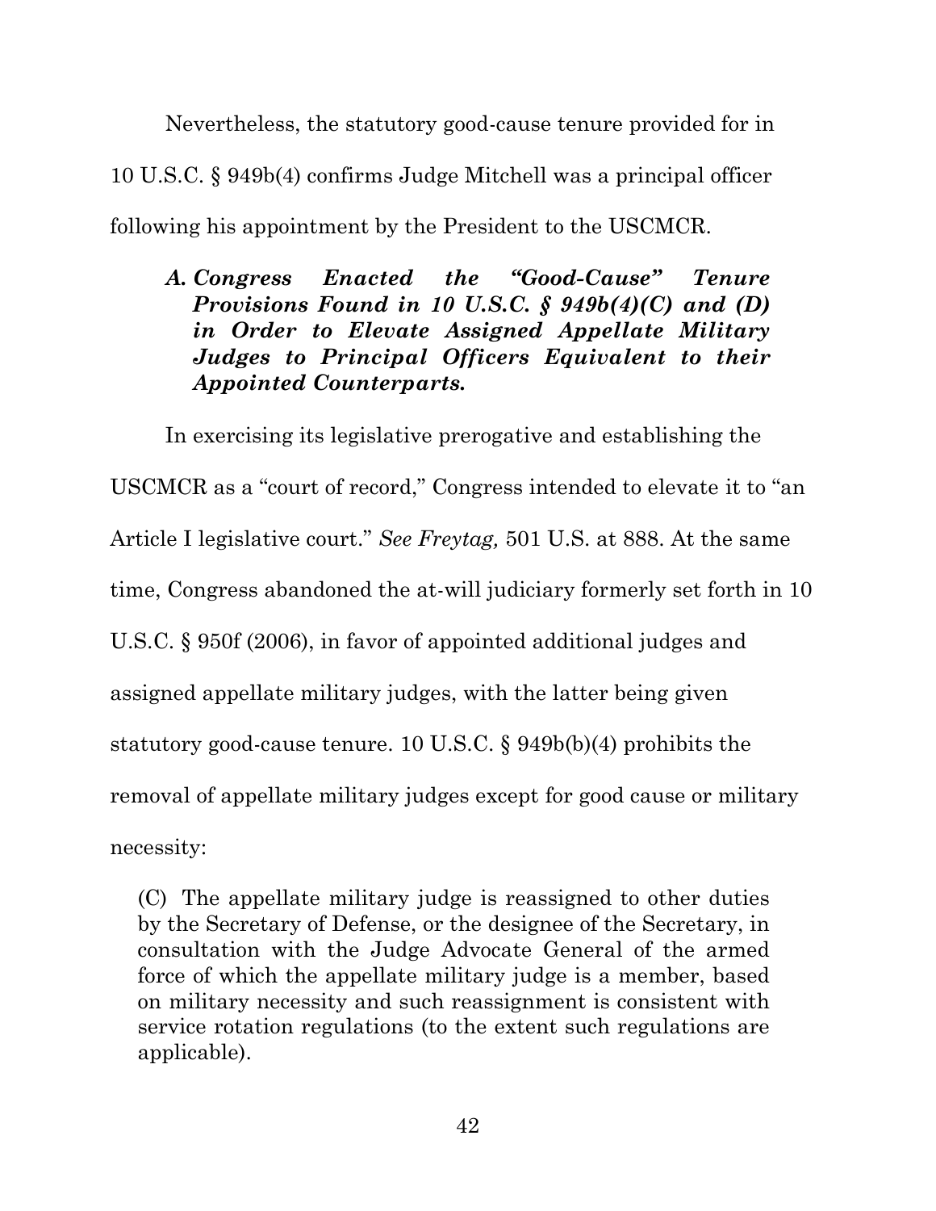Nevertheless, the statutory good-cause tenure provided for in 10 U.S.C. § 949b(4) confirms Judge Mitchell was a principal officer following his appointment by the President to the USCMCR.

### *A. Congress Enacted the "Good-Cause" Tenure Provisions Found in 10 U.S.C. § 949b(4)(C) and (D) in Order to Elevate Assigned Appellate Military Judges to Principal Officers Equivalent to their Appointed Counterparts.*

In exercising its legislative prerogative and establishing the USCMCR as a "court of record," Congress intended to elevate it to "an Article I legislative court." *See Freytag,* 501 U.S. at 888. At the same time, Congress abandoned the at-will judiciary formerly set forth in 10 U.S.C. § 950f (2006), in favor of appointed additional judges and assigned appellate military judges, with the latter being given statutory good-cause tenure. 10 U.S.C. § 949b(b)(4) prohibits the removal of appellate military judges except for good cause or military necessity:

> (C) The appellate military judge is reassigned to other duties by the Secretary of Defense, or the designee of the Secretary, in consultation with the Judge Advocate General of the armed force of which the appellate military judge is a member, based on military necessity and such reassignment is consistent with service rotation regulations (to the extent such regulations are applicable).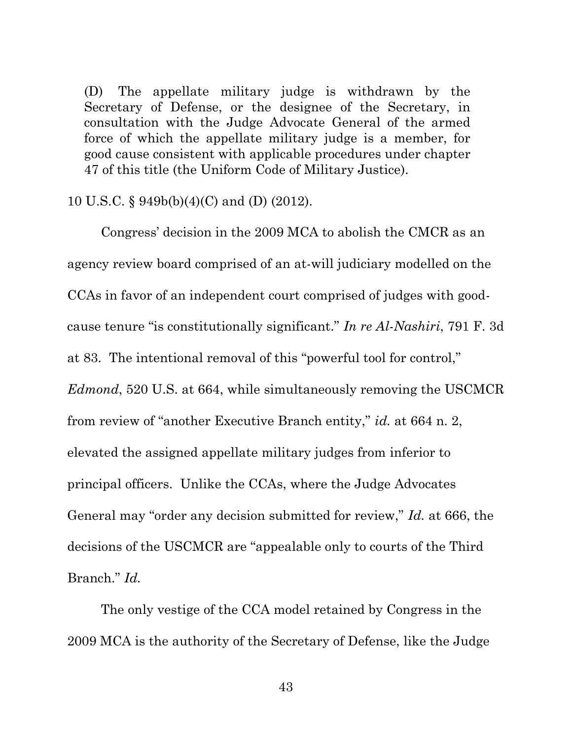(D) The appellate military judge is withdrawn by the Secretary of Defense, or the designee of the Secretary, in consultation with the Judge Advocate General of the armed force of which the appellate military judge is a member, for good cause consistent with applicable procedures under chapter 47 of this title (the Uniform Code of Military Justice).

10 U.S.C. § 949b(b)(4)(C) and (D) (2012).

Congress' decision in the 2009 MCA to abolish the CMCR as an agency review board comprised of an at-will judiciary modelled on the CCAs in favor of an independent court comprised of judges with good-cause tenure "is constitutionally significant." *In re Al-Nashiri*, 791 F. 3d at 83. The intentional removal of this "powerful tool for control," *Edmond*, 520 U.S. at 664, while simultaneously removing the USCMCR from review of "another Executive Branch entity," *id.* at 664 n. 2, elevated the assigned appellate military judges from inferior to principal officers. Unlike the CCAs, where the Judge Advocates General may "order any decision submitted for review," *Id.* at 666, the decisions of the USCMCR are "appealable only to courts of the Third Branch." *Id.*

The only vestige of the CCA model retained by Congress in the 2009 MCA is the authority of the Secretary of Defense, like the Judge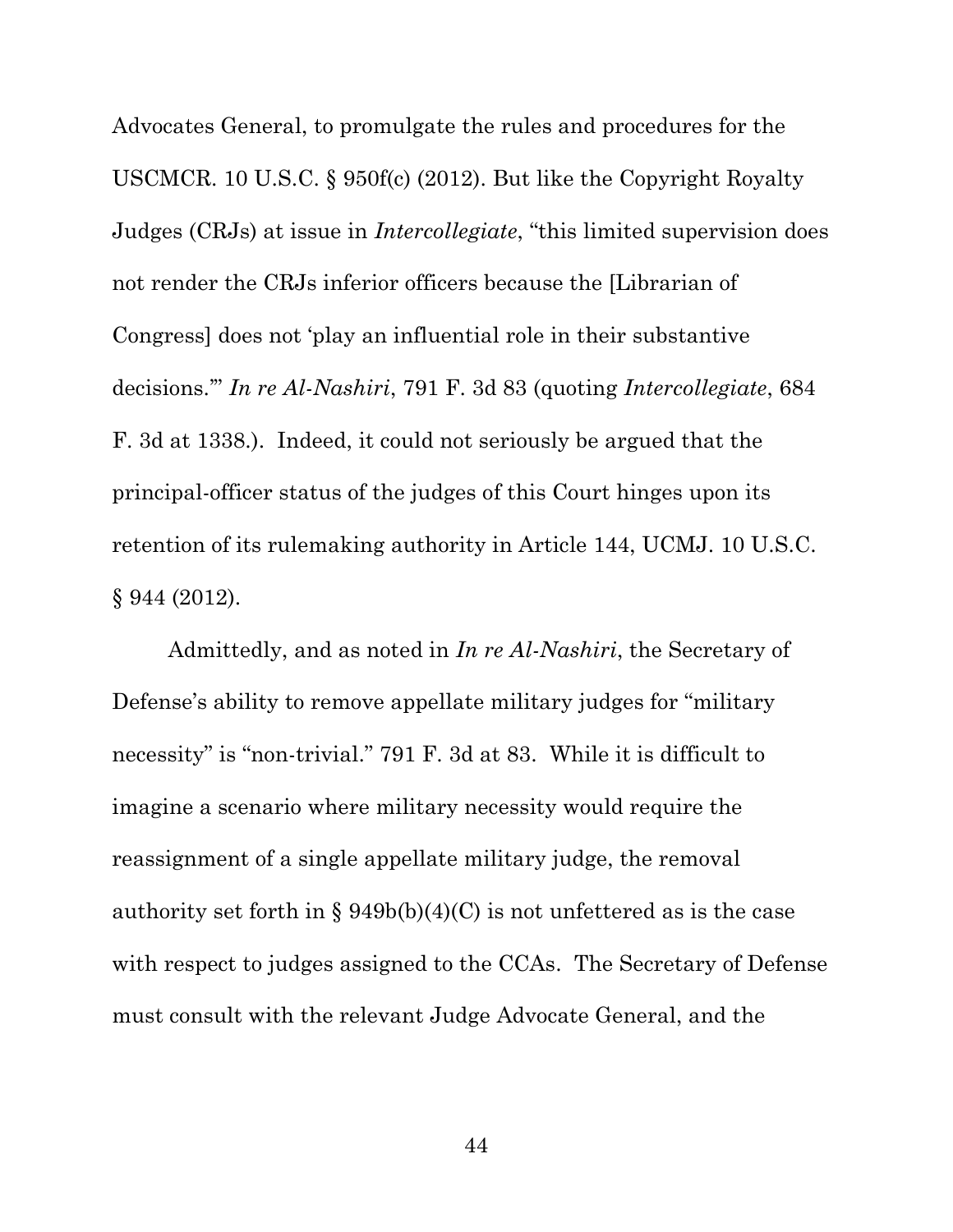Advocates General, to promulgate the rules and procedures for the USCMCR. 10 U.S.C. § 950f(c) (2012). But like the Copyright Royalty Judges (CRJs) at issue in *Intercollegiate*, "this limited supervision does not render the CRJs inferior officers because the [Librarian of Congress] does not 'play an influential role in their substantive decisions.'" *In re Al-Nashiri*, 791 F. 3d 83 (quoting *Intercollegiate*, 684 F. 3d at 1338.). Indeed, it could not seriously be argued that the principal-officer status of the judges of this Court hinges upon its retention of its rulemaking authority in Article 144, UCMJ. 10 U.S.C. § 944 (2012).

Admittedly, and as noted in *In re Al-Nashiri*, the Secretary of Defense's ability to remove appellate military judges for "military necessity" is "non-trivial." 791 F. 3d at 83. While it is difficult to imagine a scenario where military necessity would require the reassignment of a single appellate military judge, the removal authority set forth in § 949b(b)(4)(C) is not unfettered as is the case with respect to judges assigned to the CCAs. The Secretary of Defense must consult with the relevant Judge Advocate General, and the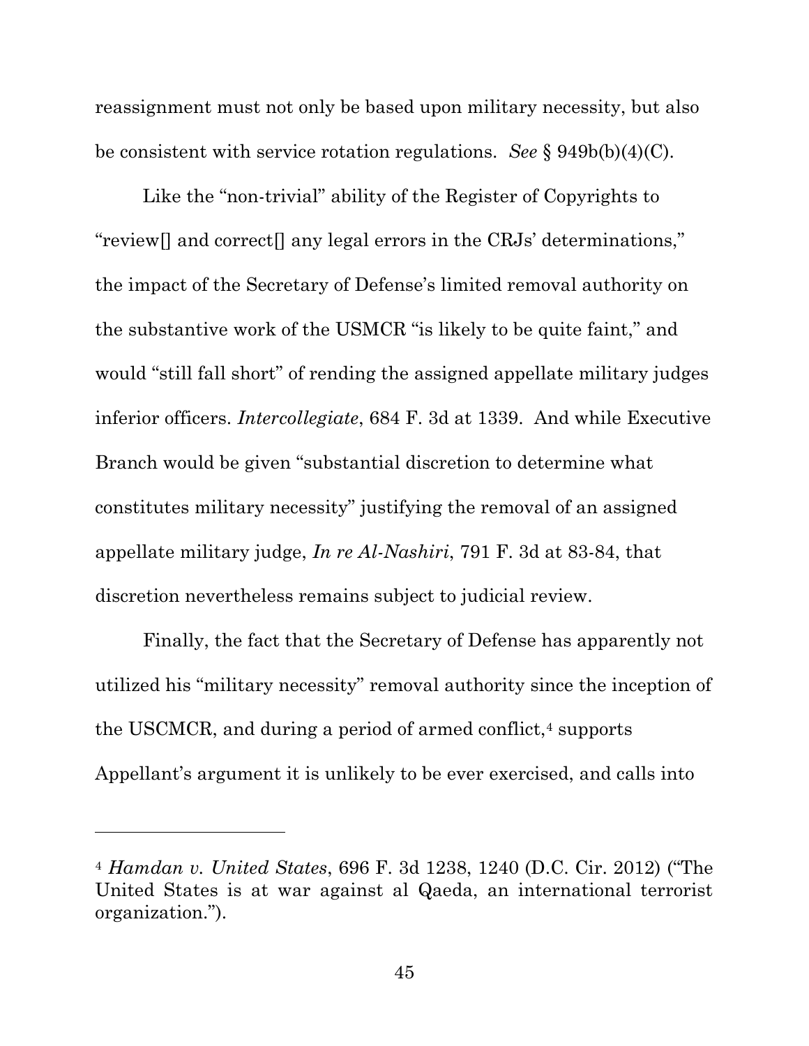reassignment must not only be based upon military necessity, but also be consistent with service rotation regulations. *See* § 949b(b)(4)(C).

Like the "non-trivial" ability of the Register of Copyrights to "review[] and correct[] any legal errors in the CRJs' determinations," the impact of the Secretary of Defense's limited removal authority on the substantive work of the USMCR "is likely to be quite faint," and would "still fall short" of rending the assigned appellate military judges inferior officers. *Intercollegiate*, 684 F. 3d at 1339. And while Executive Branch would be given "substantial discretion to determine what constitutes military necessity" justifying the removal of an assigned appellate military judge, *In re Al-Nashiri*, 791 F. 3d at 83-84, that discretion nevertheless remains subject to judicial review.

Finally, the fact that the Secretary of Defense has apparently not utilized his "military necessity" removal authority since the inception of the USCMCR, and during a period of armed conflict,[4] supports Appellant's argument it is unlikely to be ever exercised, and calls into

---

[4] *Hamdan v. United States*, 696 F. 3d 1238, 1240 (D.C. Cir. 2012) ("The United States is at war against al Qaeda, an international terrorist organization.").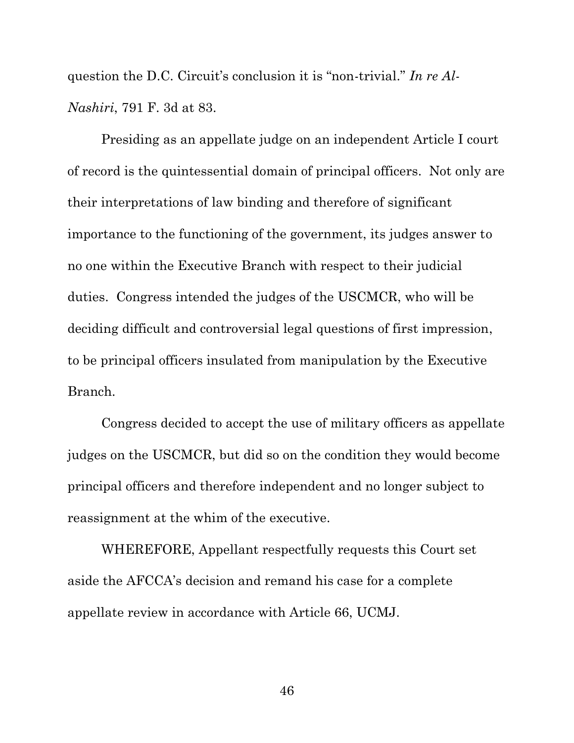question the D.C. Circuit's conclusion it is "non-trivial." *In re Al-Nashiri*, 791 F. 3d at 83.

Presiding as an appellate judge on an independent Article I court of record is the quintessential domain of principal officers. Not only are their interpretations of law binding and therefore of significant importance to the functioning of the government, its judges answer to no one within the Executive Branch with respect to their judicial duties. Congress intended the judges of the USCMCR, who will be deciding difficult and controversial legal questions of first impression, to be principal officers insulated from manipulation by the Executive Branch.

Congress decided to accept the use of military officers as appellate judges on the USCMCR, but did so on the condition they would become principal officers and therefore independent and no longer subject to reassignment at the whim of the executive.

WHEREFORE, Appellant respectfully requests this Court set aside the AFCCA's decision and remand his case for a complete appellate review in accordance with Article 66, UCMJ.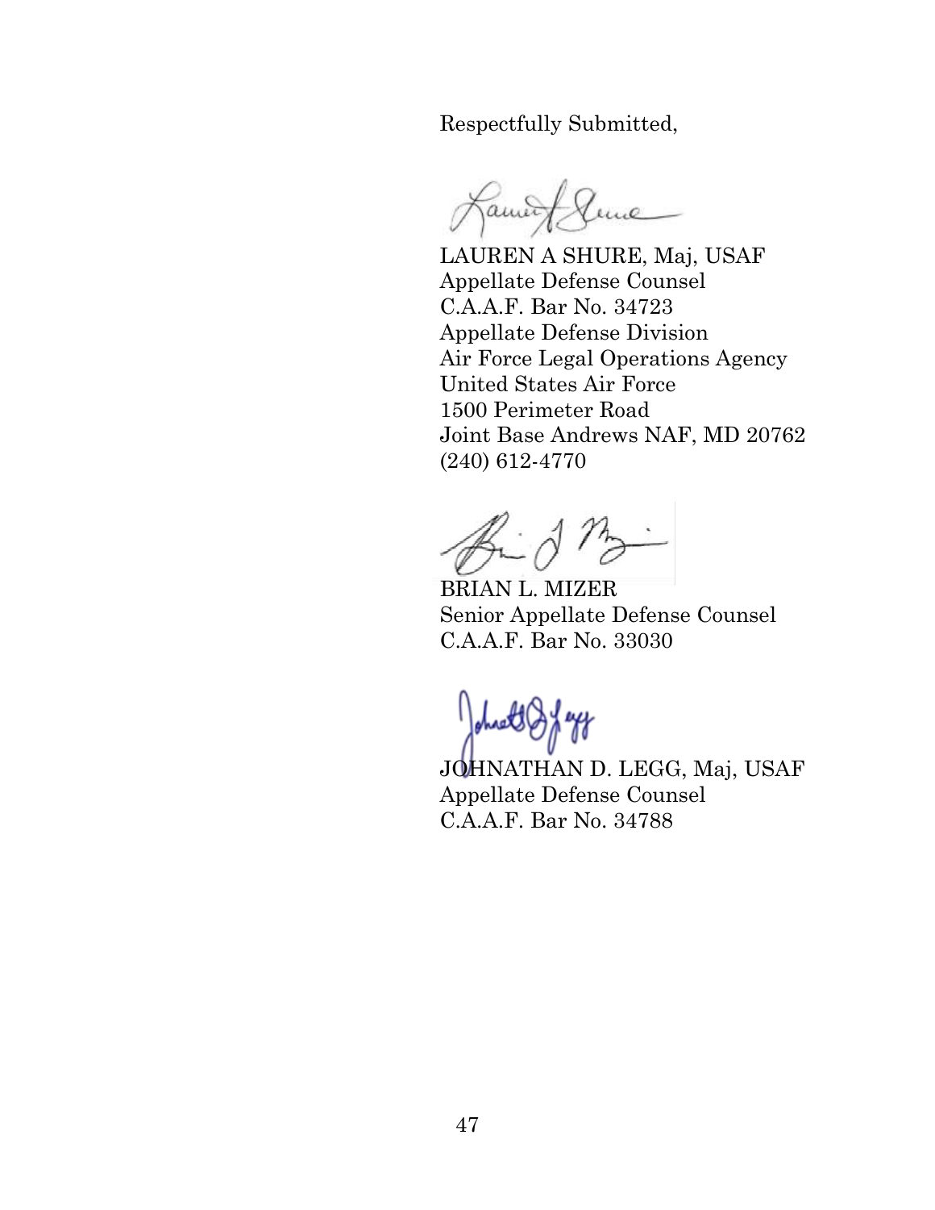Respectfully Submitted,

LAUREN A SHURE, Maj, USAF
Appellate Defense Counsel
C.A.A.F. Bar No. 34723
Appellate Defense Division
Air Force Legal Operations Agency
United States Air Force
1500 Perimeter Road
Joint Base Andrews NAF, MD 20762
(240) 612-4770

BRIAN L. MIZER
Senior Appellate Defense Counsel
C.A.A.F. Bar No. 33030

JOHNATHAN D. LEGG, Maj, USAF
Appellate Defense Counsel
C.A.A.F. Bar No. 34788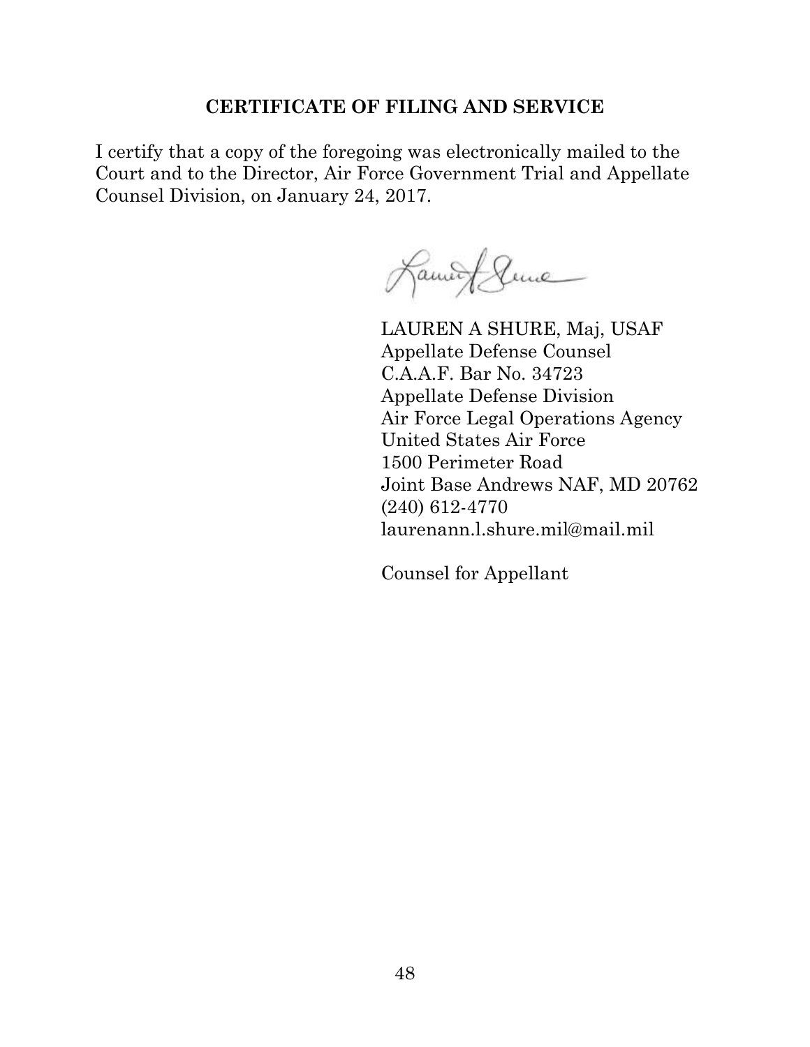## CERTIFICATE OF FILING AND SERVICE

I certify that a copy of the foregoing was electronically mailed to the Court and to the Director, Air Force Government Trial and Appellate Counsel Division, on January 24, 2017.

LAUREN A SHURE, Maj, USAF
Appellate Defense Counsel
C.A.A.F. Bar No. 34723
Appellate Defense Division
Air Force Legal Operations Agency
United States Air Force
1500 Perimeter Road
Joint Base Andrews NAF, MD 20762
(240) 612-4770
laurenann.l.shure.mil@mail.mil

Counsel for Appellant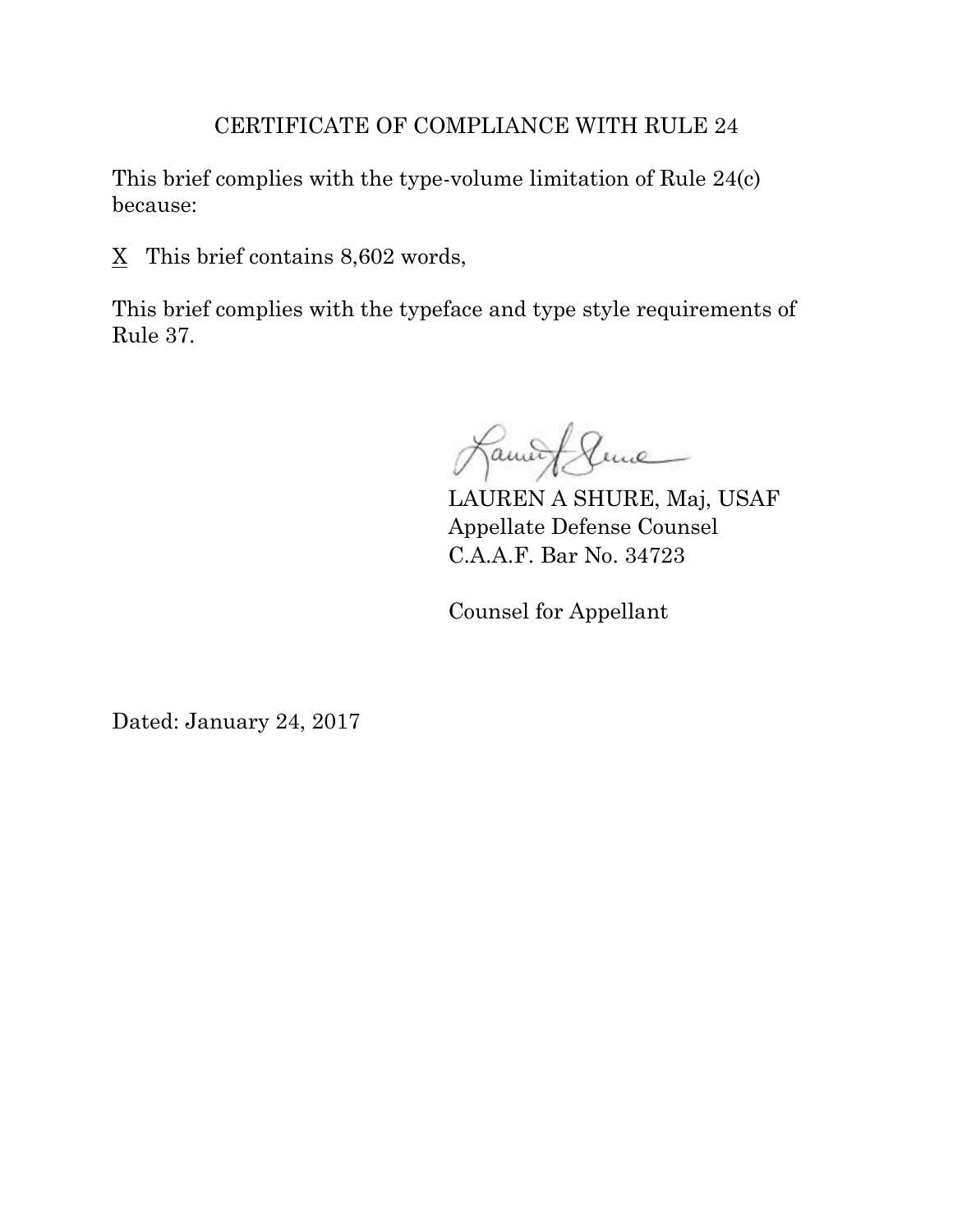## CERTIFICATE OF COMPLIANCE WITH RULE 24

This brief complies with the type-volume limitation of Rule 24(c) because:

X This brief contains 8,602 words,

This brief complies with the typeface and type style requirements of Rule 37.

LAUREN A SHURE, Maj, USAF
Appellate Defense Counsel
C.A.A.F. Bar No. 34723

Counsel for Appellant

Dated: January 24, 2017